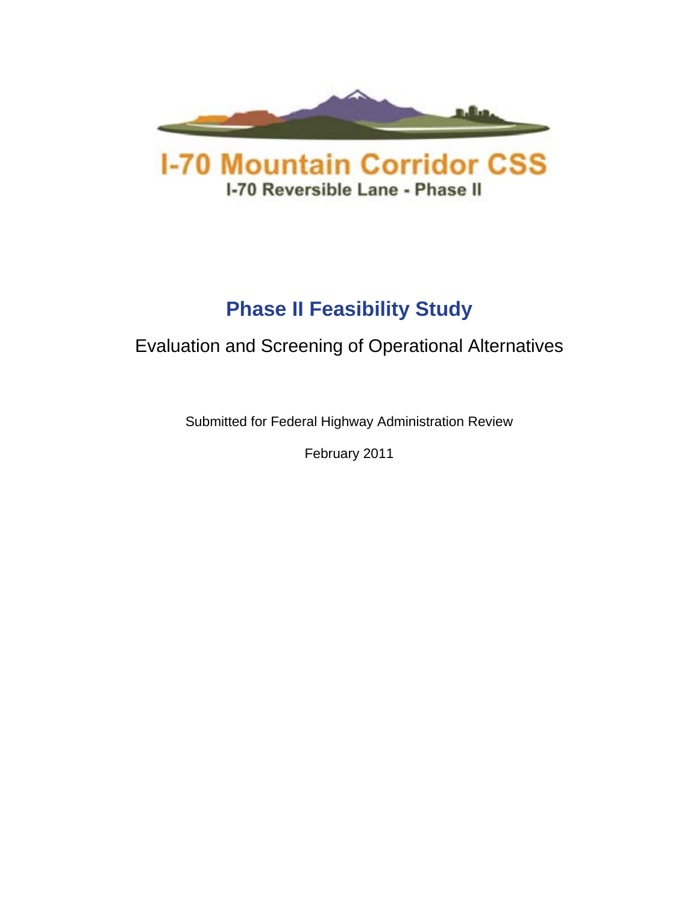# I-70 Mountain Corridor CSS

I-70 Reversible Lane - Phase II

## Phase II Feasibility Study

Evaluation and Screening of Operational Alternatives

Submitted for Federal Highway Administration Review

February 2011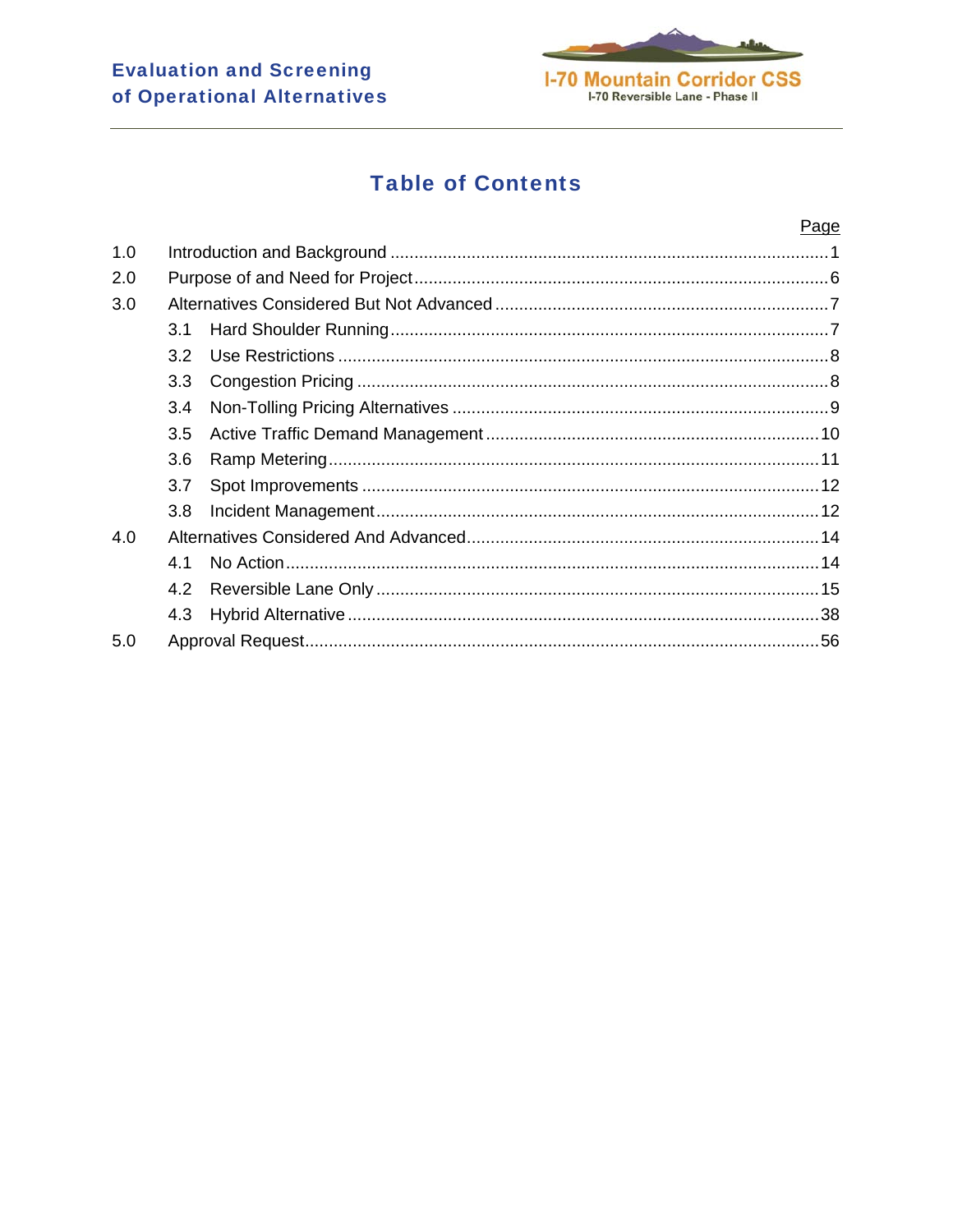# Table of Contents

| | | Page |
|---|---|---|
| 1.0 | Introduction and Background | 1 |
| 2.0 | Purpose of and Need for Project | 6 |
| 3.0 | Alternatives Considered But Not Advanced | 7 |
| | 3.1 Hard Shoulder Running | 7 |
| | 3.2 Use Restrictions | 8 |
| | 3.3 Congestion Pricing | 8 |
| | 3.4 Non-Tolling Pricing Alternatives | 9 |
| | 3.5 Active Traffic Demand Management | 10 |
| | 3.6 Ramp Metering | 11 |
| | 3.7 Spot Improvements | 12 |
| | 3.8 Incident Management | 12 |
| 4.0 | Alternatives Considered And Advanced | 14 |
| | 4.1 No Action | 14 |
| | 4.2 Reversible Lane Only | 15 |
| | 4.3 Hybrid Alternative | 38 |
| 5.0 | Approval Request | 56 |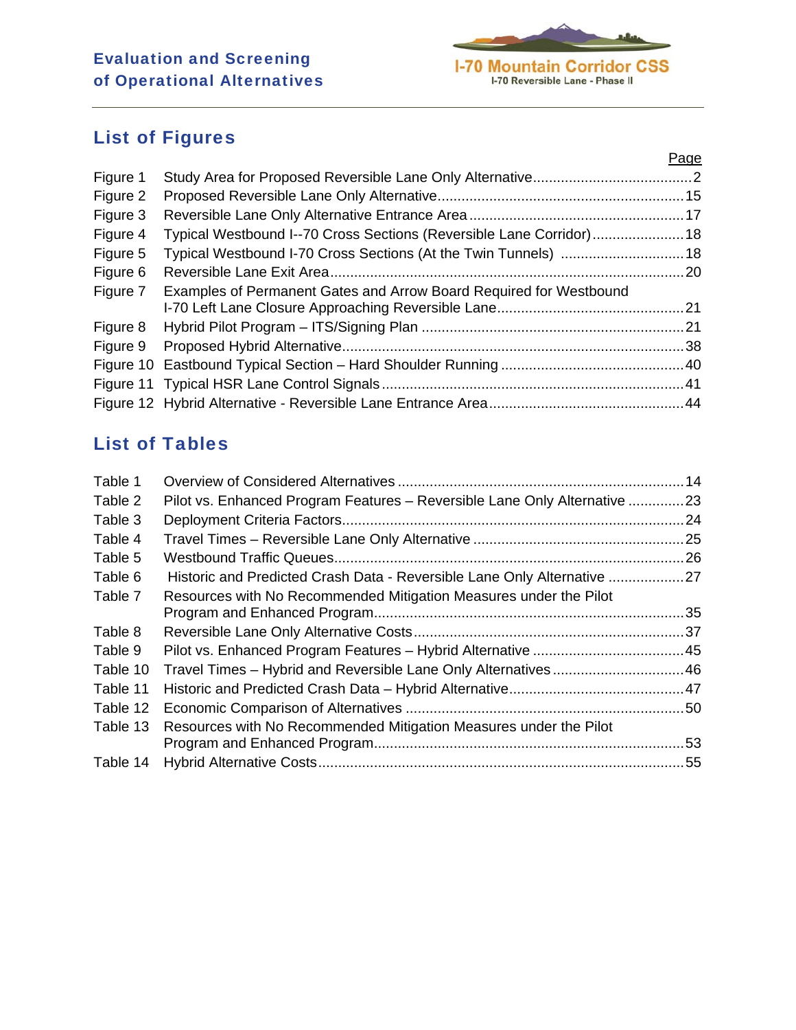## List of Figures

| | | Page |
|---|---|---|
| Figure 1 | Study Area for Proposed Reversible Lane Only Alternative | 2 |
| Figure 2 | Proposed Reversible Lane Only Alternative | 15 |
| Figure 3 | Reversible Lane Only Alternative Entrance Area | 17 |
| Figure 4 | Typical Westbound I--70 Cross Sections (Reversible Lane Corridor) | 18 |
| Figure 5 | Typical Westbound I-70 Cross Sections (At the Twin Tunnels) | 18 |
| Figure 6 | Reversible Lane Exit Area | 20 |
| Figure 7 | Examples of Permanent Gates and Arrow Board Required for Westbound I-70 Left Lane Closure Approaching Reversible Lane | 21 |
| Figure 8 | Hybrid Pilot Program – ITS/Signing Plan | 21 |
| Figure 9 | Proposed Hybrid Alternative | 38 |
| Figure 10 | Eastbound Typical Section – Hard Shoulder Running | 40 |
| Figure 11 | Typical HSR Lane Control Signals | 41 |
| Figure 12 | Hybrid Alternative - Reversible Lane Entrance Area | 44 |

## List of Tables

| | | Page |
|---|---|---|
| Table 1 | Overview of Considered Alternatives | 14 |
| Table 2 | Pilot vs. Enhanced Program Features – Reversible Lane Only Alternative | 23 |
| Table 3 | Deployment Criteria Factors | 24 |
| Table 4 | Travel Times – Reversible Lane Only Alternative | 25 |
| Table 5 | Westbound Traffic Queues | 26 |
| Table 6 | Historic and Predicted Crash Data - Reversible Lane Only Alternative | 27 |
| Table 7 | Resources with No Recommended Mitigation Measures under the Pilot Program and Enhanced Program | 35 |
| Table 8 | Reversible Lane Only Alternative Costs | 37 |
| Table 9 | Pilot vs. Enhanced Program Features – Hybrid Alternative | 45 |
| Table 10 | Travel Times – Hybrid and Reversible Lane Only Alternatives | 46 |
| Table 11 | Historic and Predicted Crash Data – Hybrid Alternative | 47 |
| Table 12 | Economic Comparison of Alternatives | 50 |
| Table 13 | Resources with No Recommended Mitigation Measures under the Pilot Program and Enhanced Program | 53 |
| Table 14 | Hybrid Alternative Costs | 55 |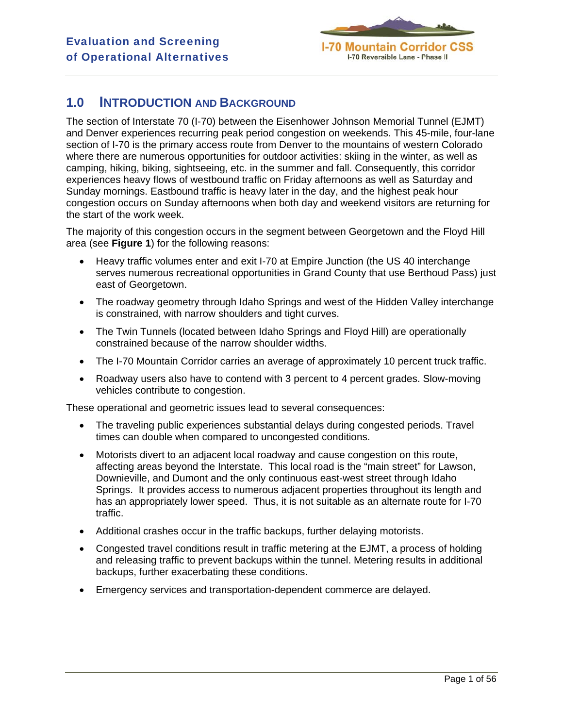# 1.0 INTRODUCTION AND BACKGROUND

The section of Interstate 70 (I-70) between the Eisenhower Johnson Memorial Tunnel (EJMT) and Denver experiences recurring peak period congestion on weekends. This 45-mile, four-lane section of I-70 is the primary access route from Denver to the mountains of western Colorado where there are numerous opportunities for outdoor activities: skiing in the winter, as well as camping, hiking, biking, sightseeing, etc. in the summer and fall. Consequently, this corridor experiences heavy flows of westbound traffic on Friday afternoons as well as Saturday and Sunday mornings. Eastbound traffic is heavy later in the day, and the highest peak hour congestion occurs on Sunday afternoons when both day and weekend visitors are returning for the start of the work week.

The majority of this congestion occurs in the segment between Georgetown and the Floyd Hill area (see **Figure 1**) for the following reasons:

- Heavy traffic volumes enter and exit I-70 at Empire Junction (the US 40 interchange serves numerous recreational opportunities in Grand County that use Berthoud Pass) just east of Georgetown.
- The roadway geometry through Idaho Springs and west of the Hidden Valley interchange is constrained, with narrow shoulders and tight curves.
- The Twin Tunnels (located between Idaho Springs and Floyd Hill) are operationally constrained because of the narrow shoulder widths.
- The I-70 Mountain Corridor carries an average of approximately 10 percent truck traffic.
- Roadway users also have to contend with 3 percent to 4 percent grades. Slow-moving vehicles contribute to congestion.

These operational and geometric issues lead to several consequences:

- The traveling public experiences substantial delays during congested periods. Travel times can double when compared to uncongested conditions.
- Motorists divert to an adjacent local roadway and cause congestion on this route, affecting areas beyond the Interstate. This local road is the "main street" for Lawson, Downieville, and Dumont and the only continuous east-west street through Idaho Springs. It provides access to numerous adjacent properties throughout its length and has an appropriately lower speed. Thus, it is not suitable as an alternate route for I-70 traffic.
- Additional crashes occur in the traffic backups, further delaying motorists.
- Congested travel conditions result in traffic metering at the EJMT, a process of holding and releasing traffic to prevent backups within the tunnel. Metering results in additional backups, further exacerbating these conditions.
- Emergency services and transportation-dependent commerce are delayed.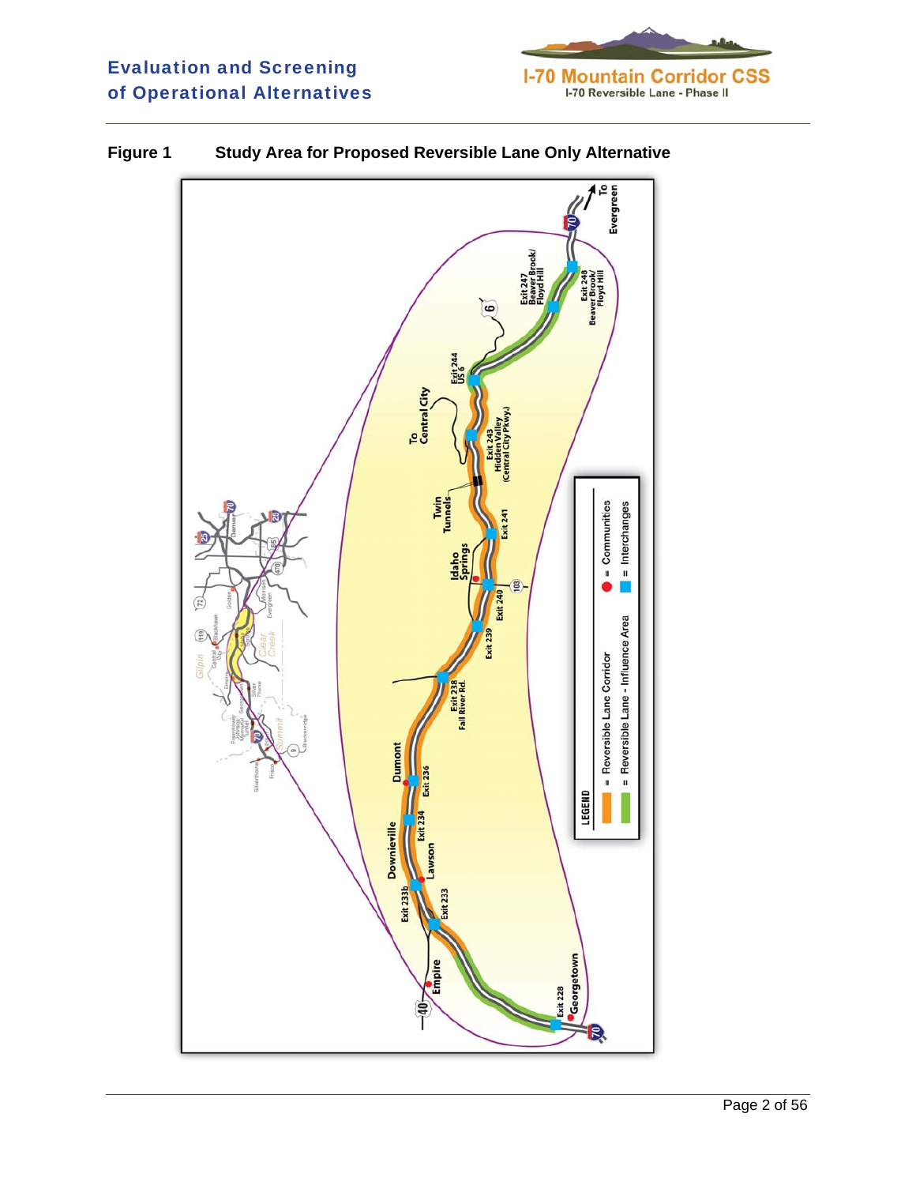**Figure 1    Study Area for Proposed Reversible Lane Only Alternative**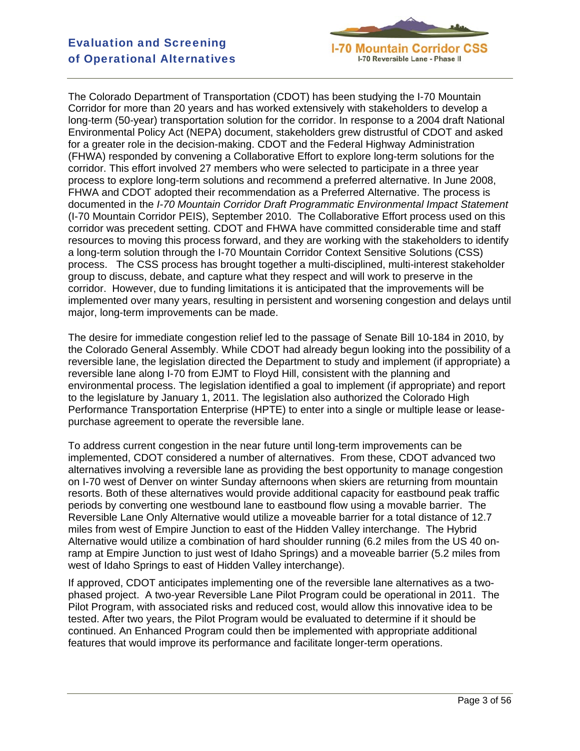The Colorado Department of Transportation (CDOT) has been studying the I-70 Mountain Corridor for more than 20 years and has worked extensively with stakeholders to develop a long-term (50-year) transportation solution for the corridor. In response to a 2004 draft National Environmental Policy Act (NEPA) document, stakeholders grew distrustful of CDOT and asked for a greater role in the decision-making. CDOT and the Federal Highway Administration (FHWA) responded by convening a Collaborative Effort to explore long-term solutions for the corridor. This effort involved 27 members who were selected to participate in a three year process to explore long-term solutions and recommend a preferred alternative. In June 2008, FHWA and CDOT adopted their recommendation as a Preferred Alternative. The process is documented in the *I-70 Mountain Corridor Draft Programmatic Environmental Impact Statement* (I-70 Mountain Corridor PEIS), September 2010. The Collaborative Effort process used on this corridor was precedent setting. CDOT and FHWA have committed considerable time and staff resources to moving this process forward, and they are working with the stakeholders to identify a long-term solution through the I-70 Mountain Corridor Context Sensitive Solutions (CSS) process. The CSS process has brought together a multi-disciplined, multi-interest stakeholder group to discuss, debate, and capture what they respect and will work to preserve in the corridor. However, due to funding limitations it is anticipated that the improvements will be implemented over many years, resulting in persistent and worsening congestion and delays until major, long-term improvements can be made.

The desire for immediate congestion relief led to the passage of Senate Bill 10-184 in 2010, by the Colorado General Assembly. While CDOT had already begun looking into the possibility of a reversible lane, the legislation directed the Department to study and implement (if appropriate) a reversible lane along I-70 from EJMT to Floyd Hill, consistent with the planning and environmental process. The legislation identified a goal to implement (if appropriate) and report to the legislature by January 1, 2011. The legislation also authorized the Colorado High Performance Transportation Enterprise (HPTE) to enter into a single or multiple lease or lease-purchase agreement to operate the reversible lane.

To address current congestion in the near future until long-term improvements can be implemented, CDOT considered a number of alternatives. From these, CDOT advanced two alternatives involving a reversible lane as providing the best opportunity to manage congestion on I-70 west of Denver on winter Sunday afternoons when skiers are returning from mountain resorts. Both of these alternatives would provide additional capacity for eastbound peak traffic periods by converting one westbound lane to eastbound flow using a movable barrier. The Reversible Lane Only Alternative would utilize a moveable barrier for a total distance of 12.7 miles from west of Empire Junction to east of the Hidden Valley interchange. The Hybrid Alternative would utilize a combination of hard shoulder running (6.2 miles from the US 40 on-ramp at Empire Junction to just west of Idaho Springs) and a moveable barrier (5.2 miles from west of Idaho Springs to east of Hidden Valley interchange).

If approved, CDOT anticipates implementing one of the reversible lane alternatives as a two-phased project. A two-year Reversible Lane Pilot Program could be operational in 2011. The Pilot Program, with associated risks and reduced cost, would allow this innovative idea to be tested. After two years, the Pilot Program would be evaluated to determine if it should be continued. An Enhanced Program could then be implemented with appropriate additional features that would improve its performance and facilitate longer-term operations.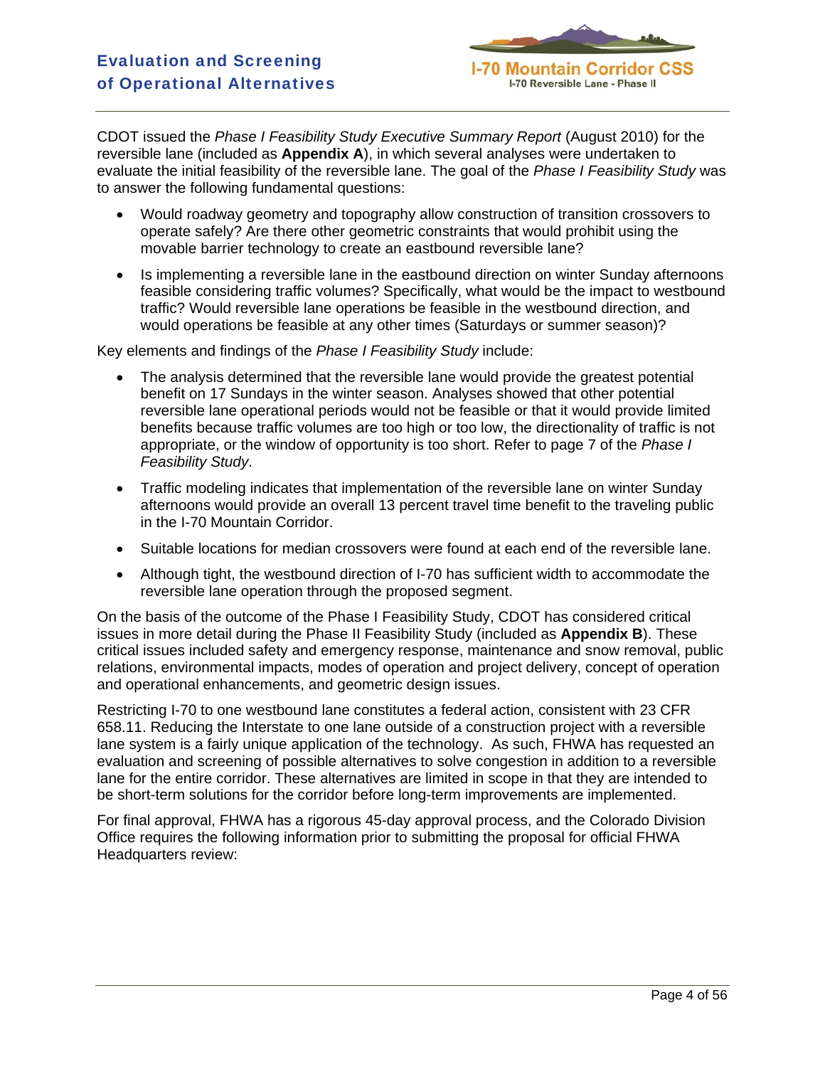CDOT issued the *Phase I Feasibility Study Executive Summary Report* (August 2010) for the reversible lane (included as **Appendix A**), in which several analyses were undertaken to evaluate the initial feasibility of the reversible lane. The goal of the *Phase I Feasibility Study* was to answer the following fundamental questions:

- Would roadway geometry and topography allow construction of transition crossovers to operate safely? Are there other geometric constraints that would prohibit using the movable barrier technology to create an eastbound reversible lane?
- Is implementing a reversible lane in the eastbound direction on winter Sunday afternoons feasible considering traffic volumes? Specifically, what would be the impact to westbound traffic? Would reversible lane operations be feasible in the westbound direction, and would operations be feasible at any other times (Saturdays or summer season)?

Key elements and findings of the *Phase I Feasibility Study* include:

- The analysis determined that the reversible lane would provide the greatest potential benefit on 17 Sundays in the winter season. Analyses showed that other potential reversible lane operational periods would not be feasible or that it would provide limited benefits because traffic volumes are too high or too low, the directionality of traffic is not appropriate, or the window of opportunity is too short. Refer to page 7 of the *Phase I Feasibility Study*.
- Traffic modeling indicates that implementation of the reversible lane on winter Sunday afternoons would provide an overall 13 percent travel time benefit to the traveling public in the I-70 Mountain Corridor.
- Suitable locations for median crossovers were found at each end of the reversible lane.
- Although tight, the westbound direction of I-70 has sufficient width to accommodate the reversible lane operation through the proposed segment.

On the basis of the outcome of the Phase I Feasibility Study, CDOT has considered critical issues in more detail during the Phase II Feasibility Study (included as **Appendix B**). These critical issues included safety and emergency response, maintenance and snow removal, public relations, environmental impacts, modes of operation and project delivery, concept of operation and operational enhancements, and geometric design issues.

Restricting I-70 to one westbound lane constitutes a federal action, consistent with 23 CFR 658.11. Reducing the Interstate to one lane outside of a construction project with a reversible lane system is a fairly unique application of the technology. As such, FHWA has requested an evaluation and screening of possible alternatives to solve congestion in addition to a reversible lane for the entire corridor. These alternatives are limited in scope in that they are intended to be short-term solutions for the corridor before long-term improvements are implemented.

For final approval, FHWA has a rigorous 45-day approval process, and the Colorado Division Office requires the following information prior to submitting the proposal for official FHWA Headquarters review: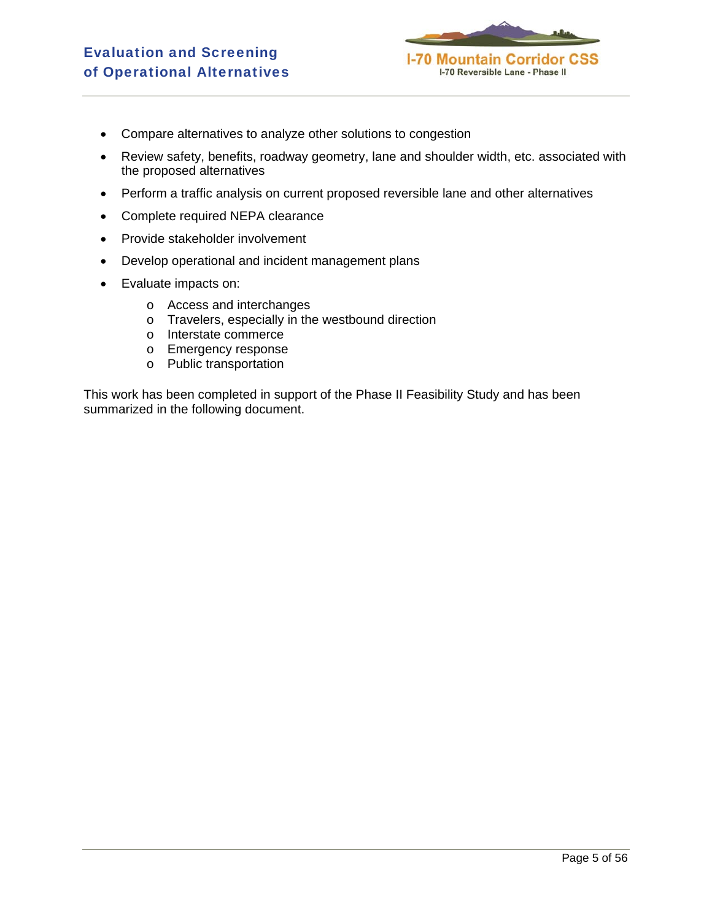- Compare alternatives to analyze other solutions to congestion
- Review safety, benefits, roadway geometry, lane and shoulder width, etc. associated with the proposed alternatives
- Perform a traffic analysis on current proposed reversible lane and other alternatives
- Complete required NEPA clearance
- Provide stakeholder involvement
- Develop operational and incident management plans
- Evaluate impacts on:
  - Access and interchanges
  - Travelers, especially in the westbound direction
  - Interstate commerce
  - Emergency response
  - Public transportation

This work has been completed in support of the Phase II Feasibility Study and has been summarized in the following document.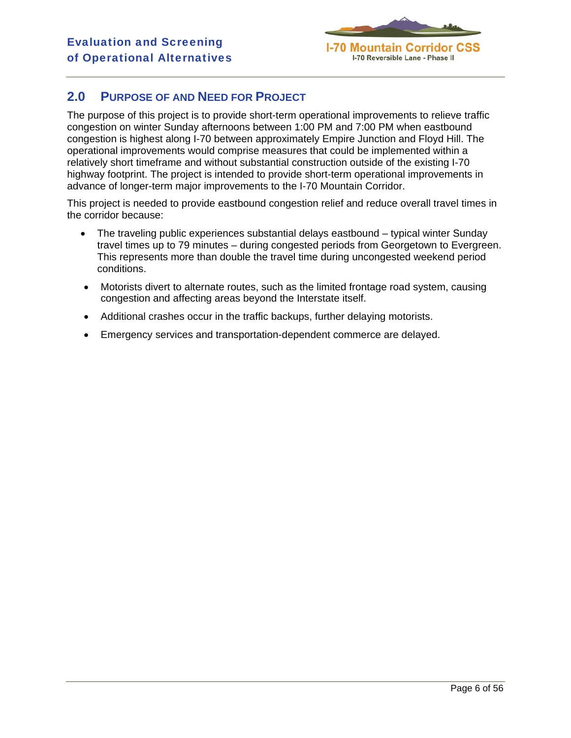## 2.0 PURPOSE OF AND NEED FOR PROJECT

The purpose of this project is to provide short-term operational improvements to relieve traffic congestion on winter Sunday afternoons between 1:00 PM and 7:00 PM when eastbound congestion is highest along I-70 between approximately Empire Junction and Floyd Hill. The operational improvements would comprise measures that could be implemented within a relatively short timeframe and without substantial construction outside of the existing I-70 highway footprint. The project is intended to provide short-term operational improvements in advance of longer-term major improvements to the I-70 Mountain Corridor.

This project is needed to provide eastbound congestion relief and reduce overall travel times in the corridor because:

- The traveling public experiences substantial delays eastbound – typical winter Sunday travel times up to 79 minutes – during congested periods from Georgetown to Evergreen. This represents more than double the travel time during uncongested weekend period conditions.
- Motorists divert to alternate routes, such as the limited frontage road system, causing congestion and affecting areas beyond the Interstate itself.
- Additional crashes occur in the traffic backups, further delaying motorists.
- Emergency services and transportation-dependent commerce are delayed.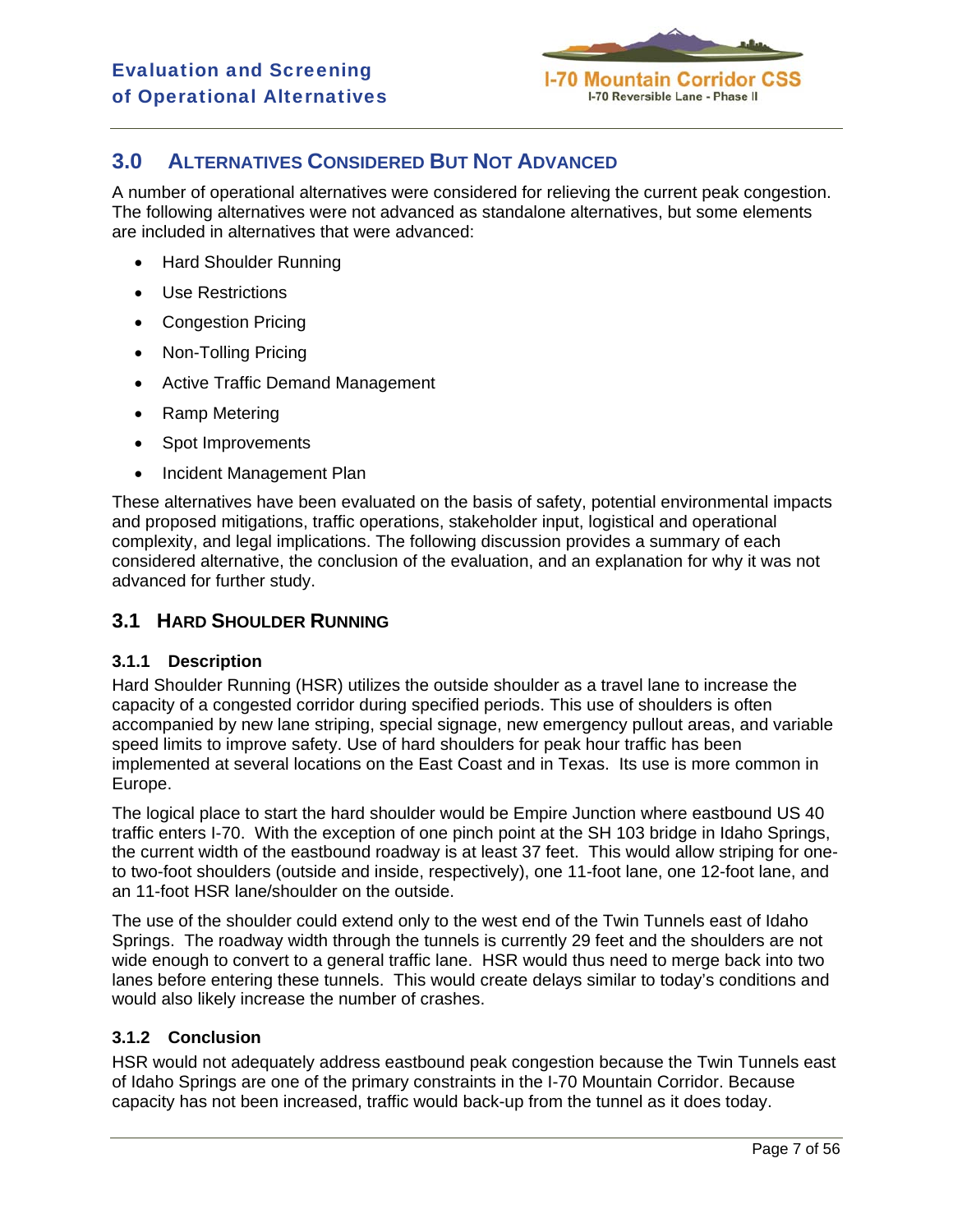## 3.0 Alternatives Considered But Not Advanced

A number of operational alternatives were considered for relieving the current peak congestion. The following alternatives were not advanced as standalone alternatives, but some elements are included in alternatives that were advanced:

- Hard Shoulder Running
- Use Restrictions
- Congestion Pricing
- Non-Tolling Pricing
- Active Traffic Demand Management
- Ramp Metering
- Spot Improvements
- Incident Management Plan

These alternatives have been evaluated on the basis of safety, potential environmental impacts and proposed mitigations, traffic operations, stakeholder input, logistical and operational complexity, and legal implications. The following discussion provides a summary of each considered alternative, the conclusion of the evaluation, and an explanation for why it was not advanced for further study.

### 3.1 Hard Shoulder Running

#### 3.1.1 Description

Hard Shoulder Running (HSR) utilizes the outside shoulder as a travel lane to increase the capacity of a congested corridor during specified periods. This use of shoulders is often accompanied by new lane striping, special signage, new emergency pullout areas, and variable speed limits to improve safety. Use of hard shoulders for peak hour traffic has been implemented at several locations on the East Coast and in Texas. Its use is more common in Europe.

The logical place to start the hard shoulder would be Empire Junction where eastbound US 40 traffic enters I-70. With the exception of one pinch point at the SH 103 bridge in Idaho Springs, the current width of the eastbound roadway is at least 37 feet. This would allow striping for one- to two-foot shoulders (outside and inside, respectively), one 11-foot lane, one 12-foot lane, and an 11-foot HSR lane/shoulder on the outside.

The use of the shoulder could extend only to the west end of the Twin Tunnels east of Idaho Springs. The roadway width through the tunnels is currently 29 feet and the shoulders are not wide enough to convert to a general traffic lane. HSR would thus need to merge back into two lanes before entering these tunnels. This would create delays similar to today's conditions and would also likely increase the number of crashes.

#### 3.1.2 Conclusion

HSR would not adequately address eastbound peak congestion because the Twin Tunnels east of Idaho Springs are one of the primary constraints in the I-70 Mountain Corridor. Because capacity has not been increased, traffic would back-up from the tunnel as it does today.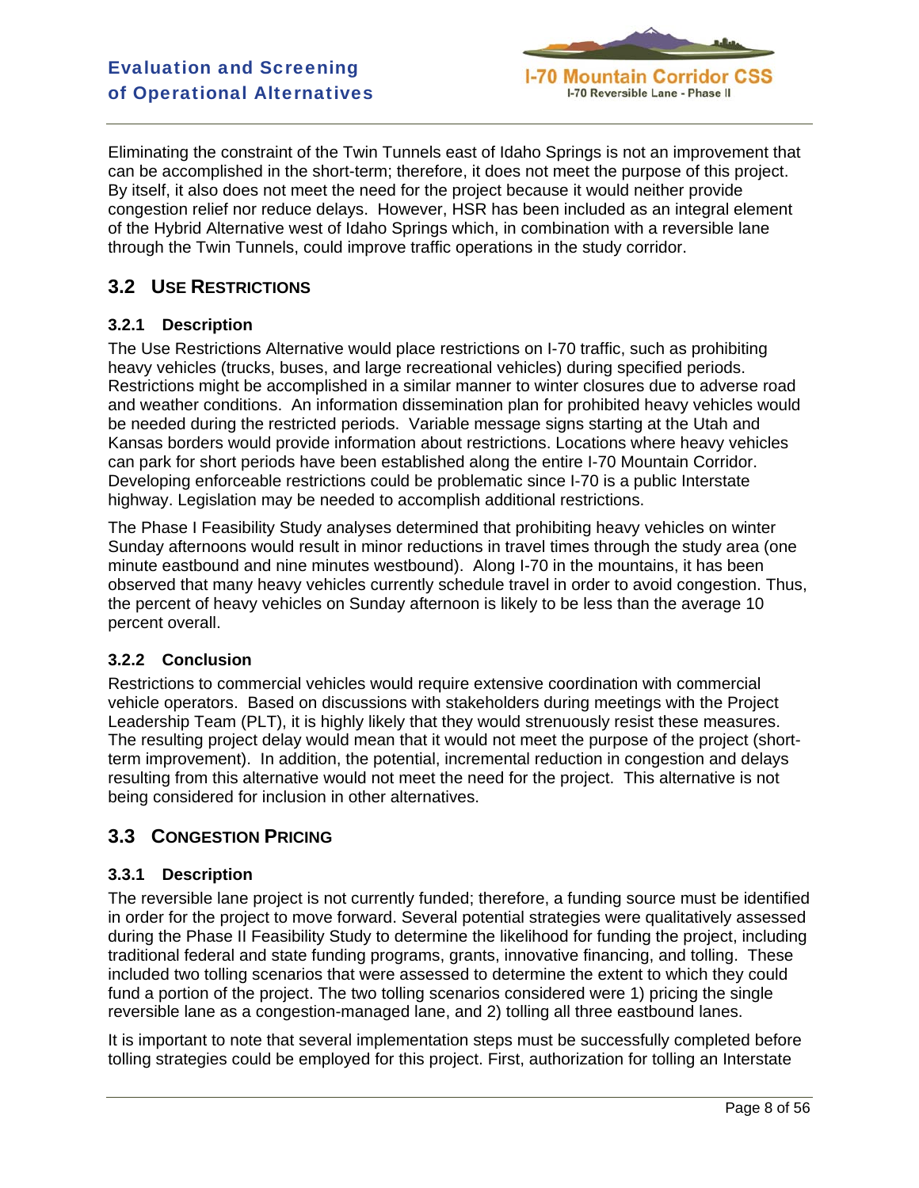Eliminating the constraint of the Twin Tunnels east of Idaho Springs is not an improvement that can be accomplished in the short-term; therefore, it does not meet the purpose of this project. By itself, it also does not meet the need for the project because it would neither provide congestion relief nor reduce delays. However, HSR has been included as an integral element of the Hybrid Alternative west of Idaho Springs which, in combination with a reversible lane through the Twin Tunnels, could improve traffic operations in the study corridor.

## 3.2 USE RESTRICTIONS

### 3.2.1 Description

The Use Restrictions Alternative would place restrictions on I-70 traffic, such as prohibiting heavy vehicles (trucks, buses, and large recreational vehicles) during specified periods. Restrictions might be accomplished in a similar manner to winter closures due to adverse road and weather conditions. An information dissemination plan for prohibited heavy vehicles would be needed during the restricted periods. Variable message signs starting at the Utah and Kansas borders would provide information about restrictions. Locations where heavy vehicles can park for short periods have been established along the entire I-70 Mountain Corridor. Developing enforceable restrictions could be problematic since I-70 is a public Interstate highway. Legislation may be needed to accomplish additional restrictions.

The Phase I Feasibility Study analyses determined that prohibiting heavy vehicles on winter Sunday afternoons would result in minor reductions in travel times through the study area (one minute eastbound and nine minutes westbound). Along I-70 in the mountains, it has been observed that many heavy vehicles currently schedule travel in order to avoid congestion. Thus, the percent of heavy vehicles on Sunday afternoon is likely to be less than the average 10 percent overall.

### 3.2.2 Conclusion

Restrictions to commercial vehicles would require extensive coordination with commercial vehicle operators. Based on discussions with stakeholders during meetings with the Project Leadership Team (PLT), it is highly likely that they would strenuously resist these measures. The resulting project delay would mean that it would not meet the purpose of the project (short-term improvement). In addition, the potential, incremental reduction in congestion and delays resulting from this alternative would not meet the need for the project. This alternative is not being considered for inclusion in other alternatives.

## 3.3 CONGESTION PRICING

### 3.3.1 Description

The reversible lane project is not currently funded; therefore, a funding source must be identified in order for the project to move forward. Several potential strategies were qualitatively assessed during the Phase II Feasibility Study to determine the likelihood for funding the project, including traditional federal and state funding programs, grants, innovative financing, and tolling. These included two tolling scenarios that were assessed to determine the extent to which they could fund a portion of the project. The two tolling scenarios considered were 1) pricing the single reversible lane as a congestion-managed lane, and 2) tolling all three eastbound lanes.

It is important to note that several implementation steps must be successfully completed before tolling strategies could be employed for this project. First, authorization for tolling an Interstate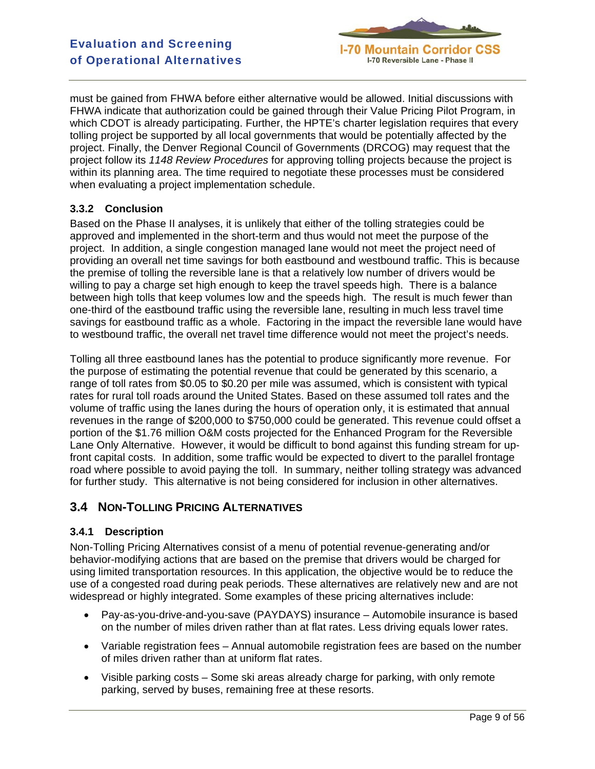must be gained from FHWA before either alternative would be allowed. Initial discussions with FHWA indicate that authorization could be gained through their Value Pricing Pilot Program, in which CDOT is already participating. Further, the HPTE's charter legislation requires that every tolling project be supported by all local governments that would be potentially affected by the project. Finally, the Denver Regional Council of Governments (DRCOG) may request that the project follow its *1148 Review Procedures* for approving tolling projects because the project is within its planning area. The time required to negotiate these processes must be considered when evaluating a project implementation schedule.

### 3.3.2 Conclusion

Based on the Phase II analyses, it is unlikely that either of the tolling strategies could be approved and implemented in the short-term and thus would not meet the purpose of the project. In addition, a single congestion managed lane would not meet the project need of providing an overall net time savings for both eastbound and westbound traffic. This is because the premise of tolling the reversible lane is that a relatively low number of drivers would be willing to pay a charge set high enough to keep the travel speeds high. There is a balance between high tolls that keep volumes low and the speeds high. The result is much fewer than one-third of the eastbound traffic using the reversible lane, resulting in much less travel time savings for eastbound traffic as a whole. Factoring in the impact the reversible lane would have to westbound traffic, the overall net travel time difference would not meet the project's needs.

Tolling all three eastbound lanes has the potential to produce significantly more revenue. For the purpose of estimating the potential revenue that could be generated by this scenario, a range of toll rates from $0.05 to $0.20 per mile was assumed, which is consistent with typical rates for rural toll roads around the United States. Based on these assumed toll rates and the volume of traffic using the lanes during the hours of operation only, it is estimated that annual revenues in the range of $200,000 to $750,000 could be generated. This revenue could offset a portion of the $1.76 million O&M costs projected for the Enhanced Program for the Reversible Lane Only Alternative. However, it would be difficult to bond against this funding stream for up-front capital costs. In addition, some traffic would be expected to divert to the parallel frontage road where possible to avoid paying the toll. In summary, neither tolling strategy was advanced for further study. This alternative is not being considered for inclusion in other alternatives.

## 3.4 Non-Tolling Pricing Alternatives

### 3.4.1 Description

Non-Tolling Pricing Alternatives consist of a menu of potential revenue-generating and/or behavior-modifying actions that are based on the premise that drivers would be charged for using limited transportation resources. In this application, the objective would be to reduce the use of a congested road during peak periods. These alternatives are relatively new and are not widespread or highly integrated. Some examples of these pricing alternatives include:

- Pay-as-you-drive-and-you-save (PAYDAYS) insurance – Automobile insurance is based on the number of miles driven rather than at flat rates. Less driving equals lower rates.
- Variable registration fees – Annual automobile registration fees are based on the number of miles driven rather than at uniform flat rates.
- Visible parking costs – Some ski areas already charge for parking, with only remote parking, served by buses, remaining free at these resorts.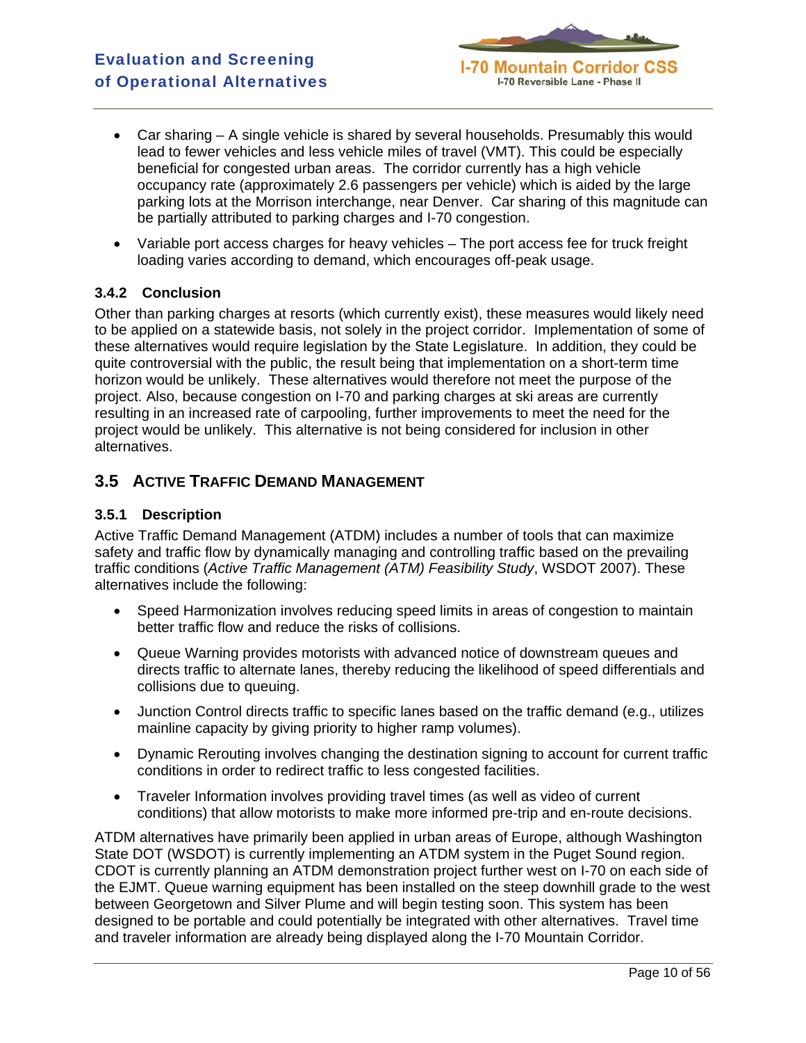- Car sharing – A single vehicle is shared by several households. Presumably this would lead to fewer vehicles and less vehicle miles of travel (VMT). This could be especially beneficial for congested urban areas. The corridor currently has a high vehicle occupancy rate (approximately 2.6 passengers per vehicle) which is aided by the large parking lots at the Morrison interchange, near Denver. Car sharing of this magnitude can be partially attributed to parking charges and I-70 congestion.
- Variable port access charges for heavy vehicles – The port access fee for truck freight loading varies according to demand, which encourages off-peak usage.

### 3.4.2 Conclusion

Other than parking charges at resorts (which currently exist), these measures would likely need to be applied on a statewide basis, not solely in the project corridor. Implementation of some of these alternatives would require legislation by the State Legislature. In addition, they could be quite controversial with the public, the result being that implementation on a short-term time horizon would be unlikely. These alternatives would therefore not meet the purpose of the project. Also, because congestion on I-70 and parking charges at ski areas are currently resulting in an increased rate of carpooling, further improvements to meet the need for the project would be unlikely. This alternative is not being considered for inclusion in other alternatives.

## 3.5 Active Traffic Demand Management

### 3.5.1 Description

Active Traffic Demand Management (ATDM) includes a number of tools that can maximize safety and traffic flow by dynamically managing and controlling traffic based on the prevailing traffic conditions (*Active Traffic Management (ATM) Feasibility Study*, WSDOT 2007). These alternatives include the following:

- Speed Harmonization involves reducing speed limits in areas of congestion to maintain better traffic flow and reduce the risks of collisions.
- Queue Warning provides motorists with advanced notice of downstream queues and directs traffic to alternate lanes, thereby reducing the likelihood of speed differentials and collisions due to queuing.
- Junction Control directs traffic to specific lanes based on the traffic demand (e.g., utilizes mainline capacity by giving priority to higher ramp volumes).
- Dynamic Rerouting involves changing the destination signing to account for current traffic conditions in order to redirect traffic to less congested facilities.
- Traveler Information involves providing travel times (as well as video of current conditions) that allow motorists to make more informed pre-trip and en-route decisions.

ATDM alternatives have primarily been applied in urban areas of Europe, although Washington State DOT (WSDOT) is currently implementing an ATDM system in the Puget Sound region. CDOT is currently planning an ATDM demonstration project further west on I-70 on each side of the EJMT. Queue warning equipment has been installed on the steep downhill grade to the west between Georgetown and Silver Plume and will begin testing soon. This system has been designed to be portable and could potentially be integrated with other alternatives. Travel time and traveler information are already being displayed along the I-70 Mountain Corridor.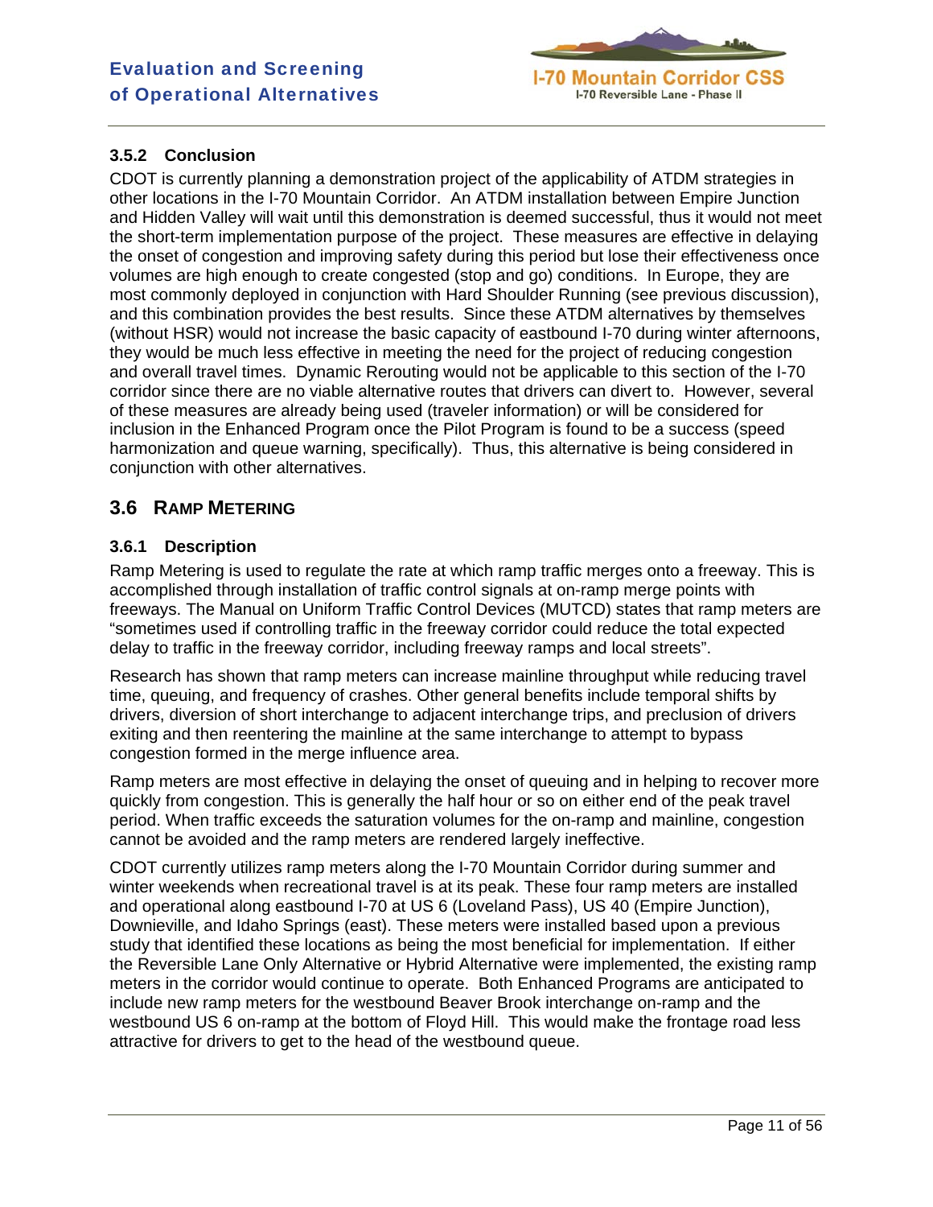### 3.5.2 Conclusion

CDOT is currently planning a demonstration project of the applicability of ATDM strategies in other locations in the I-70 Mountain Corridor. An ATDM installation between Empire Junction and Hidden Valley will wait until this demonstration is deemed successful, thus it would not meet the short-term implementation purpose of the project. These measures are effective in delaying the onset of congestion and improving safety during this period but lose their effectiveness once volumes are high enough to create congested (stop and go) conditions. In Europe, they are most commonly deployed in conjunction with Hard Shoulder Running (see previous discussion), and this combination provides the best results. Since these ATDM alternatives by themselves (without HSR) would not increase the basic capacity of eastbound I-70 during winter afternoons, they would be much less effective in meeting the need for the project of reducing congestion and overall travel times. Dynamic Rerouting would not be applicable to this section of the I-70 corridor since there are no viable alternative routes that drivers can divert to. However, several of these measures are already being used (traveler information) or will be considered for inclusion in the Enhanced Program once the Pilot Program is found to be a success (speed harmonization and queue warning, specifically). Thus, this alternative is being considered in conjunction with other alternatives.

## 3.6 Ramp Metering

### 3.6.1 Description

Ramp Metering is used to regulate the rate at which ramp traffic merges onto a freeway. This is accomplished through installation of traffic control signals at on-ramp merge points with freeways. The Manual on Uniform Traffic Control Devices (MUTCD) states that ramp meters are "sometimes used if controlling traffic in the freeway corridor could reduce the total expected delay to traffic in the freeway corridor, including freeway ramps and local streets".

Research has shown that ramp meters can increase mainline throughput while reducing travel time, queuing, and frequency of crashes. Other general benefits include temporal shifts by drivers, diversion of short interchange to adjacent interchange trips, and preclusion of drivers exiting and then reentering the mainline at the same interchange to attempt to bypass congestion formed in the merge influence area.

Ramp meters are most effective in delaying the onset of queuing and in helping to recover more quickly from congestion. This is generally the half hour or so on either end of the peak travel period. When traffic exceeds the saturation volumes for the on-ramp and mainline, congestion cannot be avoided and the ramp meters are rendered largely ineffective.

CDOT currently utilizes ramp meters along the I-70 Mountain Corridor during summer and winter weekends when recreational travel is at its peak. These four ramp meters are installed and operational along eastbound I-70 at US 6 (Loveland Pass), US 40 (Empire Junction), Downieville, and Idaho Springs (east). These meters were installed based upon a previous study that identified these locations as being the most beneficial for implementation. If either the Reversible Lane Only Alternative or Hybrid Alternative were implemented, the existing ramp meters in the corridor would continue to operate. Both Enhanced Programs are anticipated to include new ramp meters for the westbound Beaver Brook interchange on-ramp and the westbound US 6 on-ramp at the bottom of Floyd Hill. This would make the frontage road less attractive for drivers to get to the head of the westbound queue.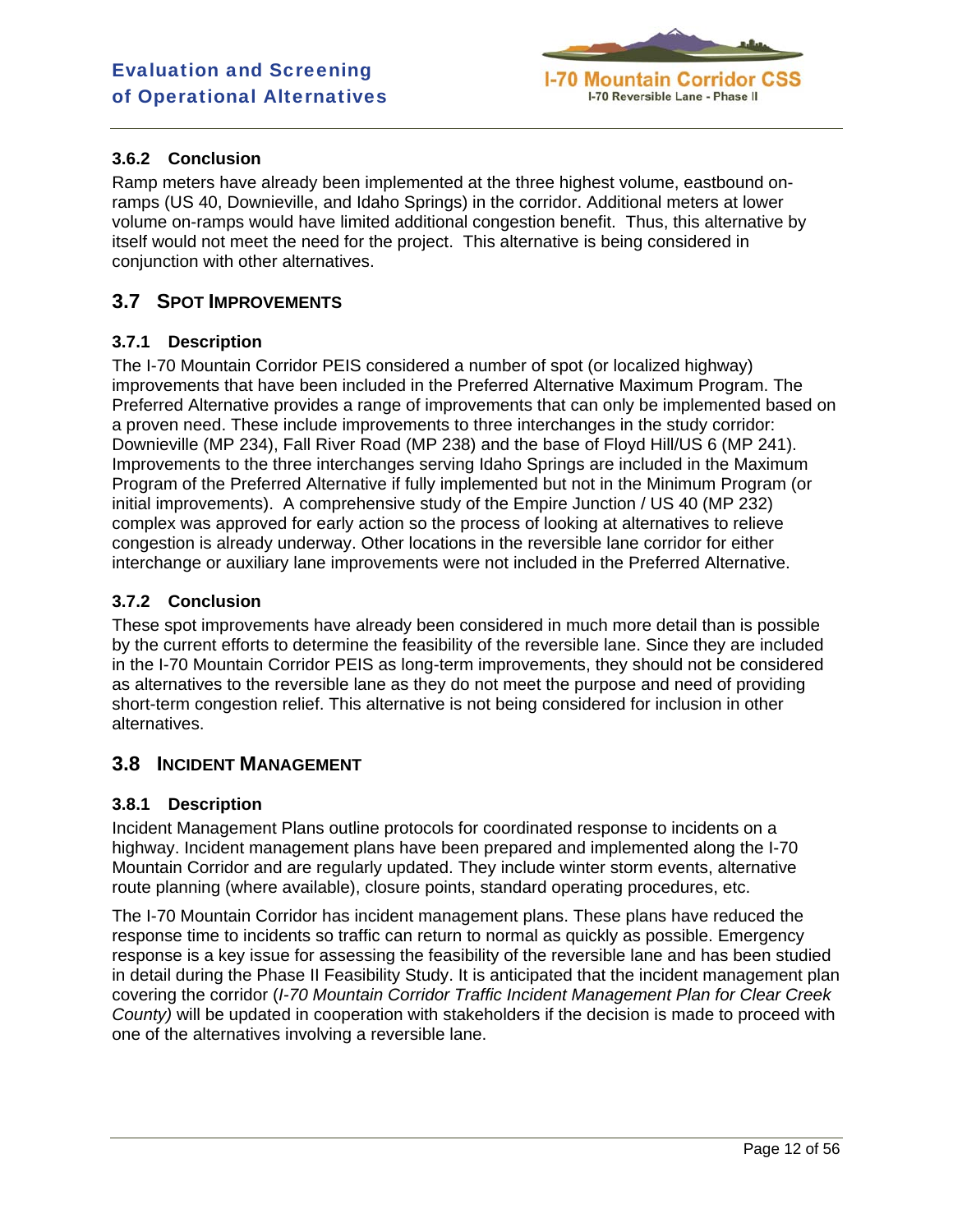### 3.6.2 Conclusion

Ramp meters have already been implemented at the three highest volume, eastbound on-ramps (US 40, Downieville, and Idaho Springs) in the corridor. Additional meters at lower volume on-ramps would have limited additional congestion benefit. Thus, this alternative by itself would not meet the need for the project. This alternative is being considered in conjunction with other alternatives.

## 3.7 Spot Improvements

### 3.7.1 Description

The I-70 Mountain Corridor PEIS considered a number of spot (or localized highway) improvements that have been included in the Preferred Alternative Maximum Program. The Preferred Alternative provides a range of improvements that can only be implemented based on a proven need. These include improvements to three interchanges in the study corridor: Downieville (MP 234), Fall River Road (MP 238) and the base of Floyd Hill/US 6 (MP 241). Improvements to the three interchanges serving Idaho Springs are included in the Maximum Program of the Preferred Alternative if fully implemented but not in the Minimum Program (or initial improvements). A comprehensive study of the Empire Junction / US 40 (MP 232) complex was approved for early action so the process of looking at alternatives to relieve congestion is already underway. Other locations in the reversible lane corridor for either interchange or auxiliary lane improvements were not included in the Preferred Alternative.

### 3.7.2 Conclusion

These spot improvements have already been considered in much more detail than is possible by the current efforts to determine the feasibility of the reversible lane. Since they are included in the I-70 Mountain Corridor PEIS as long-term improvements, they should not be considered as alternatives to the reversible lane as they do not meet the purpose and need of providing short-term congestion relief. This alternative is not being considered for inclusion in other alternatives.

## 3.8 Incident Management

### 3.8.1 Description

Incident Management Plans outline protocols for coordinated response to incidents on a highway. Incident management plans have been prepared and implemented along the I-70 Mountain Corridor and are regularly updated. They include winter storm events, alternative route planning (where available), closure points, standard operating procedures, etc.

The I-70 Mountain Corridor has incident management plans. These plans have reduced the response time to incidents so traffic can return to normal as quickly as possible. Emergency response is a key issue for assessing the feasibility of the reversible lane and has been studied in detail during the Phase II Feasibility Study. It is anticipated that the incident management plan covering the corridor (*I-70 Mountain Corridor Traffic Incident Management Plan for Clear Creek County)* will be updated in cooperation with stakeholders if the decision is made to proceed with one of the alternatives involving a reversible lane.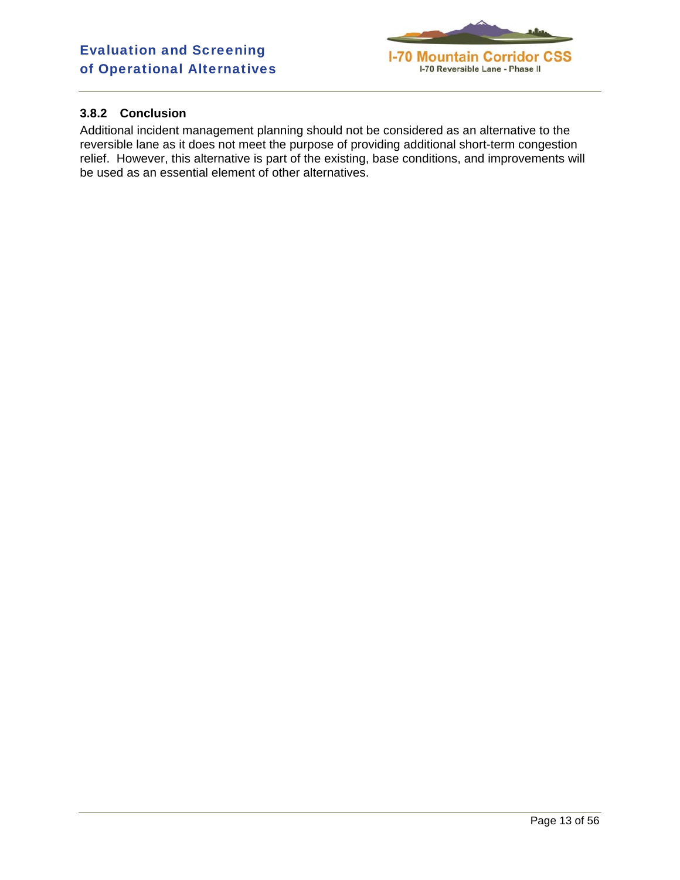### 3.8.2 Conclusion

Additional incident management planning should not be considered as an alternative to the reversible lane as it does not meet the purpose of providing additional short-term congestion relief. However, this alternative is part of the existing, base conditions, and improvements will be used as an essential element of other alternatives.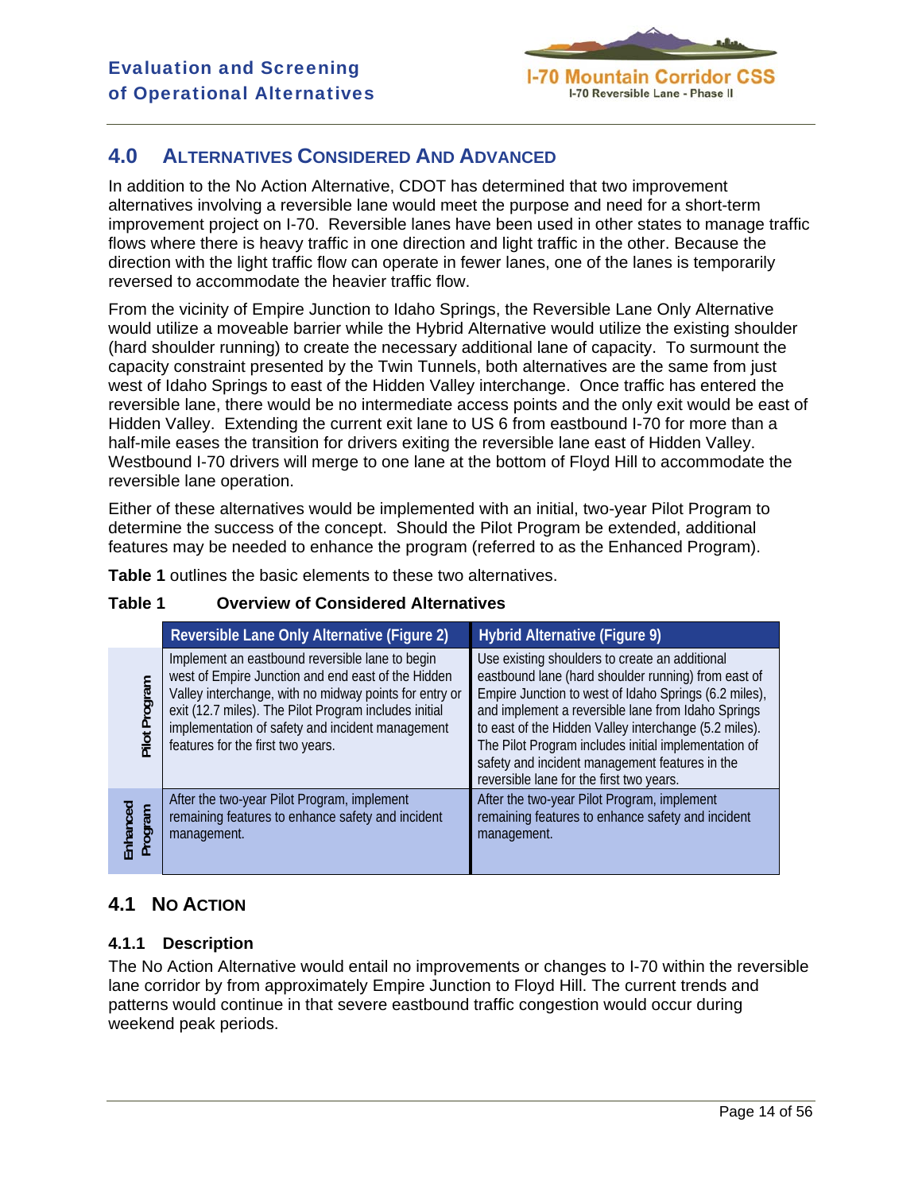## 4.0 Alternatives Considered And Advanced

In addition to the No Action Alternative, CDOT has determined that two improvement alternatives involving a reversible lane would meet the purpose and need for a short-term improvement project on I-70. Reversible lanes have been used in other states to manage traffic flows where there is heavy traffic in one direction and light traffic in the other. Because the direction with the light traffic flow can operate in fewer lanes, one of the lanes is temporarily reversed to accommodate the heavier traffic flow.

From the vicinity of Empire Junction to Idaho Springs, the Reversible Lane Only Alternative would utilize a moveable barrier while the Hybrid Alternative would utilize the existing shoulder (hard shoulder running) to create the necessary additional lane of capacity. To surmount the capacity constraint presented by the Twin Tunnels, both alternatives are the same from just west of Idaho Springs to east of the Hidden Valley interchange. Once traffic has entered the reversible lane, there would be no intermediate access points and the only exit would be east of Hidden Valley. Extending the current exit lane to US 6 from eastbound I-70 for more than a half-mile eases the transition for drivers exiting the reversible lane east of Hidden Valley. Westbound I-70 drivers will merge to one lane at the bottom of Floyd Hill to accommodate the reversible lane operation.

Either of these alternatives would be implemented with an initial, two-year Pilot Program to determine the success of the concept. Should the Pilot Program be extended, additional features may be needed to enhance the program (referred to as the Enhanced Program).

**Table 1** outlines the basic elements to these two alternatives.

**Table 1 Overview of Considered Alternatives**

| | Reversible Lane Only Alternative (Figure 2) | Hybrid Alternative (Figure 9) |
|---|---|---|
| Pilot Program | Implement an eastbound reversible lane to begin west of Empire Junction and end east of the Hidden Valley interchange, with no midway points for entry or exit (12.7 miles). The Pilot Program includes initial implementation of safety and incident management features for the first two years. | Use existing shoulders to create an additional eastbound lane (hard shoulder running) from east of Empire Junction to west of Idaho Springs (6.2 miles), and implement a reversible lane from Idaho Springs to east of the Hidden Valley interchange (5.2 miles). The Pilot Program includes initial implementation of safety and incident management features in the reversible lane for the first two years. |
| Enhanced Program | After the two-year Pilot Program, implement remaining features to enhance safety and incident management. | After the two-year Pilot Program, implement remaining features to enhance safety and incident management. |

## 4.1 No Action

### 4.1.1 Description

The No Action Alternative would entail no improvements or changes to I-70 within the reversible lane corridor by from approximately Empire Junction to Floyd Hill. The current trends and patterns would continue in that severe eastbound traffic congestion would occur during weekend peak periods.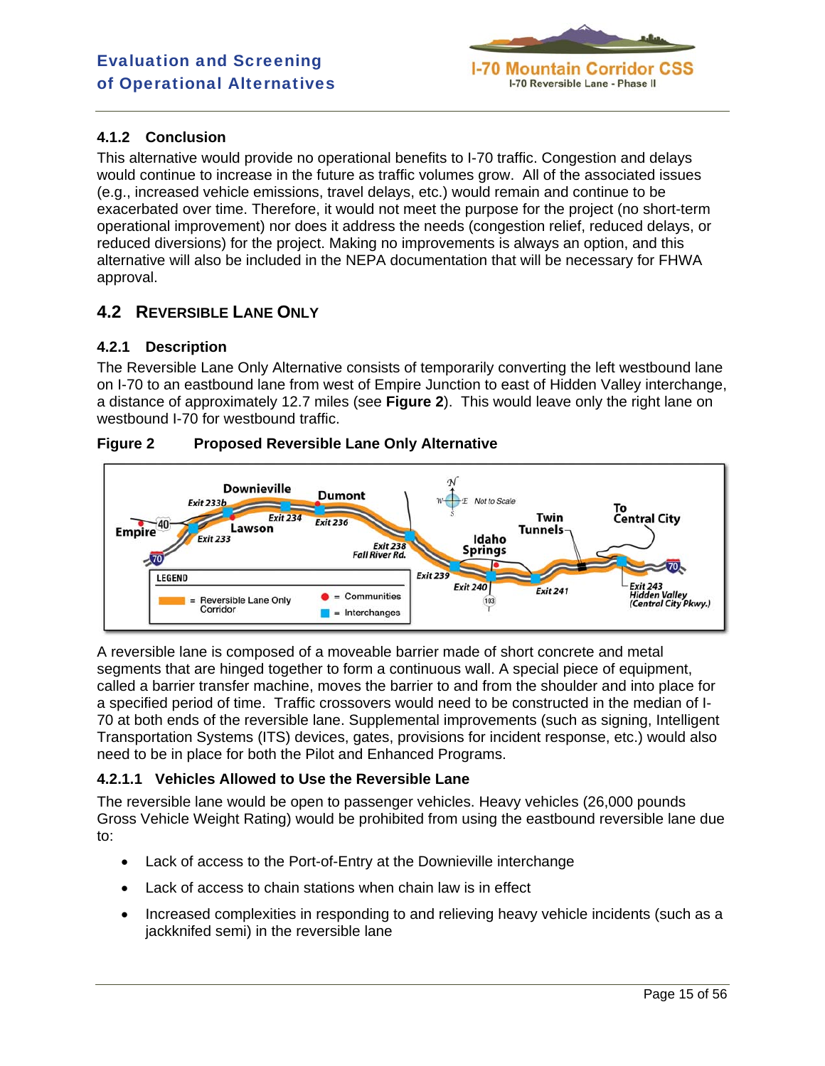### 4.1.2 Conclusion

This alternative would provide no operational benefits to I-70 traffic. Congestion and delays would continue to increase in the future as traffic volumes grow. All of the associated issues (e.g., increased vehicle emissions, travel delays, etc.) would remain and continue to be exacerbated over time. Therefore, it would not meet the purpose for the project (no short-term operational improvement) nor does it address the needs (congestion relief, reduced delays, or reduced diversions) for the project. Making no improvements is always an option, and this alternative will also be included in the NEPA documentation that will be necessary for FHWA approval.

## 4.2 Reversible Lane Only

### 4.2.1 Description

The Reversible Lane Only Alternative consists of temporarily converting the left westbound lane on I-70 to an eastbound lane from west of Empire Junction to east of Hidden Valley interchange, a distance of approximately 12.7 miles (see **Figure 2**). This would leave only the right lane on westbound I-70 for westbound traffic.

**Figure 2 Proposed Reversible Lane Only Alternative**

A reversible lane is composed of a moveable barrier made of short concrete and metal segments that are hinged together to form a continuous wall. A special piece of equipment, called a barrier transfer machine, moves the barrier to and from the shoulder and into place for a specified period of time. Traffic crossovers would need to be constructed in the median of I-70 at both ends of the reversible lane. Supplemental improvements (such as signing, Intelligent Transportation Systems (ITS) devices, gates, provisions for incident response, etc.) would also need to be in place for both the Pilot and Enhanced Programs.

#### 4.2.1.1 Vehicles Allowed to Use the Reversible Lane

The reversible lane would be open to passenger vehicles. Heavy vehicles (26,000 pounds Gross Vehicle Weight Rating) would be prohibited from using the eastbound reversible lane due to:

- Lack of access to the Port-of-Entry at the Downieville interchange
- Lack of access to chain stations when chain law is in effect
- Increased complexities in responding to and relieving heavy vehicle incidents (such as a jackknifed semi) in the reversible lane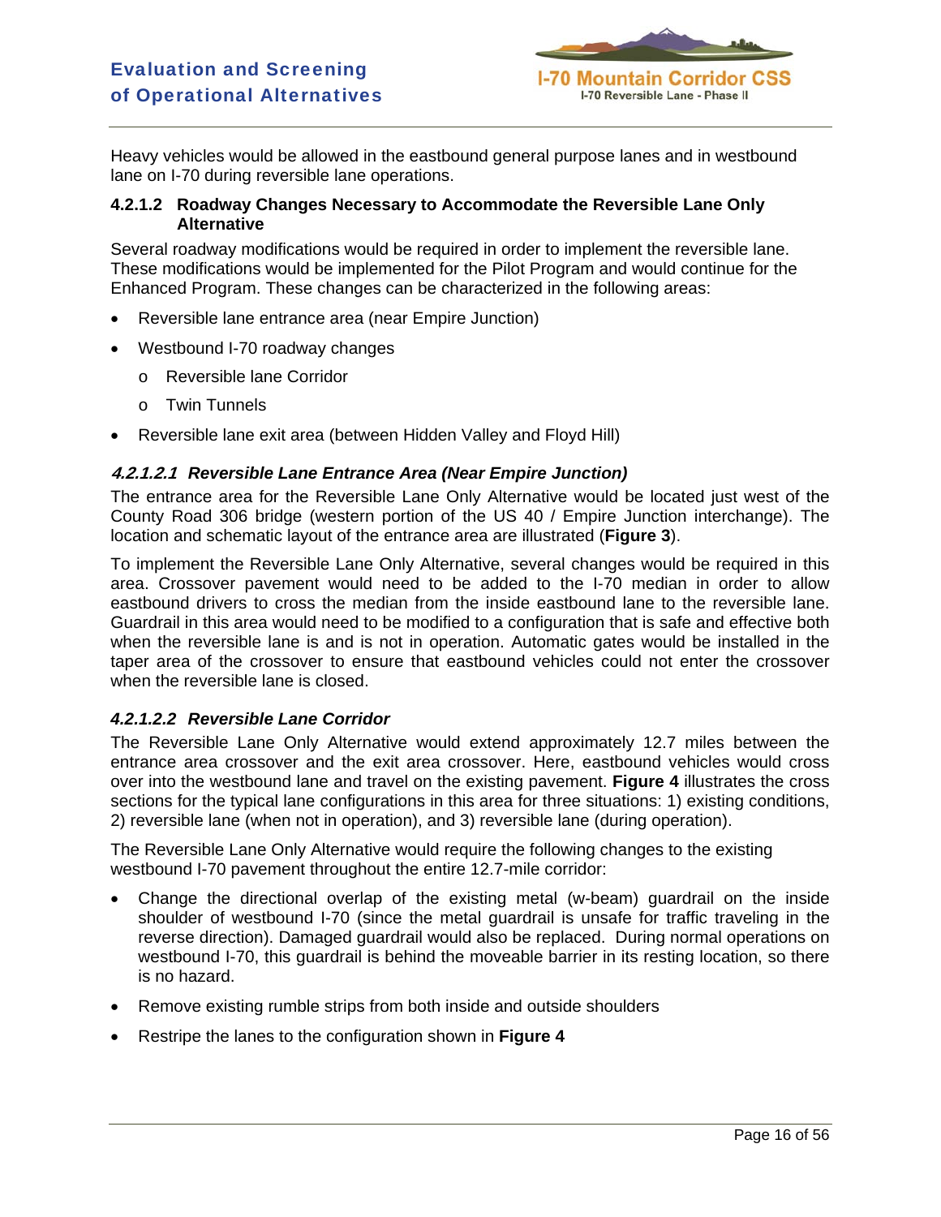Heavy vehicles would be allowed in the eastbound general purpose lanes and in westbound lane on I-70 during reversible lane operations.

### 4.2.1.2 Roadway Changes Necessary to Accommodate the Reversible Lane Only Alternative

Several roadway modifications would be required in order to implement the reversible lane. These modifications would be implemented for the Pilot Program and would continue for the Enhanced Program. These changes can be characterized in the following areas:

- Reversible lane entrance area (near Empire Junction)
- Westbound I-70 roadway changes
  - Reversible lane Corridor
  - Twin Tunnels
- Reversible lane exit area (between Hidden Valley and Floyd Hill)

#### *4.2.1.2.1 Reversible Lane Entrance Area (Near Empire Junction)*

The entrance area for the Reversible Lane Only Alternative would be located just west of the County Road 306 bridge (western portion of the US 40 / Empire Junction interchange). The location and schematic layout of the entrance area are illustrated (**Figure 3**).

To implement the Reversible Lane Only Alternative, several changes would be required in this area. Crossover pavement would need to be added to the I-70 median in order to allow eastbound drivers to cross the median from the inside eastbound lane to the reversible lane. Guardrail in this area would need to be modified to a configuration that is safe and effective both when the reversible lane is and is not in operation. Automatic gates would be installed in the taper area of the crossover to ensure that eastbound vehicles could not enter the crossover when the reversible lane is closed.

#### *4.2.1.2.2 Reversible Lane Corridor*

The Reversible Lane Only Alternative would extend approximately 12.7 miles between the entrance area crossover and the exit area crossover. Here, eastbound vehicles would cross over into the westbound lane and travel on the existing pavement. **Figure 4** illustrates the cross sections for the typical lane configurations in this area for three situations: 1) existing conditions, 2) reversible lane (when not in operation), and 3) reversible lane (during operation).

The Reversible Lane Only Alternative would require the following changes to the existing westbound I-70 pavement throughout the entire 12.7-mile corridor:

- Change the directional overlap of the existing metal (w-beam) guardrail on the inside shoulder of westbound I-70 (since the metal guardrail is unsafe for traffic traveling in the reverse direction). Damaged guardrail would also be replaced. During normal operations on westbound I-70, this guardrail is behind the moveable barrier in its resting location, so there is no hazard.
- Remove existing rumble strips from both inside and outside shoulders
- Restripe the lanes to the configuration shown in **Figure 4**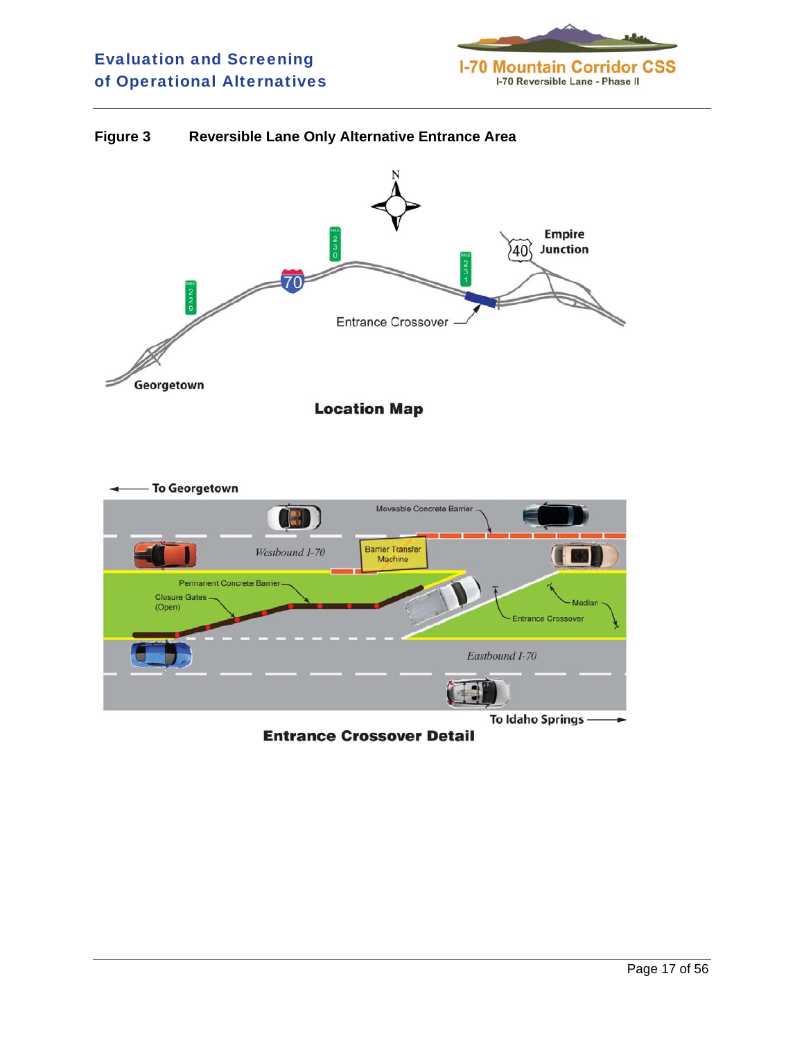**Figure 3 Reversible Lane Only Alternative Entrance Area**

N

Empire Junction

40

70

Entrance Crossover

Georgetown

**Location Map**

To Georgetown

Moveable Concrete Barrier

Westbound I-70

Barrier Transfer Machine

Permanent Concrete Barrier

Closure Gates (Open)

Median

Entrance Crossover

Eastbound I-70

To Idaho Springs

**Entrance Crossover Detail**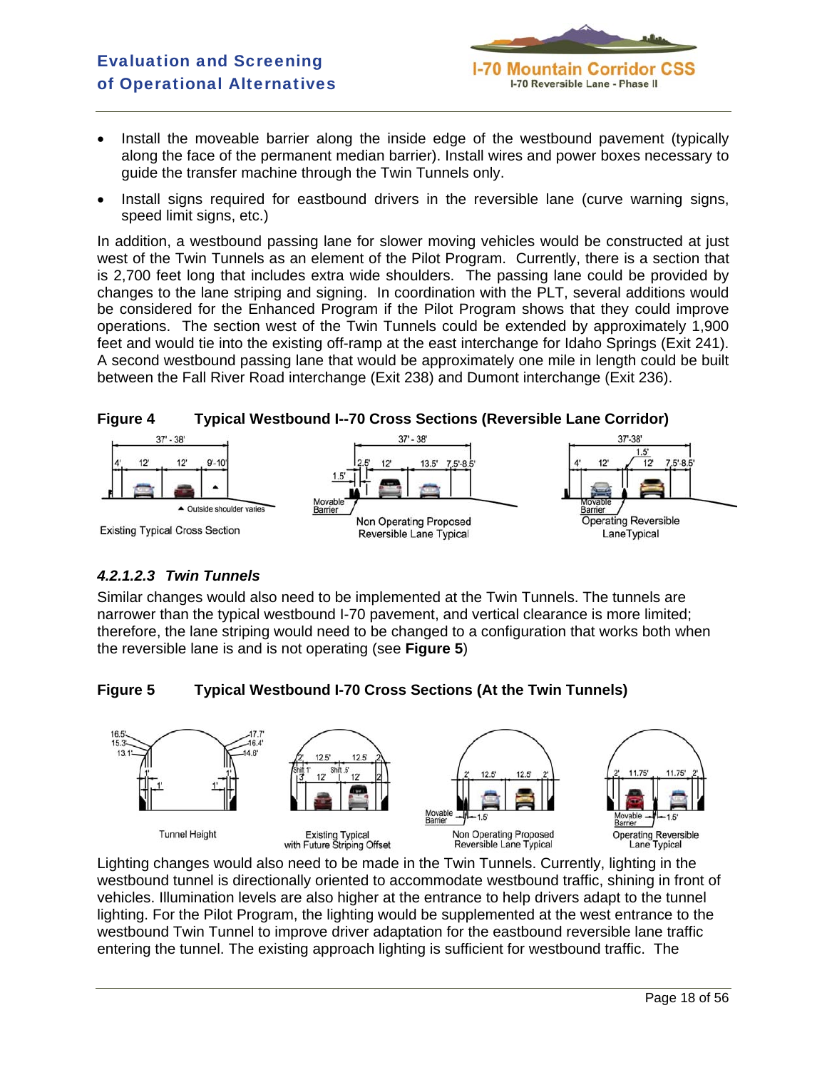- Install the moveable barrier along the inside edge of the westbound pavement (typically along the face of the permanent median barrier). Install wires and power boxes necessary to guide the transfer machine through the Twin Tunnels only.
- Install signs required for eastbound drivers in the reversible lane (curve warning signs, speed limit signs, etc.)

In addition, a westbound passing lane for slower moving vehicles would be constructed at just west of the Twin Tunnels as an element of the Pilot Program. Currently, there is a section that is 2,700 feet long that includes extra wide shoulders. The passing lane could be provided by changes to the lane striping and signing. In coordination with the PLT, several additions would be considered for the Enhanced Program if the Pilot Program shows that they could improve operations. The section west of the Twin Tunnels could be extended by approximately 1,900 feet and would tie into the existing off-ramp at the east interchange for Idaho Springs (Exit 241). A second westbound passing lane that would be approximately one mile in length could be built between the Fall River Road interchange (Exit 238) and Dumont interchange (Exit 236).

**Figure 4 Typical Westbound I--70 Cross Sections (Reversible Lane Corridor)**

Existing Typical Cross Section — Non Operating Proposed Reversible Lane Typical — Operating Reversible Lane Typical

#### *4.2.1.2.3 Twin Tunnels*

Similar changes would also need to be implemented at the Twin Tunnels. The tunnels are narrower than the typical westbound I-70 pavement, and vertical clearance is more limited; therefore, the lane striping would need to be changed to a configuration that works both when the reversible lane is and is not operating (see **Figure 5**)

**Figure 5 Typical Westbound I-70 Cross Sections (At the Twin Tunnels)**

Tunnel Height — Existing Typical with Future Striping Offset — Non Operating Proposed Reversible Lane Typical — Operating Reversible Lane Typical

Lighting changes would also need to be made in the Twin Tunnels. Currently, lighting in the westbound tunnel is directionally oriented to accommodate westbound traffic, shining in front of vehicles. Illumination levels are also higher at the entrance to help drivers adapt to the tunnel lighting. For the Pilot Program, the lighting would be supplemented at the west entrance to the westbound Twin Tunnel to improve driver adaptation for the eastbound reversible lane traffic entering the tunnel. The existing approach lighting is sufficient for westbound traffic. The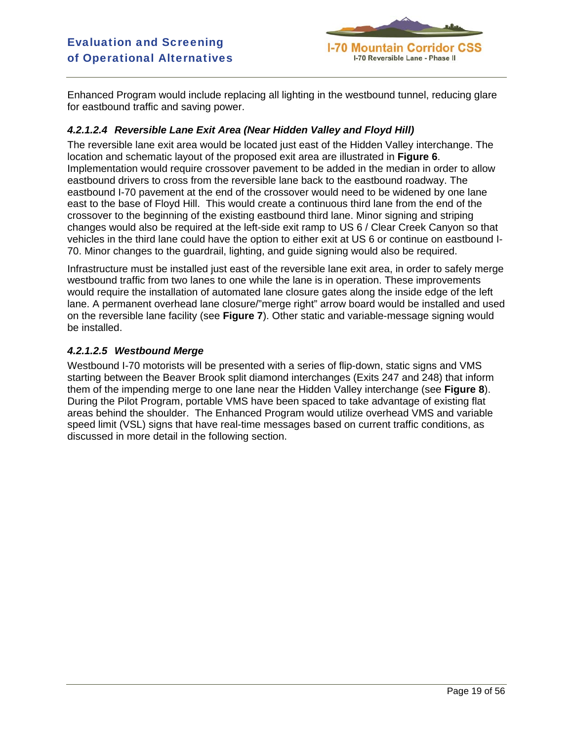Enhanced Program would include replacing all lighting in the westbound tunnel, reducing glare for eastbound traffic and saving power.

#### *4.2.1.2.4 Reversible Lane Exit Area (Near Hidden Valley and Floyd Hill)*

The reversible lane exit area would be located just east of the Hidden Valley interchange. The location and schematic layout of the proposed exit area are illustrated in **Figure 6**. Implementation would require crossover pavement to be added in the median in order to allow eastbound drivers to cross from the reversible lane back to the eastbound roadway. The eastbound I-70 pavement at the end of the crossover would need to be widened by one lane east to the base of Floyd Hill. This would create a continuous third lane from the end of the crossover to the beginning of the existing eastbound third lane. Minor signing and striping changes would also be required at the left-side exit ramp to US 6 / Clear Creek Canyon so that vehicles in the third lane could have the option to either exit at US 6 or continue on eastbound I-70. Minor changes to the guardrail, lighting, and guide signing would also be required.

Infrastructure must be installed just east of the reversible lane exit area, in order to safely merge westbound traffic from two lanes to one while the lane is in operation. These improvements would require the installation of automated lane closure gates along the inside edge of the left lane. A permanent overhead lane closure/"merge right" arrow board would be installed and used on the reversible lane facility (see **Figure 7**). Other static and variable-message signing would be installed.

#### *4.2.1.2.5 Westbound Merge*

Westbound I-70 motorists will be presented with a series of flip-down, static signs and VMS starting between the Beaver Brook split diamond interchanges (Exits 247 and 248) that inform them of the impending merge to one lane near the Hidden Valley interchange (see **Figure 8**). During the Pilot Program, portable VMS have been spaced to take advantage of existing flat areas behind the shoulder. The Enhanced Program would utilize overhead VMS and variable speed limit (VSL) signs that have real-time messages based on current traffic conditions, as discussed in more detail in the following section.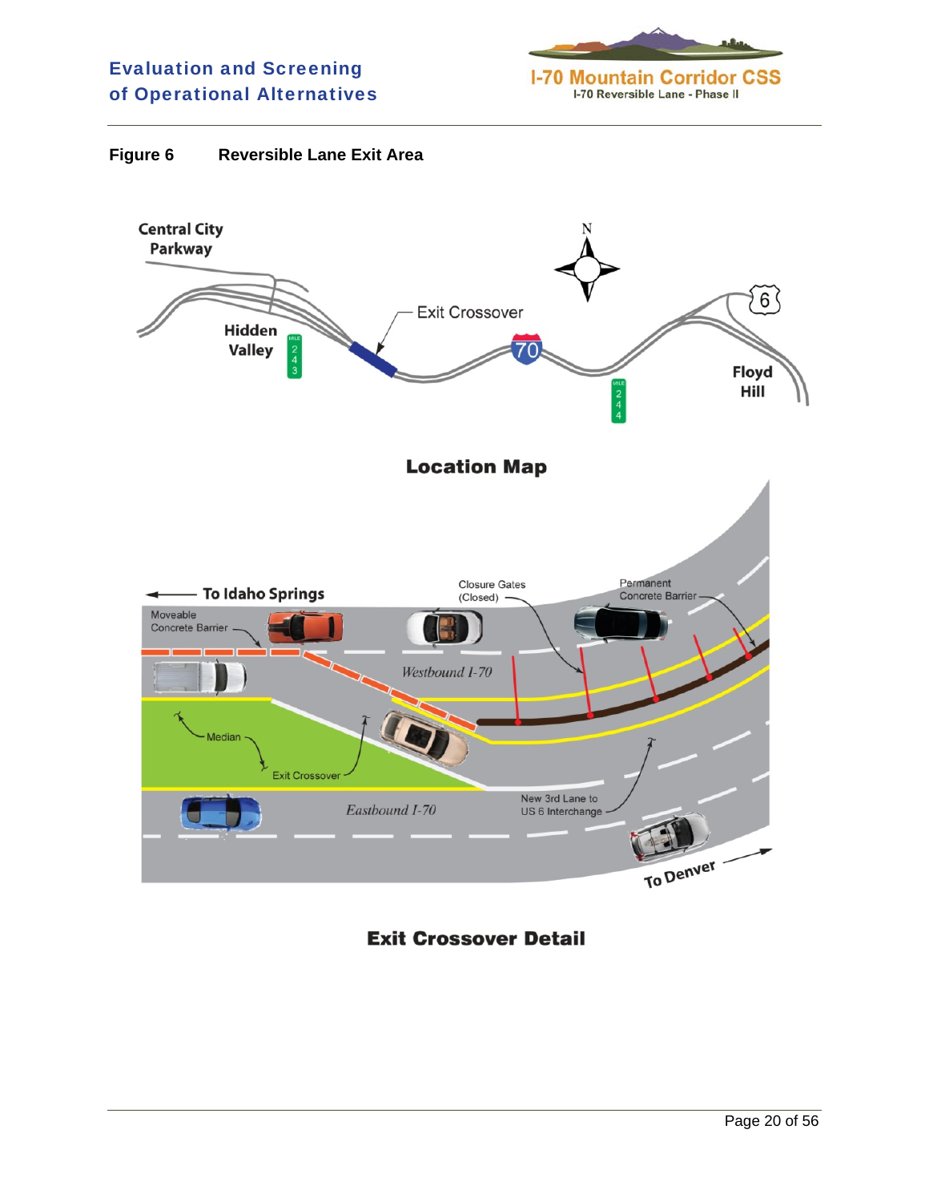**Figure 6 Reversible Lane Exit Area**

Central City Parkway

Exit Crossover

Hidden Valley

Floyd Hill

**Location Map**

To Idaho Springs

Moveable Concrete Barrier

Closure Gates (Closed)

Permanent Concrete Barrier

*Westbound I-70*

Median

Exit Crossover

*Eastbound I-70*

New 3rd Lane to US 6 Interchange

To Denver

**Exit Crossover Detail**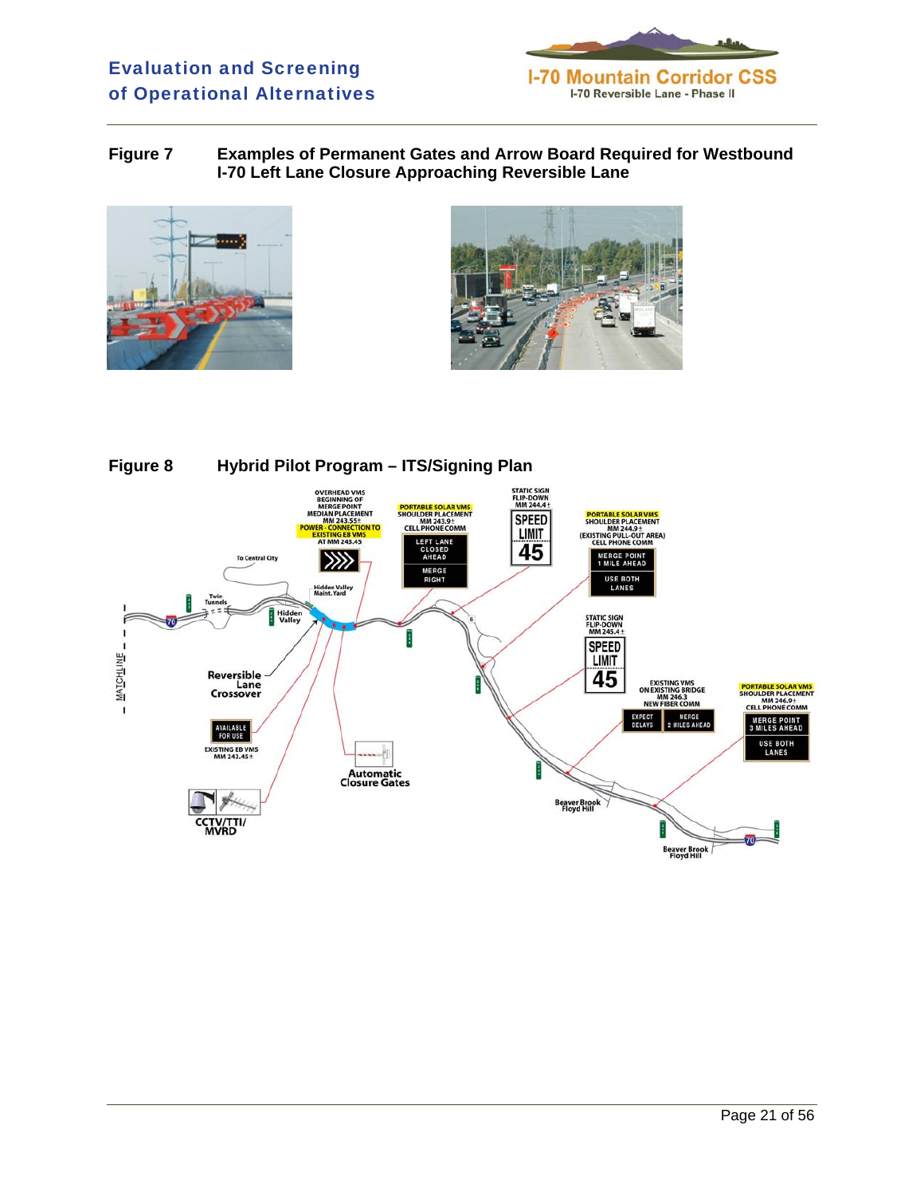**Figure 7 Examples of Permanent Gates and Arrow Board Required for Westbound I-70 Left Lane Closure Approaching Reversible Lane**

**Figure 8 Hybrid Pilot Program – ITS/Signing Plan**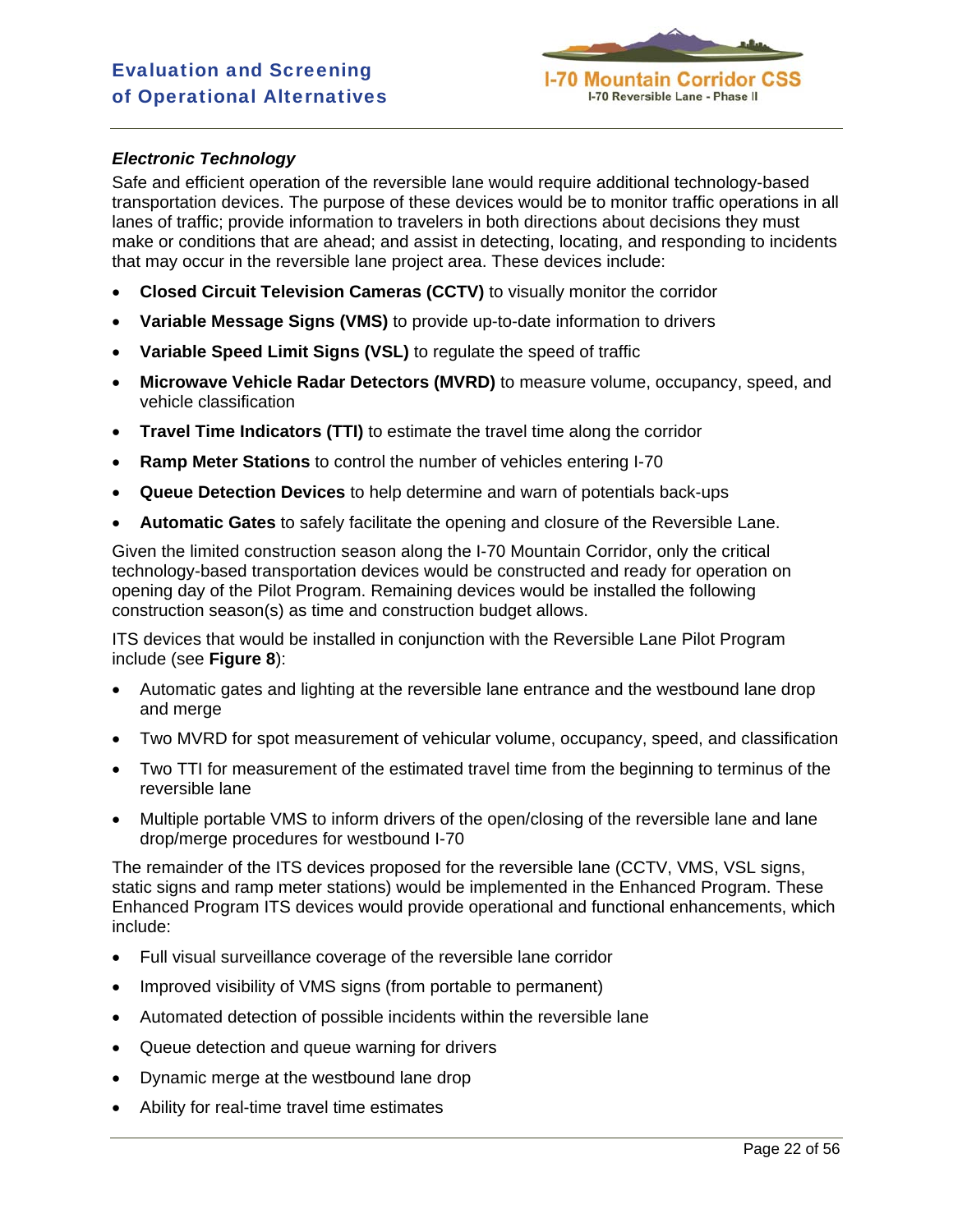### *Electronic Technology*

Safe and efficient operation of the reversible lane would require additional technology-based transportation devices. The purpose of these devices would be to monitor traffic operations in all lanes of traffic; provide information to travelers in both directions about decisions they must make or conditions that are ahead; and assist in detecting, locating, and responding to incidents that may occur in the reversible lane project area. These devices include:

- **Closed Circuit Television Cameras (CCTV)** to visually monitor the corridor
- **Variable Message Signs (VMS)** to provide up-to-date information to drivers
- **Variable Speed Limit Signs (VSL)** to regulate the speed of traffic
- **Microwave Vehicle Radar Detectors (MVRD)** to measure volume, occupancy, speed, and vehicle classification
- **Travel Time Indicators (TTI)** to estimate the travel time along the corridor
- **Ramp Meter Stations** to control the number of vehicles entering I-70
- **Queue Detection Devices** to help determine and warn of potentials back-ups
- **Automatic Gates** to safely facilitate the opening and closure of the Reversible Lane.

Given the limited construction season along the I-70 Mountain Corridor, only the critical technology-based transportation devices would be constructed and ready for operation on opening day of the Pilot Program. Remaining devices would be installed the following construction season(s) as time and construction budget allows.

ITS devices that would be installed in conjunction with the Reversible Lane Pilot Program include (see **Figure 8**):

- Automatic gates and lighting at the reversible lane entrance and the westbound lane drop and merge
- Two MVRD for spot measurement of vehicular volume, occupancy, speed, and classification
- Two TTI for measurement of the estimated travel time from the beginning to terminus of the reversible lane
- Multiple portable VMS to inform drivers of the open/closing of the reversible lane and lane drop/merge procedures for westbound I-70

The remainder of the ITS devices proposed for the reversible lane (CCTV, VMS, VSL signs, static signs and ramp meter stations) would be implemented in the Enhanced Program. These Enhanced Program ITS devices would provide operational and functional enhancements, which include:

- Full visual surveillance coverage of the reversible lane corridor
- Improved visibility of VMS signs (from portable to permanent)
- Automated detection of possible incidents within the reversible lane
- Queue detection and queue warning for drivers
- Dynamic merge at the westbound lane drop
- Ability for real-time travel time estimates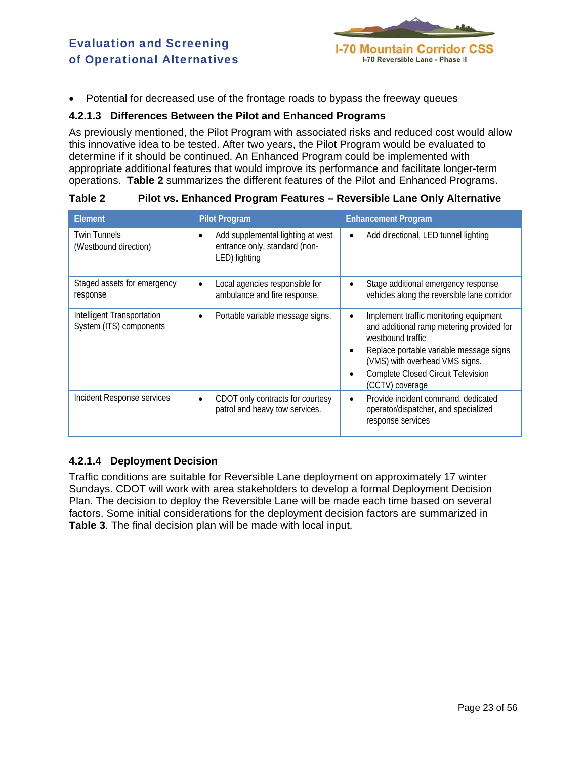- Potential for decreased use of the frontage roads to bypass the freeway queues

#### 4.2.1.3 Differences Between the Pilot and Enhanced Programs

As previously mentioned, the Pilot Program with associated risks and reduced cost would allow this innovative idea to be tested. After two years, the Pilot Program would be evaluated to determine if it should be continued. An Enhanced Program could be implemented with appropriate additional features that would improve its performance and facilitate longer-term operations. **Table 2** summarizes the different features of the Pilot and Enhanced Programs.

**Table 2 Pilot vs. Enhanced Program Features – Reversible Lane Only Alternative**

| Element | Pilot Program | Enhancement Program |
|---|---|---|
| Twin Tunnels (Westbound direction) | • Add supplemental lighting at west entrance only, standard (non-LED) lighting | • Add directional, LED tunnel lighting |
| Staged assets for emergency response | • Local agencies responsible for ambulance and fire response, | • Stage additional emergency response vehicles along the reversible lane corridor |
| Intelligent Transportation System (ITS) components | • Portable variable message signs. | • Implement traffic monitoring equipment and additional ramp metering provided for westbound traffic<br>• Replace portable variable message signs (VMS) with overhead VMS signs.<br>• Complete Closed Circuit Television (CCTV) coverage |
| Incident Response services | • CDOT only contracts for courtesy patrol and heavy tow services. | • Provide incident command, dedicated operator/dispatcher, and specialized response services |

#### 4.2.1.4 Deployment Decision

Traffic conditions are suitable for Reversible Lane deployment on approximately 17 winter Sundays. CDOT will work with area stakeholders to develop a formal Deployment Decision Plan. The decision to deploy the Reversible Lane will be made each time based on several factors. Some initial considerations for the deployment decision factors are summarized in **Table 3**. The final decision plan will be made with local input.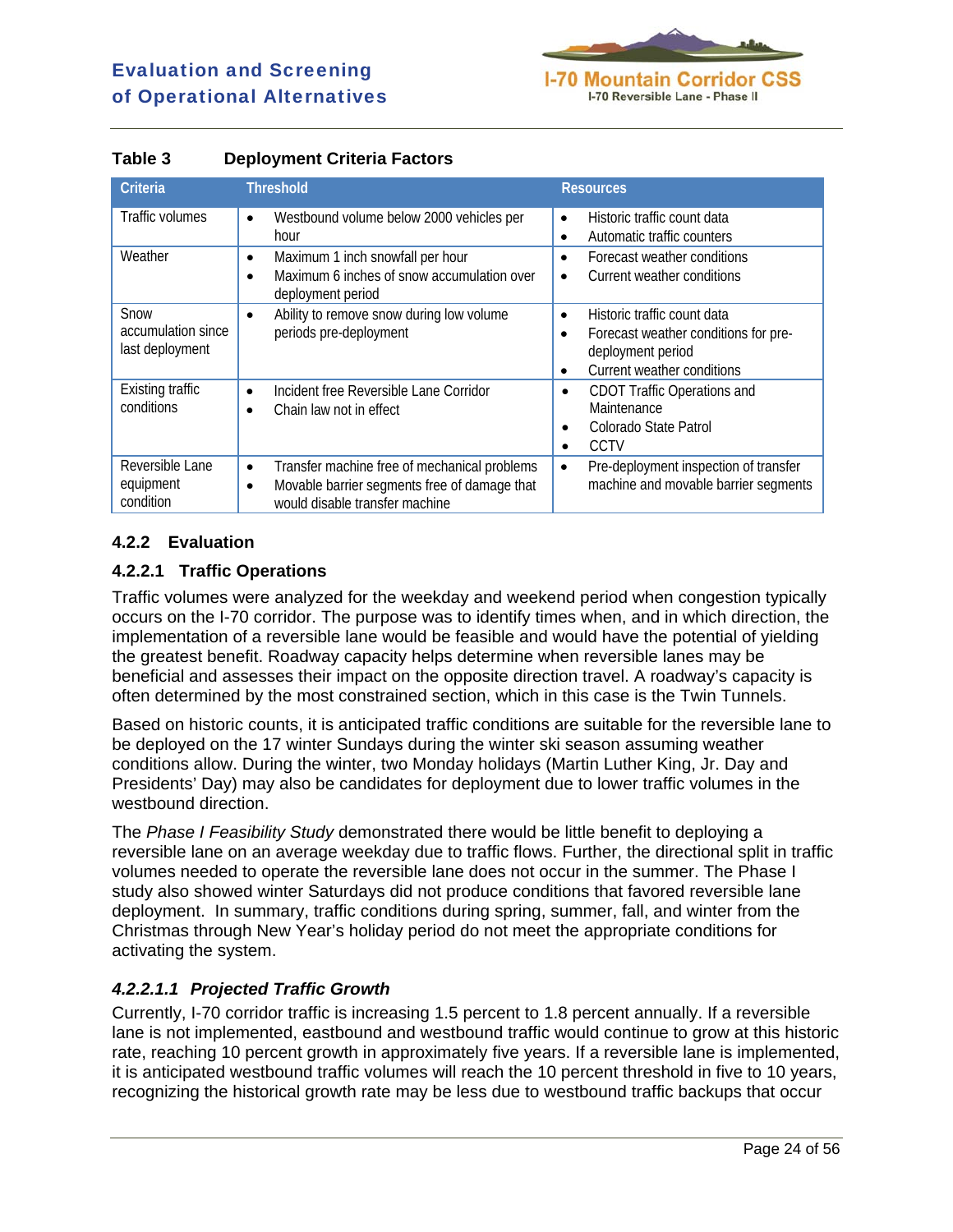**Table 3 Deployment Criteria Factors**

| Criteria | Threshold | Resources |
|---|---|---|
| Traffic volumes | • Westbound volume below 2000 vehicles per hour | • Historic traffic count data<br>• Automatic traffic counters |
| Weather | • Maximum 1 inch snowfall per hour<br>• Maximum 6 inches of snow accumulation over deployment period | • Forecast weather conditions<br>• Current weather conditions |
| Snow accumulation since last deployment | • Ability to remove snow during low volume periods pre-deployment | • Historic traffic count data<br>• Forecast weather conditions for pre-deployment period<br>• Current weather conditions |
| Existing traffic conditions | • Incident free Reversible Lane Corridor<br>• Chain law not in effect | • CDOT Traffic Operations and Maintenance<br>• Colorado State Patrol<br>• CCTV |
| Reversible Lane equipment condition | • Transfer machine free of mechanical problems<br>• Movable barrier segments free of damage that would disable transfer machine | • Pre-deployment inspection of transfer machine and movable barrier segments |

### 4.2.2 Evaluation

#### 4.2.2.1 Traffic Operations

Traffic volumes were analyzed for the weekday and weekend period when congestion typically occurs on the I-70 corridor. The purpose was to identify times when, and in which direction, the implementation of a reversible lane would be feasible and would have the potential of yielding the greatest benefit. Roadway capacity helps determine when reversible lanes may be beneficial and assesses their impact on the opposite direction travel. A roadway's capacity is often determined by the most constrained section, which in this case is the Twin Tunnels.

Based on historic counts, it is anticipated traffic conditions are suitable for the reversible lane to be deployed on the 17 winter Sundays during the winter ski season assuming weather conditions allow. During the winter, two Monday holidays (Martin Luther King, Jr. Day and Presidents' Day) may also be candidates for deployment due to lower traffic volumes in the westbound direction.

The *Phase I Feasibility Study* demonstrated there would be little benefit to deploying a reversible lane on an average weekday due to traffic flows. Further, the directional split in traffic volumes needed to operate the reversible lane does not occur in the summer. The Phase I study also showed winter Saturdays did not produce conditions that favored reversible lane deployment. In summary, traffic conditions during spring, summer, fall, and winter from the Christmas through New Year's holiday period do not meet the appropriate conditions for activating the system.

##### *4.2.2.1.1 Projected Traffic Growth*

Currently, I-70 corridor traffic is increasing 1.5 percent to 1.8 percent annually. If a reversible lane is not implemented, eastbound and westbound traffic would continue to grow at this historic rate, reaching 10 percent growth in approximately five years. If a reversible lane is implemented, it is anticipated westbound traffic volumes will reach the 10 percent threshold in five to 10 years, recognizing the historical growth rate may be less due to westbound traffic backups that occur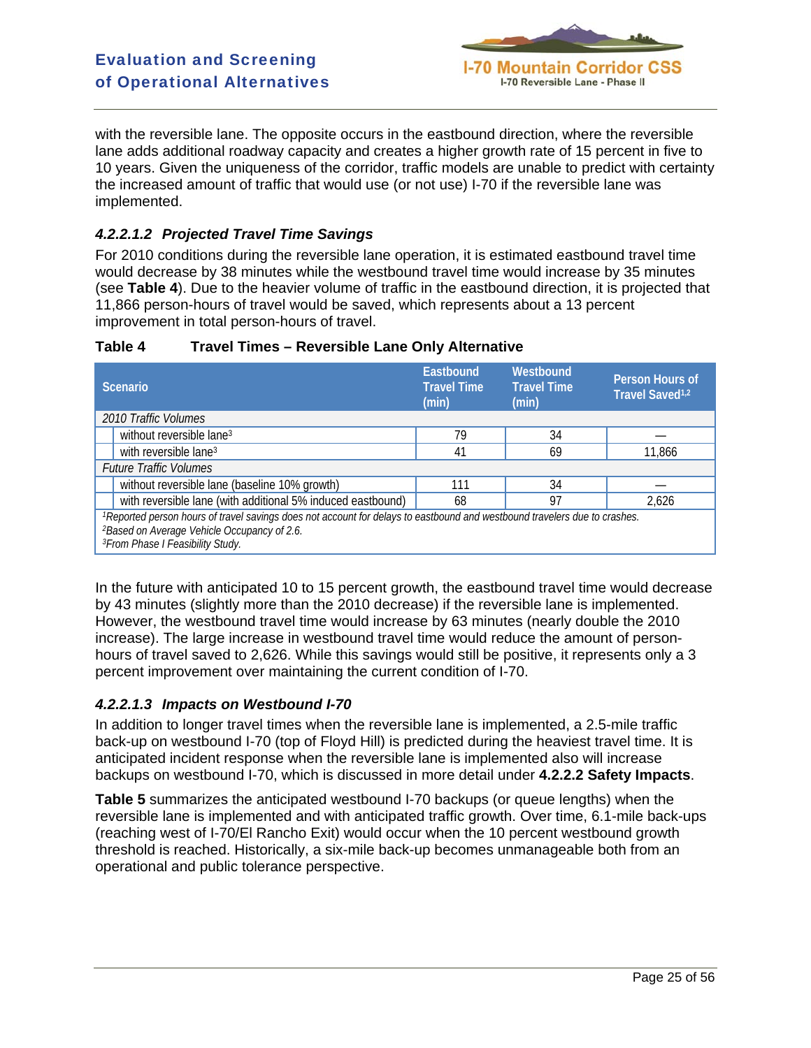with the reversible lane. The opposite occurs in the eastbound direction, where the reversible lane adds additional roadway capacity and creates a higher growth rate of 15 percent in five to 10 years. Given the uniqueness of the corridor, traffic models are unable to predict with certainty the increased amount of traffic that would use (or not use) I-70 if the reversible lane was implemented.

#### *4.2.2.1.2 Projected Travel Time Savings*

For 2010 conditions during the reversible lane operation, it is estimated eastbound travel time would decrease by 38 minutes while the westbound travel time would increase by 35 minutes (see **Table 4**). Due to the heavier volume of traffic in the eastbound direction, it is projected that 11,866 person-hours of travel would be saved, which represents about a 13 percent improvement in total person-hours of travel.

**Table 4 Travel Times – Reversible Lane Only Alternative**

| Scenario | Eastbound Travel Time (min) | Westbound Travel Time (min) | Person Hours of Travel Saved[1,2] |
|---|---|---|---|
| *2010 Traffic Volumes* | | | |
| without reversible lane[3] | 79 | 34 | — |
| with reversible lane[3] | 41 | 69 | 11,866 |
| *Future Traffic Volumes* | | | |
| without reversible lane (baseline 10% growth) | 111 | 34 | — |
| with reversible lane (with additional 5% induced eastbound) | 68 | 97 | 2,626 |

*[1]Reported person hours of travel savings does not account for delays to eastbound and westbound travelers due to crashes.*
*[2]Based on Average Vehicle Occupancy of 2.6.*
*[3]From Phase I Feasibility Study.*

In the future with anticipated 10 to 15 percent growth, the eastbound travel time would decrease by 43 minutes (slightly more than the 2010 decrease) if the reversible lane is implemented. However, the westbound travel time would increase by 63 minutes (nearly double the 2010 increase). The large increase in westbound travel time would reduce the amount of person-hours of travel saved to 2,626. While this savings would still be positive, it represents only a 3 percent improvement over maintaining the current condition of I-70.

#### *4.2.2.1.3 Impacts on Westbound I-70*

In addition to longer travel times when the reversible lane is implemented, a 2.5-mile traffic back-up on westbound I-70 (top of Floyd Hill) is predicted during the heaviest travel time. It is anticipated incident response when the reversible lane is implemented also will increase backups on westbound I-70, which is discussed in more detail under **4.2.2.2 Safety Impacts**.

**Table 5** summarizes the anticipated westbound I-70 backups (or queue lengths) when the reversible lane is implemented and with anticipated traffic growth. Over time, 6.1-mile back-ups (reaching west of I-70/El Rancho Exit) would occur when the 10 percent westbound growth threshold is reached. Historically, a six-mile back-up becomes unmanageable both from an operational and public tolerance perspective.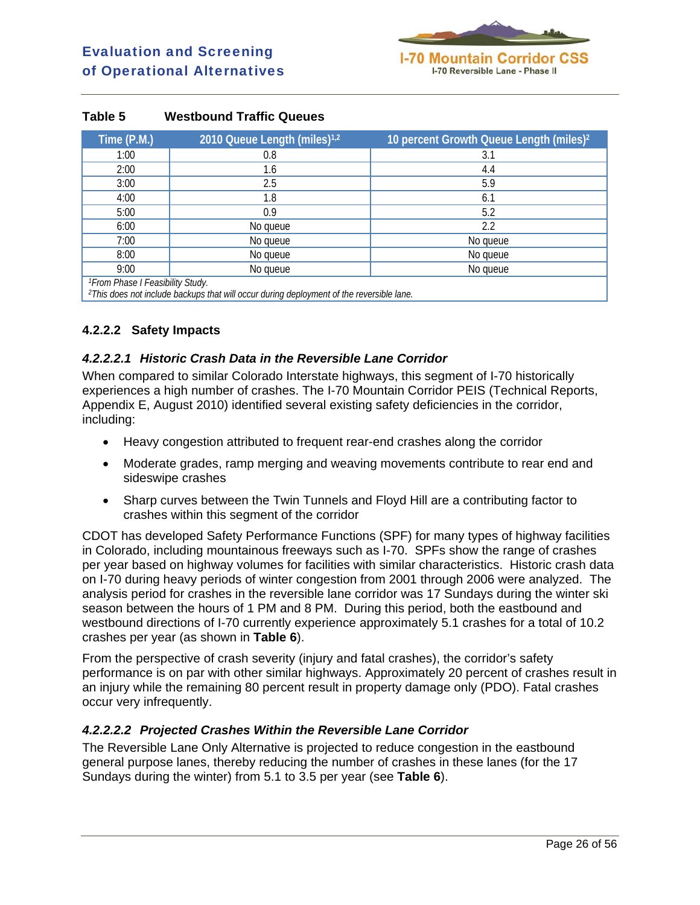**Table 5 Westbound Traffic Queues**

| Time (P.M.) | 2010 Queue Length (miles)[1,2] | 10 percent Growth Queue Length (miles)[2] |
|---|---|---|
| 1:00 | 0.8 | 3.1 |
| 2:00 | 1.6 | 4.4 |
| 3:00 | 2.5 | 5.9 |
| 4:00 | 1.8 | 6.1 |
| 5:00 | 0.9 | 5.2 |
| 6:00 | No queue | 2.2 |
| 7:00 | No queue | No queue |
| 8:00 | No queue | No queue |
| 9:00 | No queue | No queue |

*[1]From Phase I Feasibility Study.*
*[2]This does not include backups that will occur during deployment of the reversible lane.*

### 4.2.2.2 Safety Impacts

#### *4.2.2.2.1 Historic Crash Data in the Reversible Lane Corridor*

When compared to similar Colorado Interstate highways, this segment of I-70 historically experiences a high number of crashes. The I-70 Mountain Corridor PEIS (Technical Reports, Appendix E, August 2010) identified several existing safety deficiencies in the corridor, including:

- Heavy congestion attributed to frequent rear-end crashes along the corridor
- Moderate grades, ramp merging and weaving movements contribute to rear end and sideswipe crashes
- Sharp curves between the Twin Tunnels and Floyd Hill are a contributing factor to crashes within this segment of the corridor

CDOT has developed Safety Performance Functions (SPF) for many types of highway facilities in Colorado, including mountainous freeways such as I-70. SPFs show the range of crashes per year based on highway volumes for facilities with similar characteristics. Historic crash data on I-70 during heavy periods of winter congestion from 2001 through 2006 were analyzed. The analysis period for crashes in the reversible lane corridor was 17 Sundays during the winter ski season between the hours of 1 PM and 8 PM. During this period, both the eastbound and westbound directions of I-70 currently experience approximately 5.1 crashes for a total of 10.2 crashes per year (as shown in **Table 6**).

From the perspective of crash severity (injury and fatal crashes), the corridor's safety performance is on par with other similar highways. Approximately 20 percent of crashes result in an injury while the remaining 80 percent result in property damage only (PDO). Fatal crashes occur very infrequently.

#### *4.2.2.2.2 Projected Crashes Within the Reversible Lane Corridor*

The Reversible Lane Only Alternative is projected to reduce congestion in the eastbound general purpose lanes, thereby reducing the number of crashes in these lanes (for the 17 Sundays during the winter) from 5.1 to 3.5 per year (see **Table 6**).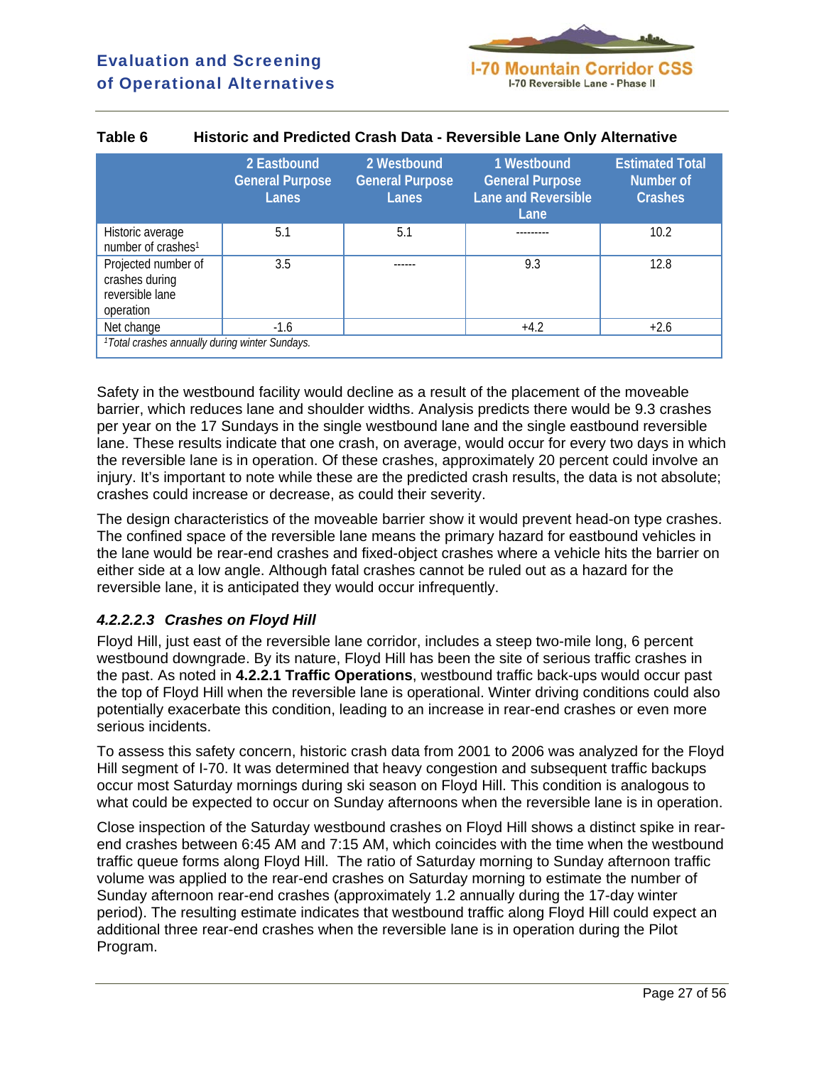**Table 6 Historic and Predicted Crash Data - Reversible Lane Only Alternative**

| | 2 Eastbound General Purpose Lanes | 2 Westbound General Purpose Lanes | 1 Westbound General Purpose Lane and Reversible Lane | Estimated Total Number of Crashes |
|---|---|---|---|---|
| Historic average number of crashes[1] | 5.1 | 5.1 | --------- | 10.2 |
| Projected number of crashes during reversible lane operation | 3.5 | ------ | 9.3 | 12.8 |
| Net change | -1.6 | | +4.2 | +2.6 |

[1]*Total crashes annually during winter Sundays.*

Safety in the westbound facility would decline as a result of the placement of the moveable barrier, which reduces lane and shoulder widths. Analysis predicts there would be 9.3 crashes per year on the 17 Sundays in the single westbound lane and the single eastbound reversible lane. These results indicate that one crash, on average, would occur for every two days in which the reversible lane is in operation. Of these crashes, approximately 20 percent could involve an injury. It's important to note while these are the predicted crash results, the data is not absolute; crashes could increase or decrease, as could their severity.

The design characteristics of the moveable barrier show it would prevent head-on type crashes. The confined space of the reversible lane means the primary hazard for eastbound vehicles in the lane would be rear-end crashes and fixed-object crashes where a vehicle hits the barrier on either side at a low angle. Although fatal crashes cannot be ruled out as a hazard for the reversible lane, it is anticipated they would occur infrequently.

#### *4.2.2.2.3 Crashes on Floyd Hill*

Floyd Hill, just east of the reversible lane corridor, includes a steep two-mile long, 6 percent westbound downgrade. By its nature, Floyd Hill has been the site of serious traffic crashes in the past. As noted in **4.2.2.1 Traffic Operations**, westbound traffic back-ups would occur past the top of Floyd Hill when the reversible lane is operational. Winter driving conditions could also potentially exacerbate this condition, leading to an increase in rear-end crashes or even more serious incidents.

To assess this safety concern, historic crash data from 2001 to 2006 was analyzed for the Floyd Hill segment of I-70. It was determined that heavy congestion and subsequent traffic backups occur most Saturday mornings during ski season on Floyd Hill. This condition is analogous to what could be expected to occur on Sunday afternoons when the reversible lane is in operation.

Close inspection of the Saturday westbound crashes on Floyd Hill shows a distinct spike in rear-end crashes between 6:45 AM and 7:15 AM, which coincides with the time when the westbound traffic queue forms along Floyd Hill. The ratio of Saturday morning to Sunday afternoon traffic volume was applied to the rear-end crashes on Saturday morning to estimate the number of Sunday afternoon rear-end crashes (approximately 1.2 annually during the 17-day winter period). The resulting estimate indicates that westbound traffic along Floyd Hill could expect an additional three rear-end crashes when the reversible lane is in operation during the Pilot Program.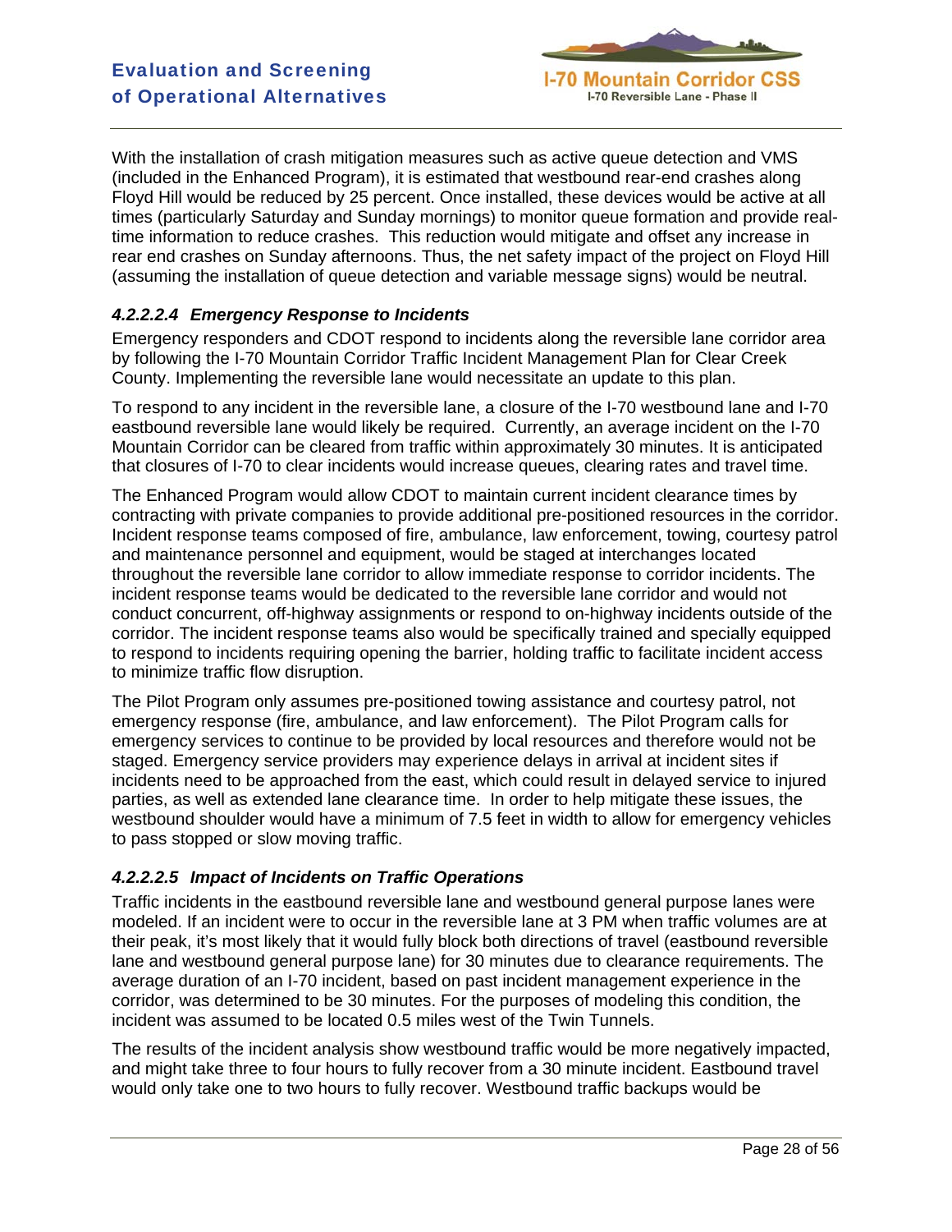With the installation of crash mitigation measures such as active queue detection and VMS (included in the Enhanced Program), it is estimated that westbound rear-end crashes along Floyd Hill would be reduced by 25 percent. Once installed, these devices would be active at all times (particularly Saturday and Sunday mornings) to monitor queue formation and provide real-time information to reduce crashes. This reduction would mitigate and offset any increase in rear end crashes on Sunday afternoons. Thus, the net safety impact of the project on Floyd Hill (assuming the installation of queue detection and variable message signs) would be neutral.

#### *4.2.2.2.4 Emergency Response to Incidents*

Emergency responders and CDOT respond to incidents along the reversible lane corridor area by following the I-70 Mountain Corridor Traffic Incident Management Plan for Clear Creek County. Implementing the reversible lane would necessitate an update to this plan.

To respond to any incident in the reversible lane, a closure of the I-70 westbound lane and I-70 eastbound reversible lane would likely be required. Currently, an average incident on the I-70 Mountain Corridor can be cleared from traffic within approximately 30 minutes. It is anticipated that closures of I-70 to clear incidents would increase queues, clearing rates and travel time.

The Enhanced Program would allow CDOT to maintain current incident clearance times by contracting with private companies to provide additional pre-positioned resources in the corridor. Incident response teams composed of fire, ambulance, law enforcement, towing, courtesy patrol and maintenance personnel and equipment, would be staged at interchanges located throughout the reversible lane corridor to allow immediate response to corridor incidents. The incident response teams would be dedicated to the reversible lane corridor and would not conduct concurrent, off-highway assignments or respond to on-highway incidents outside of the corridor. The incident response teams also would be specifically trained and specially equipped to respond to incidents requiring opening the barrier, holding traffic to facilitate incident access to minimize traffic flow disruption.

The Pilot Program only assumes pre-positioned towing assistance and courtesy patrol, not emergency response (fire, ambulance, and law enforcement). The Pilot Program calls for emergency services to continue to be provided by local resources and therefore would not be staged. Emergency service providers may experience delays in arrival at incident sites if incidents need to be approached from the east, which could result in delayed service to injured parties, as well as extended lane clearance time. In order to help mitigate these issues, the westbound shoulder would have a minimum of 7.5 feet in width to allow for emergency vehicles to pass stopped or slow moving traffic.

#### *4.2.2.2.5 Impact of Incidents on Traffic Operations*

Traffic incidents in the eastbound reversible lane and westbound general purpose lanes were modeled. If an incident were to occur in the reversible lane at 3 PM when traffic volumes are at their peak, it's most likely that it would fully block both directions of travel (eastbound reversible lane and westbound general purpose lane) for 30 minutes due to clearance requirements. The average duration of an I-70 incident, based on past incident management experience in the corridor, was determined to be 30 minutes. For the purposes of modeling this condition, the incident was assumed to be located 0.5 miles west of the Twin Tunnels.

The results of the incident analysis show westbound traffic would be more negatively impacted, and might take three to four hours to fully recover from a 30 minute incident. Eastbound travel would only take one to two hours to fully recover. Westbound traffic backups would be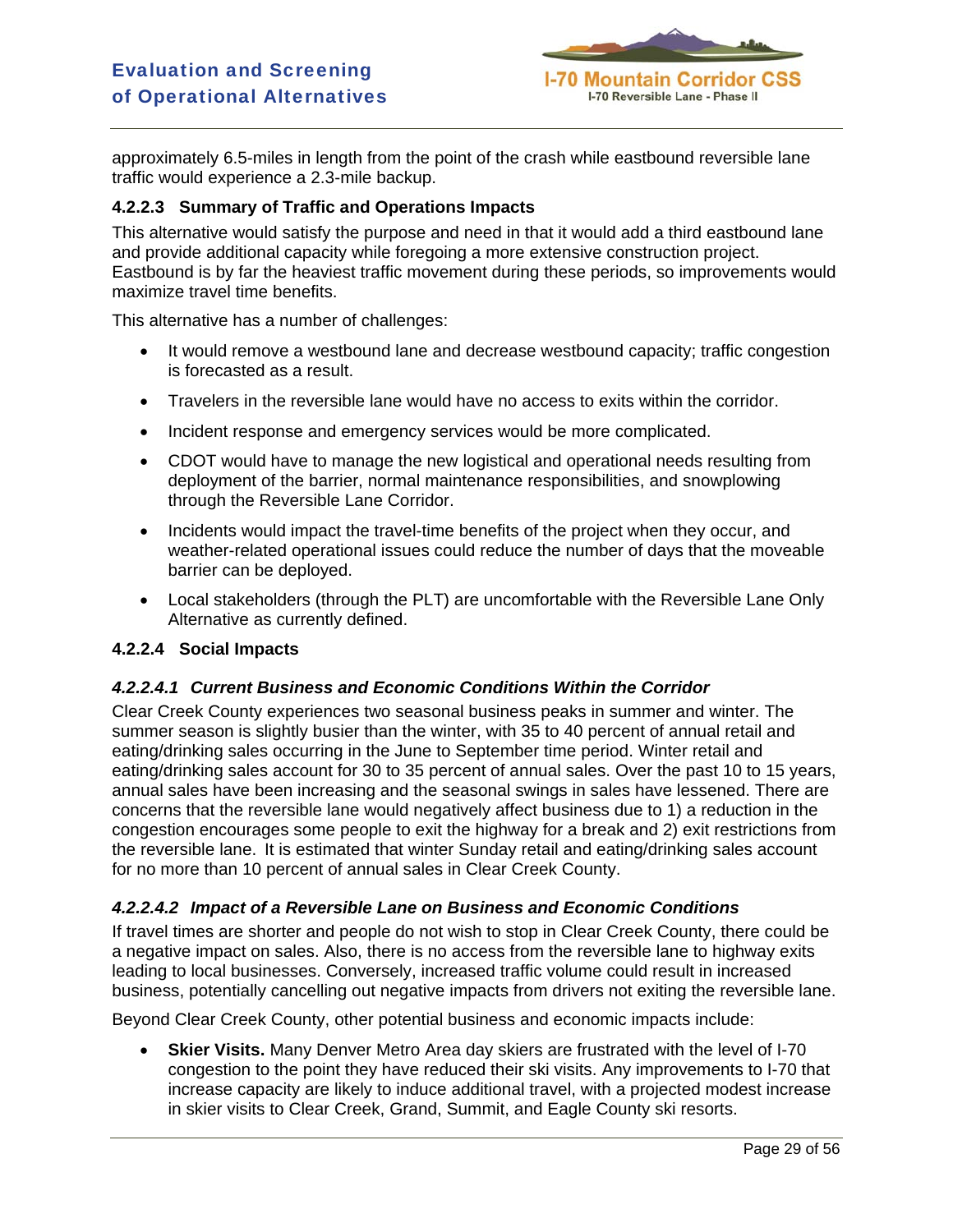approximately 6.5-miles in length from the point of the crash while eastbound reversible lane traffic would experience a 2.3-mile backup.

#### 4.2.2.3 Summary of Traffic and Operations Impacts

This alternative would satisfy the purpose and need in that it would add a third eastbound lane and provide additional capacity while foregoing a more extensive construction project. Eastbound is by far the heaviest traffic movement during these periods, so improvements would maximize travel time benefits.

This alternative has a number of challenges:

- It would remove a westbound lane and decrease westbound capacity; traffic congestion is forecasted as a result.
- Travelers in the reversible lane would have no access to exits within the corridor.
- Incident response and emergency services would be more complicated.
- CDOT would have to manage the new logistical and operational needs resulting from deployment of the barrier, normal maintenance responsibilities, and snowplowing through the Reversible Lane Corridor.
- Incidents would impact the travel-time benefits of the project when they occur, and weather-related operational issues could reduce the number of days that the moveable barrier can be deployed.
- Local stakeholders (through the PLT) are uncomfortable with the Reversible Lane Only Alternative as currently defined.

#### 4.2.2.4 Social Impacts

##### *4.2.2.4.1 Current Business and Economic Conditions Within the Corridor*

Clear Creek County experiences two seasonal business peaks in summer and winter. The summer season is slightly busier than the winter, with 35 to 40 percent of annual retail and eating/drinking sales occurring in the June to September time period. Winter retail and eating/drinking sales account for 30 to 35 percent of annual sales. Over the past 10 to 15 years, annual sales have been increasing and the seasonal swings in sales have lessened. There are concerns that the reversible lane would negatively affect business due to 1) a reduction in the congestion encourages some people to exit the highway for a break and 2) exit restrictions from the reversible lane. It is estimated that winter Sunday retail and eating/drinking sales account for no more than 10 percent of annual sales in Clear Creek County.

##### *4.2.2.4.2 Impact of a Reversible Lane on Business and Economic Conditions*

If travel times are shorter and people do not wish to stop in Clear Creek County, there could be a negative impact on sales. Also, there is no access from the reversible lane to highway exits leading to local businesses. Conversely, increased traffic volume could result in increased business, potentially cancelling out negative impacts from drivers not exiting the reversible lane.

Beyond Clear Creek County, other potential business and economic impacts include:

- **Skier Visits.** Many Denver Metro Area day skiers are frustrated with the level of I-70 congestion to the point they have reduced their ski visits. Any improvements to I-70 that increase capacity are likely to induce additional travel, with a projected modest increase in skier visits to Clear Creek, Grand, Summit, and Eagle County ski resorts.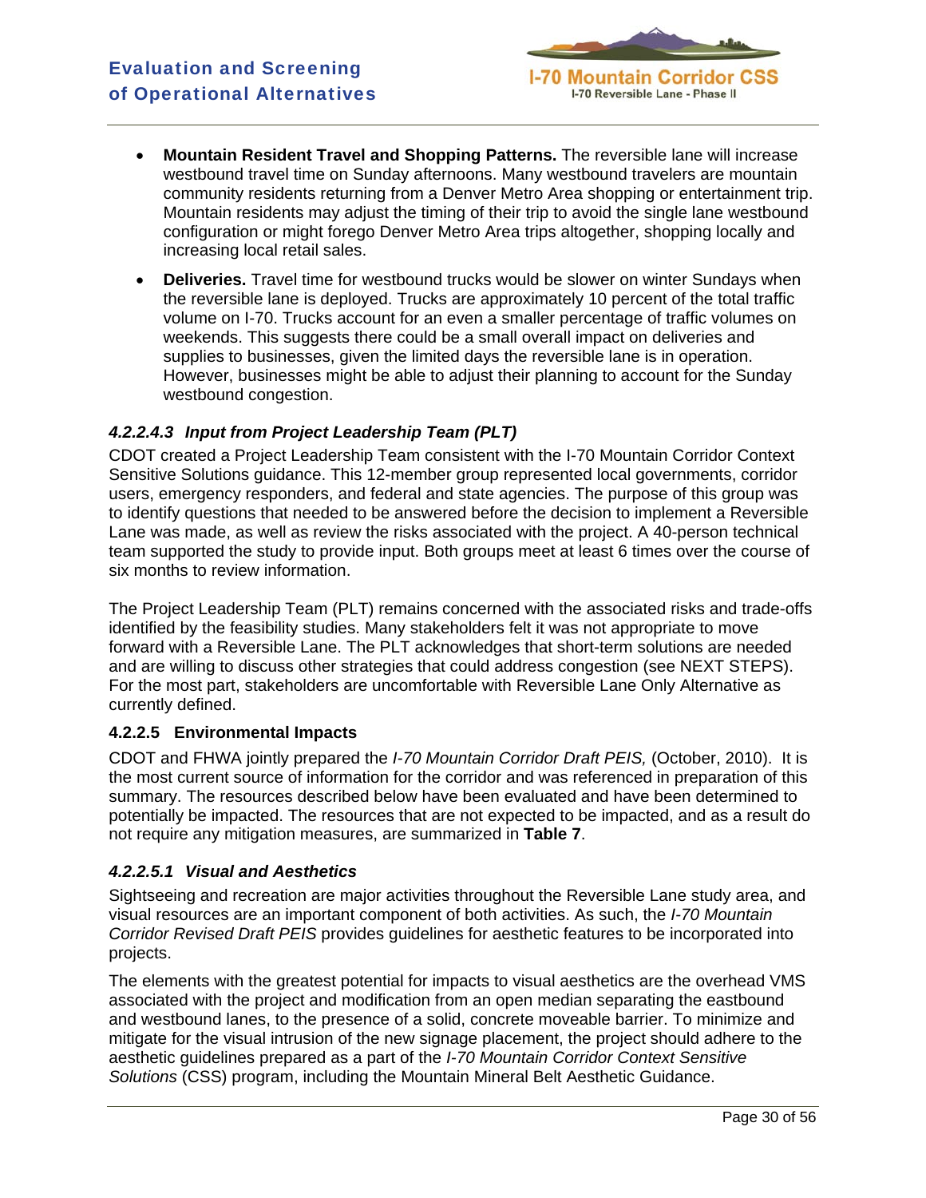- **Mountain Resident Travel and Shopping Patterns.** The reversible lane will increase westbound travel time on Sunday afternoons. Many westbound travelers are mountain community residents returning from a Denver Metro Area shopping or entertainment trip. Mountain residents may adjust the timing of their trip to avoid the single lane westbound configuration or might forego Denver Metro Area trips altogether, shopping locally and increasing local retail sales.
- **Deliveries.** Travel time for westbound trucks would be slower on winter Sundays when the reversible lane is deployed. Trucks are approximately 10 percent of the total traffic volume on I-70. Trucks account for an even a smaller percentage of traffic volumes on weekends. This suggests there could be a small overall impact on deliveries and supplies to businesses, given the limited days the reversible lane is in operation. However, businesses might be able to adjust their planning to account for the Sunday westbound congestion.

#### *4.2.2.4.3 Input from Project Leadership Team (PLT)*

CDOT created a Project Leadership Team consistent with the I-70 Mountain Corridor Context Sensitive Solutions guidance. This 12-member group represented local governments, corridor users, emergency responders, and federal and state agencies. The purpose of this group was to identify questions that needed to be answered before the decision to implement a Reversible Lane was made, as well as review the risks associated with the project. A 40-person technical team supported the study to provide input. Both groups meet at least 6 times over the course of six months to review information.

The Project Leadership Team (PLT) remains concerned with the associated risks and trade-offs identified by the feasibility studies. Many stakeholders felt it was not appropriate to move forward with a Reversible Lane. The PLT acknowledges that short-term solutions are needed and are willing to discuss other strategies that could address congestion (see NEXT STEPS). For the most part, stakeholders are uncomfortable with Reversible Lane Only Alternative as currently defined.

### 4.2.2.5 Environmental Impacts

CDOT and FHWA jointly prepared the *I-70 Mountain Corridor Draft PEIS,* (October, 2010). It is the most current source of information for the corridor and was referenced in preparation of this summary. The resources described below have been evaluated and have been determined to potentially be impacted. The resources that are not expected to be impacted, and as a result do not require any mitigation measures, are summarized in **Table 7**.

#### *4.2.2.5.1 Visual and Aesthetics*

Sightseeing and recreation are major activities throughout the Reversible Lane study area, and visual resources are an important component of both activities. As such, the *I-70 Mountain Corridor Revised Draft PEIS* provides guidelines for aesthetic features to be incorporated into projects.

The elements with the greatest potential for impacts to visual aesthetics are the overhead VMS associated with the project and modification from an open median separating the eastbound and westbound lanes, to the presence of a solid, concrete moveable barrier. To minimize and mitigate for the visual intrusion of the new signage placement, the project should adhere to the aesthetic guidelines prepared as a part of the *I-70 Mountain Corridor Context Sensitive Solutions* (CSS) program, including the Mountain Mineral Belt Aesthetic Guidance.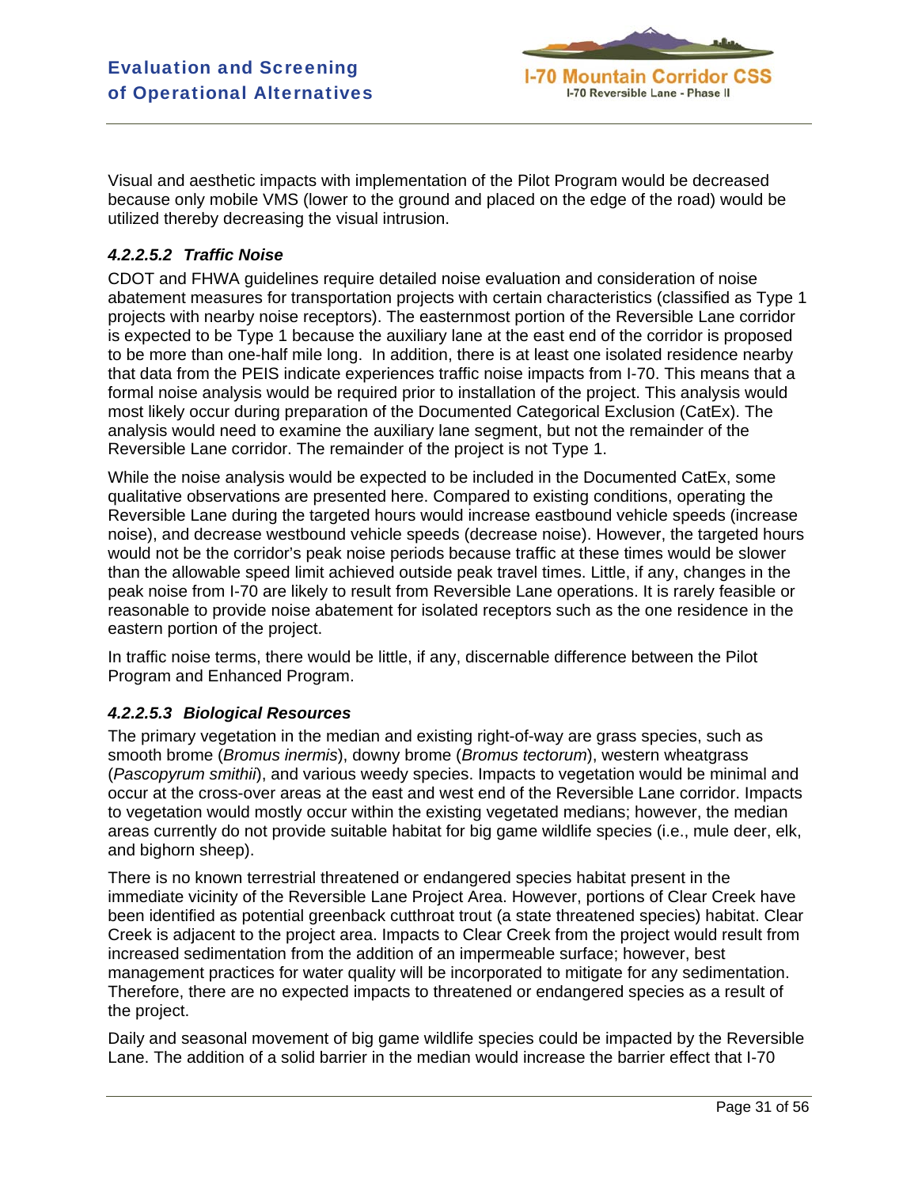Visual and aesthetic impacts with implementation of the Pilot Program would be decreased because only mobile VMS (lower to the ground and placed on the edge of the road) would be utilized thereby decreasing the visual intrusion.

#### *4.2.2.5.2 Traffic Noise*

CDOT and FHWA guidelines require detailed noise evaluation and consideration of noise abatement measures for transportation projects with certain characteristics (classified as Type 1 projects with nearby noise receptors). The easternmost portion of the Reversible Lane corridor is expected to be Type 1 because the auxiliary lane at the east end of the corridor is proposed to be more than one-half mile long. In addition, there is at least one isolated residence nearby that data from the PEIS indicate experiences traffic noise impacts from I-70. This means that a formal noise analysis would be required prior to installation of the project. This analysis would most likely occur during preparation of the Documented Categorical Exclusion (CatEx). The analysis would need to examine the auxiliary lane segment, but not the remainder of the Reversible Lane corridor. The remainder of the project is not Type 1.

While the noise analysis would be expected to be included in the Documented CatEx, some qualitative observations are presented here. Compared to existing conditions, operating the Reversible Lane during the targeted hours would increase eastbound vehicle speeds (increase noise), and decrease westbound vehicle speeds (decrease noise). However, the targeted hours would not be the corridor's peak noise periods because traffic at these times would be slower than the allowable speed limit achieved outside peak travel times. Little, if any, changes in the peak noise from I-70 are likely to result from Reversible Lane operations. It is rarely feasible or reasonable to provide noise abatement for isolated receptors such as the one residence in the eastern portion of the project.

In traffic noise terms, there would be little, if any, discernable difference between the Pilot Program and Enhanced Program.

#### *4.2.2.5.3 Biological Resources*

The primary vegetation in the median and existing right-of-way are grass species, such as smooth brome (*Bromus inermis*), downy brome (*Bromus tectorum*), western wheatgrass (*Pascopyrum smithii*), and various weedy species. Impacts to vegetation would be minimal and occur at the cross-over areas at the east and west end of the Reversible Lane corridor. Impacts to vegetation would mostly occur within the existing vegetated medians; however, the median areas currently do not provide suitable habitat for big game wildlife species (i.e., mule deer, elk, and bighorn sheep).

There is no known terrestrial threatened or endangered species habitat present in the immediate vicinity of the Reversible Lane Project Area. However, portions of Clear Creek have been identified as potential greenback cutthroat trout (a state threatened species) habitat. Clear Creek is adjacent to the project area. Impacts to Clear Creek from the project would result from increased sedimentation from the addition of an impermeable surface; however, best management practices for water quality will be incorporated to mitigate for any sedimentation. Therefore, there are no expected impacts to threatened or endangered species as a result of the project.

Daily and seasonal movement of big game wildlife species could be impacted by the Reversible Lane. The addition of a solid barrier in the median would increase the barrier effect that I-70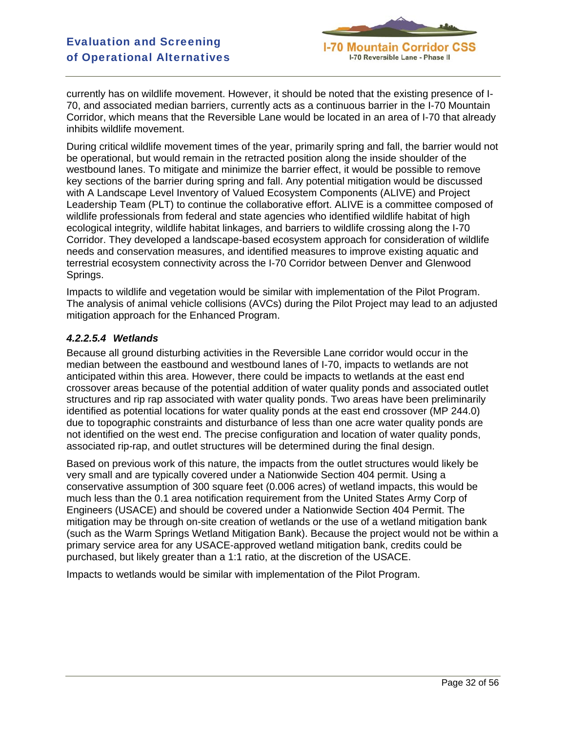currently has on wildlife movement. However, it should be noted that the existing presence of I-70, and associated median barriers, currently acts as a continuous barrier in the I-70 Mountain Corridor, which means that the Reversible Lane would be located in an area of I-70 that already inhibits wildlife movement.

During critical wildlife movement times of the year, primarily spring and fall, the barrier would not be operational, but would remain in the retracted position along the inside shoulder of the westbound lanes. To mitigate and minimize the barrier effect, it would be possible to remove key sections of the barrier during spring and fall. Any potential mitigation would be discussed with A Landscape Level Inventory of Valued Ecosystem Components (ALIVE) and Project Leadership Team (PLT) to continue the collaborative effort. ALIVE is a committee composed of wildlife professionals from federal and state agencies who identified wildlife habitat of high ecological integrity, wildlife habitat linkages, and barriers to wildlife crossing along the I-70 Corridor. They developed a landscape-based ecosystem approach for consideration of wildlife needs and conservation measures, and identified measures to improve existing aquatic and terrestrial ecosystem connectivity across the I-70 Corridor between Denver and Glenwood Springs.

Impacts to wildlife and vegetation would be similar with implementation of the Pilot Program. The analysis of animal vehicle collisions (AVCs) during the Pilot Project may lead to an adjusted mitigation approach for the Enhanced Program.

#### *4.2.2.5.4 Wetlands*

Because all ground disturbing activities in the Reversible Lane corridor would occur in the median between the eastbound and westbound lanes of I-70, impacts to wetlands are not anticipated within this area. However, there could be impacts to wetlands at the east end crossover areas because of the potential addition of water quality ponds and associated outlet structures and rip rap associated with water quality ponds. Two areas have been preliminarily identified as potential locations for water quality ponds at the east end crossover (MP 244.0) due to topographic constraints and disturbance of less than one acre water quality ponds are not identified on the west end. The precise configuration and location of water quality ponds, associated rip-rap, and outlet structures will be determined during the final design.

Based on previous work of this nature, the impacts from the outlet structures would likely be very small and are typically covered under a Nationwide Section 404 permit. Using a conservative assumption of 300 square feet (0.006 acres) of wetland impacts, this would be much less than the 0.1 area notification requirement from the United States Army Corp of Engineers (USACE) and should be covered under a Nationwide Section 404 Permit. The mitigation may be through on-site creation of wetlands or the use of a wetland mitigation bank (such as the Warm Springs Wetland Mitigation Bank). Because the project would not be within a primary service area for any USACE-approved wetland mitigation bank, credits could be purchased, but likely greater than a 1:1 ratio, at the discretion of the USACE.

Impacts to wetlands would be similar with implementation of the Pilot Program.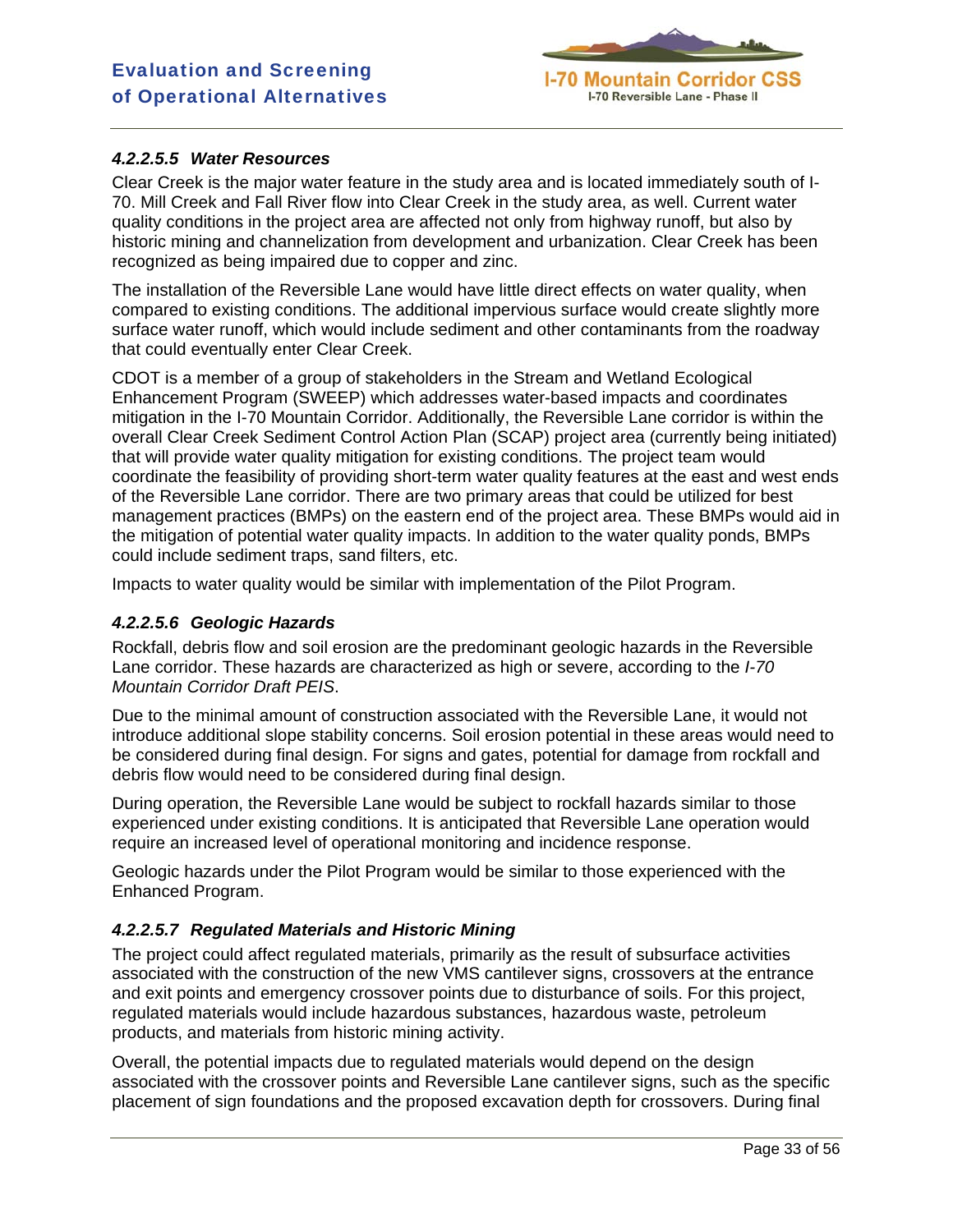#### *4.2.2.5.5 Water Resources*

Clear Creek is the major water feature in the study area and is located immediately south of I-70. Mill Creek and Fall River flow into Clear Creek in the study area, as well. Current water quality conditions in the project area are affected not only from highway runoff, but also by historic mining and channelization from development and urbanization. Clear Creek has been recognized as being impaired due to copper and zinc.

The installation of the Reversible Lane would have little direct effects on water quality, when compared to existing conditions. The additional impervious surface would create slightly more surface water runoff, which would include sediment and other contaminants from the roadway that could eventually enter Clear Creek.

CDOT is a member of a group of stakeholders in the Stream and Wetland Ecological Enhancement Program (SWEEP) which addresses water-based impacts and coordinates mitigation in the I-70 Mountain Corridor. Additionally, the Reversible Lane corridor is within the overall Clear Creek Sediment Control Action Plan (SCAP) project area (currently being initiated) that will provide water quality mitigation for existing conditions. The project team would coordinate the feasibility of providing short-term water quality features at the east and west ends of the Reversible Lane corridor. There are two primary areas that could be utilized for best management practices (BMPs) on the eastern end of the project area. These BMPs would aid in the mitigation of potential water quality impacts. In addition to the water quality ponds, BMPs could include sediment traps, sand filters, etc.

Impacts to water quality would be similar with implementation of the Pilot Program.

#### *4.2.2.5.6 Geologic Hazards*

Rockfall, debris flow and soil erosion are the predominant geologic hazards in the Reversible Lane corridor. These hazards are characterized as high or severe, according to the *I-70 Mountain Corridor Draft PEIS*.

Due to the minimal amount of construction associated with the Reversible Lane, it would not introduce additional slope stability concerns. Soil erosion potential in these areas would need to be considered during final design. For signs and gates, potential for damage from rockfall and debris flow would need to be considered during final design.

During operation, the Reversible Lane would be subject to rockfall hazards similar to those experienced under existing conditions. It is anticipated that Reversible Lane operation would require an increased level of operational monitoring and incidence response.

Geologic hazards under the Pilot Program would be similar to those experienced with the Enhanced Program.

#### *4.2.2.5.7 Regulated Materials and Historic Mining*

The project could affect regulated materials, primarily as the result of subsurface activities associated with the construction of the new VMS cantilever signs, crossovers at the entrance and exit points and emergency crossover points due to disturbance of soils. For this project, regulated materials would include hazardous substances, hazardous waste, petroleum products, and materials from historic mining activity.

Overall, the potential impacts due to regulated materials would depend on the design associated with the crossover points and Reversible Lane cantilever signs, such as the specific placement of sign foundations and the proposed excavation depth for crossovers. During final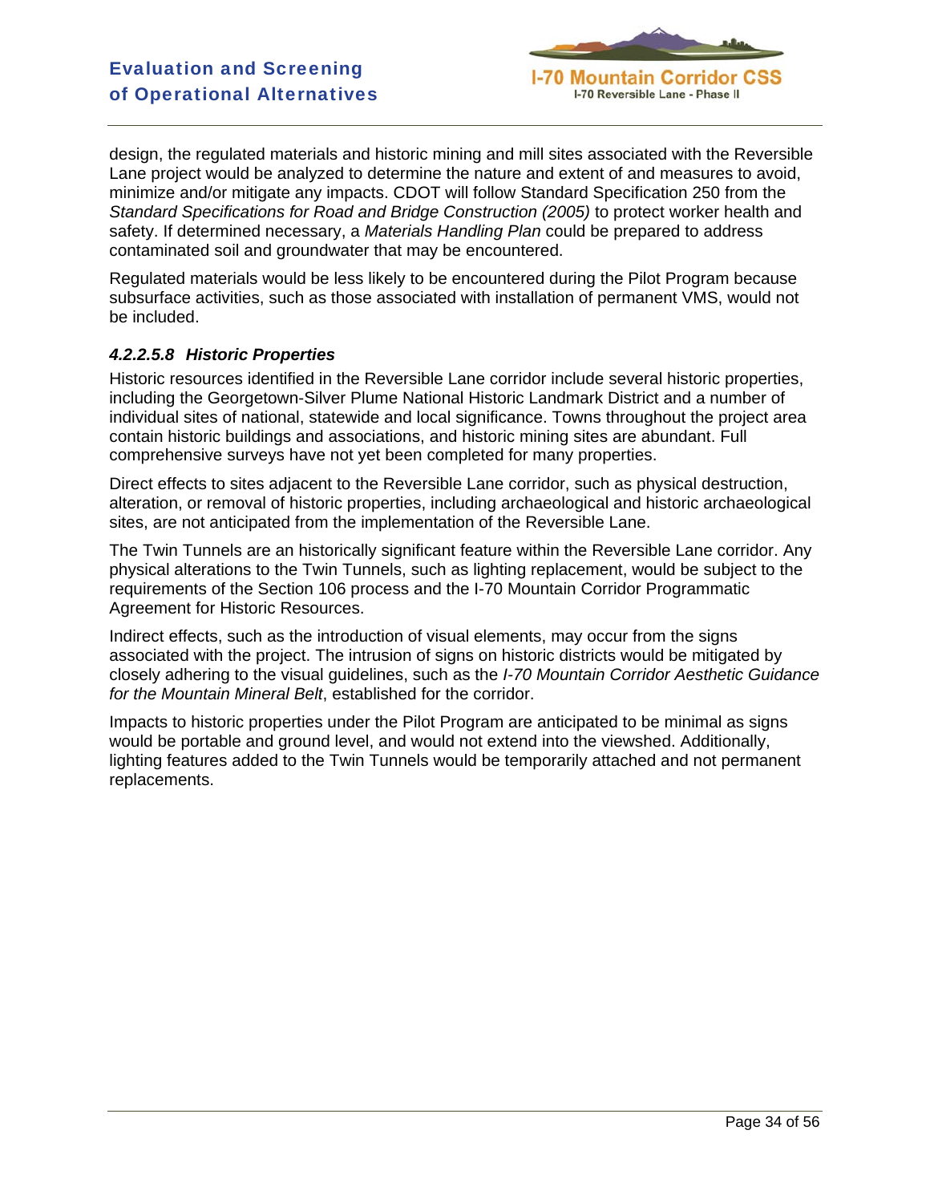design, the regulated materials and historic mining and mill sites associated with the Reversible Lane project would be analyzed to determine the nature and extent of and measures to avoid, minimize and/or mitigate any impacts. CDOT will follow Standard Specification 250 from the *Standard Specifications for Road and Bridge Construction (2005)* to protect worker health and safety. If determined necessary, a *Materials Handling Plan* could be prepared to address contaminated soil and groundwater that may be encountered.

Regulated materials would be less likely to be encountered during the Pilot Program because subsurface activities, such as those associated with installation of permanent VMS, would not be included.

#### *4.2.2.5.8 Historic Properties*

Historic resources identified in the Reversible Lane corridor include several historic properties, including the Georgetown-Silver Plume National Historic Landmark District and a number of individual sites of national, statewide and local significance. Towns throughout the project area contain historic buildings and associations, and historic mining sites are abundant. Full comprehensive surveys have not yet been completed for many properties.

Direct effects to sites adjacent to the Reversible Lane corridor, such as physical destruction, alteration, or removal of historic properties, including archaeological and historic archaeological sites, are not anticipated from the implementation of the Reversible Lane.

The Twin Tunnels are an historically significant feature within the Reversible Lane corridor. Any physical alterations to the Twin Tunnels, such as lighting replacement, would be subject to the requirements of the Section 106 process and the I-70 Mountain Corridor Programmatic Agreement for Historic Resources.

Indirect effects, such as the introduction of visual elements, may occur from the signs associated with the project. The intrusion of signs on historic districts would be mitigated by closely adhering to the visual guidelines, such as the *I-70 Mountain Corridor Aesthetic Guidance for the Mountain Mineral Belt*, established for the corridor.

Impacts to historic properties under the Pilot Program are anticipated to be minimal as signs would be portable and ground level, and would not extend into the viewshed. Additionally, lighting features added to the Twin Tunnels would be temporarily attached and not permanent replacements.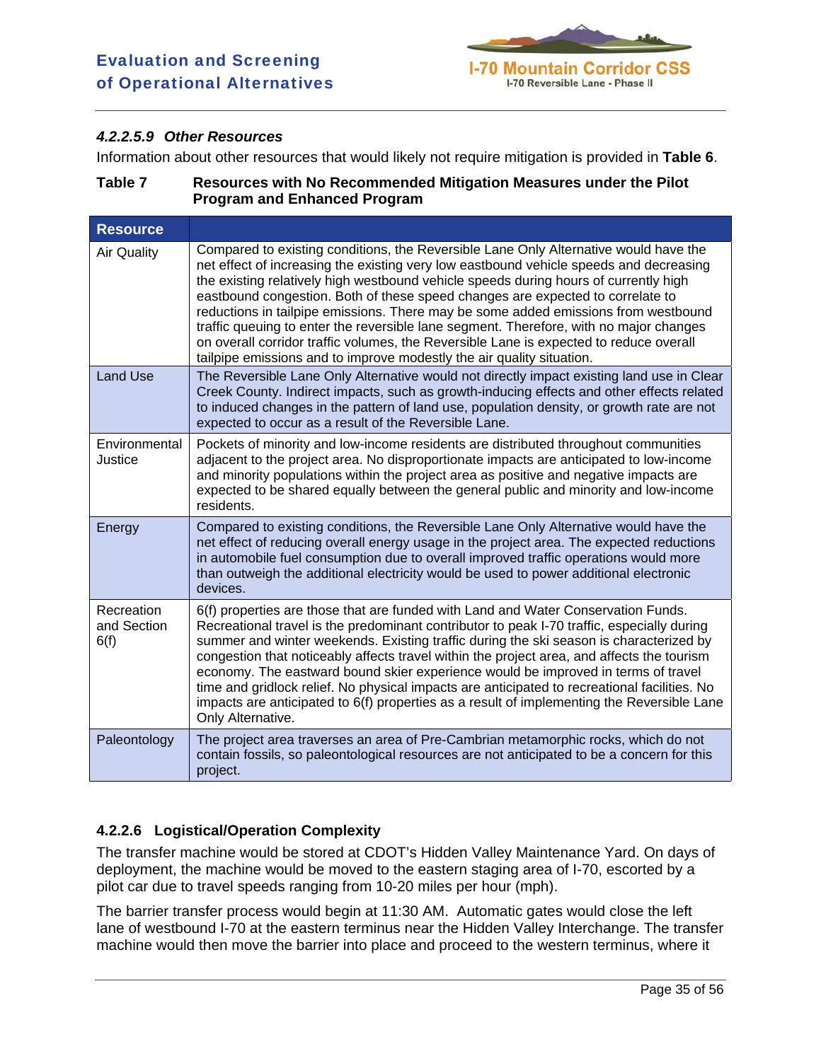#### *4.2.2.5.9 Other Resources*

Information about other resources that would likely not require mitigation is provided in **Table 6**.

**Table 7 Resources with No Recommended Mitigation Measures under the Pilot Program and Enhanced Program**

| Resource | |
|---|---|
| Air Quality | Compared to existing conditions, the Reversible Lane Only Alternative would have the net effect of increasing the existing very low eastbound vehicle speeds and decreasing the existing relatively high westbound vehicle speeds during hours of currently high eastbound congestion. Both of these speed changes are expected to correlate to reductions in tailpipe emissions. There may be some added emissions from westbound traffic queuing to enter the reversible lane segment. Therefore, with no major changes on overall corridor traffic volumes, the Reversible Lane is expected to reduce overall tailpipe emissions and to improve modestly the air quality situation. |
| Land Use | The Reversible Lane Only Alternative would not directly impact existing land use in Clear Creek County. Indirect impacts, such as growth-inducing effects and other effects related to induced changes in the pattern of land use, population density, or growth rate are not expected to occur as a result of the Reversible Lane. |
| Environmental Justice | Pockets of minority and low-income residents are distributed throughout communities adjacent to the project area. No disproportionate impacts are anticipated to low-income and minority populations within the project area as positive and negative impacts are expected to be shared equally between the general public and minority and low-income residents. |
| Energy | Compared to existing conditions, the Reversible Lane Only Alternative would have the net effect of reducing overall energy usage in the project area. The expected reductions in automobile fuel consumption due to overall improved traffic operations would more than outweigh the additional electricity would be used to power additional electronic devices. |
| Recreation and Section 6(f) | 6(f) properties are those that are funded with Land and Water Conservation Funds. Recreational travel is the predominant contributor to peak I-70 traffic, especially during summer and winter weekends. Existing traffic during the ski season is characterized by congestion that noticeably affects travel within the project area, and affects the tourism economy. The eastward bound skier experience would be improved in terms of travel time and gridlock relief. No physical impacts are anticipated to recreational facilities. No impacts are anticipated to 6(f) properties as a result of implementing the Reversible Lane Only Alternative. |
| Paleontology | The project area traverses an area of Pre-Cambrian metamorphic rocks, which do not contain fossils, so paleontological resources are not anticipated to be a concern for this project. |

### 4.2.2.6 Logistical/Operation Complexity

The transfer machine would be stored at CDOT's Hidden Valley Maintenance Yard. On days of deployment, the machine would be moved to the eastern staging area of I-70, escorted by a pilot car due to travel speeds ranging from 10-20 miles per hour (mph).

The barrier transfer process would begin at 11:30 AM. Automatic gates would close the left lane of westbound I-70 at the eastern terminus near the Hidden Valley Interchange. The transfer machine would then move the barrier into place and proceed to the western terminus, where it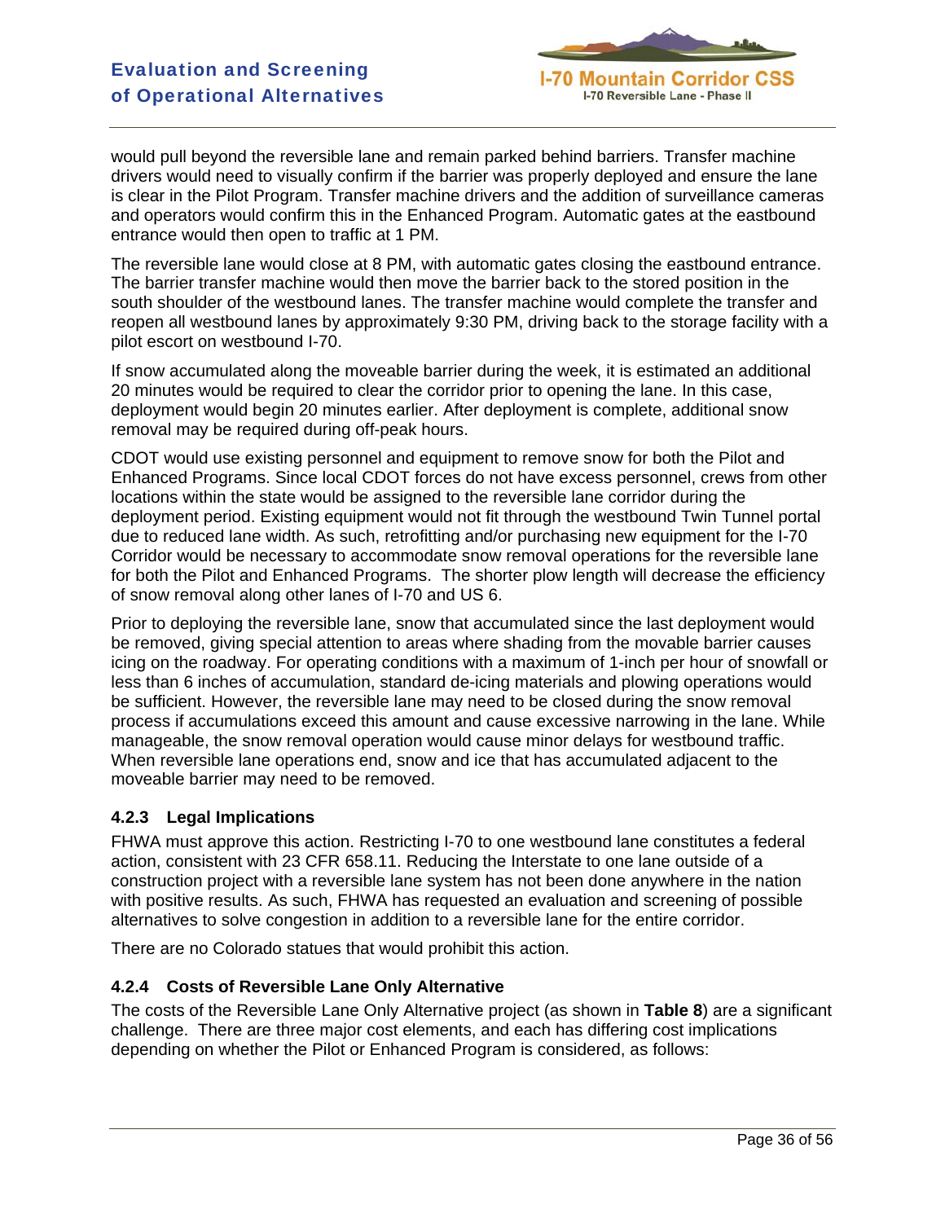would pull beyond the reversible lane and remain parked behind barriers. Transfer machine drivers would need to visually confirm if the barrier was properly deployed and ensure the lane is clear in the Pilot Program. Transfer machine drivers and the addition of surveillance cameras and operators would confirm this in the Enhanced Program. Automatic gates at the eastbound entrance would then open to traffic at 1 PM.

The reversible lane would close at 8 PM, with automatic gates closing the eastbound entrance. The barrier transfer machine would then move the barrier back to the stored position in the south shoulder of the westbound lanes. The transfer machine would complete the transfer and reopen all westbound lanes by approximately 9:30 PM, driving back to the storage facility with a pilot escort on westbound I-70.

If snow accumulated along the moveable barrier during the week, it is estimated an additional 20 minutes would be required to clear the corridor prior to opening the lane. In this case, deployment would begin 20 minutes earlier. After deployment is complete, additional snow removal may be required during off-peak hours.

CDOT would use existing personnel and equipment to remove snow for both the Pilot and Enhanced Programs. Since local CDOT forces do not have excess personnel, crews from other locations within the state would be assigned to the reversible lane corridor during the deployment period. Existing equipment would not fit through the westbound Twin Tunnel portal due to reduced lane width. As such, retrofitting and/or purchasing new equipment for the I-70 Corridor would be necessary to accommodate snow removal operations for the reversible lane for both the Pilot and Enhanced Programs. The shorter plow length will decrease the efficiency of snow removal along other lanes of I-70 and US 6.

Prior to deploying the reversible lane, snow that accumulated since the last deployment would be removed, giving special attention to areas where shading from the movable barrier causes icing on the roadway. For operating conditions with a maximum of 1-inch per hour of snowfall or less than 6 inches of accumulation, standard de-icing materials and plowing operations would be sufficient. However, the reversible lane may need to be closed during the snow removal process if accumulations exceed this amount and cause excessive narrowing in the lane. While manageable, the snow removal operation would cause minor delays for westbound traffic. When reversible lane operations end, snow and ice that has accumulated adjacent to the moveable barrier may need to be removed.

### 4.2.3 Legal Implications

FHWA must approve this action. Restricting I-70 to one westbound lane constitutes a federal action, consistent with 23 CFR 658.11. Reducing the Interstate to one lane outside of a construction project with a reversible lane system has not been done anywhere in the nation with positive results. As such, FHWA has requested an evaluation and screening of possible alternatives to solve congestion in addition to a reversible lane for the entire corridor.

There are no Colorado statues that would prohibit this action.

### 4.2.4 Costs of Reversible Lane Only Alternative

The costs of the Reversible Lane Only Alternative project (as shown in **Table 8**) are a significant challenge. There are three major cost elements, and each has differing cost implications depending on whether the Pilot or Enhanced Program is considered, as follows: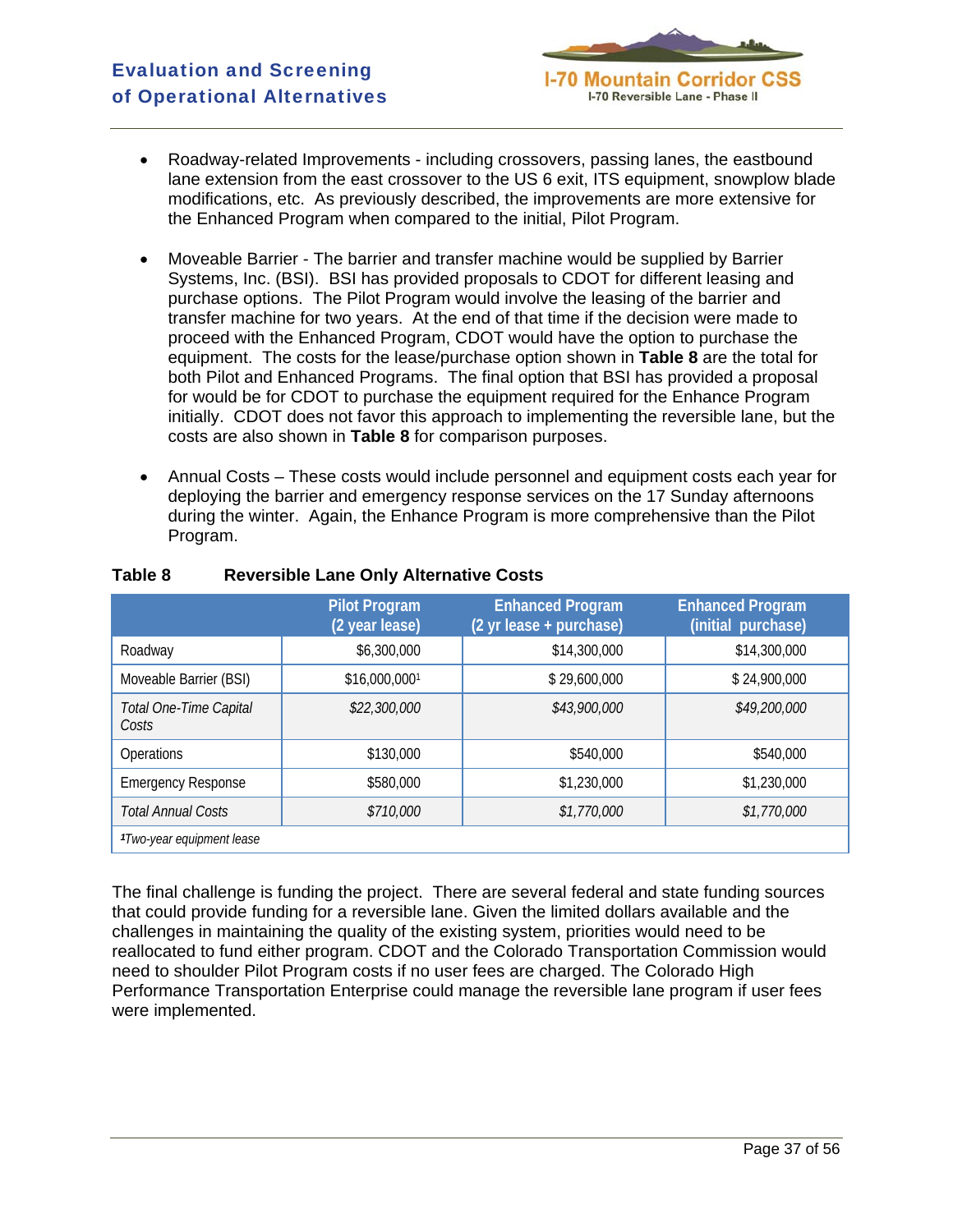- Roadway-related Improvements - including crossovers, passing lanes, the eastbound lane extension from the east crossover to the US 6 exit, ITS equipment, snowplow blade modifications, etc. As previously described, the improvements are more extensive for the Enhanced Program when compared to the initial, Pilot Program.

- Moveable Barrier - The barrier and transfer machine would be supplied by Barrier Systems, Inc. (BSI). BSI has provided proposals to CDOT for different leasing and purchase options. The Pilot Program would involve the leasing of the barrier and transfer machine for two years. At the end of that time if the decision were made to proceed with the Enhanced Program, CDOT would have the option to purchase the equipment. The costs for the lease/purchase option shown in **Table 8** are the total for both Pilot and Enhanced Programs. The final option that BSI has provided a proposal for would be for CDOT to purchase the equipment required for the Enhance Program initially. CDOT does not favor this approach to implementing the reversible lane, but the costs are also shown in **Table 8** for comparison purposes.

- Annual Costs – These costs would include personnel and equipment costs each year for deploying the barrier and emergency response services on the 17 Sunday afternoons during the winter. Again, the Enhance Program is more comprehensive than the Pilot Program.

**Table 8 Reversible Lane Only Alternative Costs**

| | Pilot Program (2 year lease) | Enhanced Program (2 yr lease + purchase) | Enhanced Program (initial purchase) |
|---|---|---|---|
| Roadway | $6,300,000 | $14,300,000 | $14,300,000 |
| Moveable Barrier (BSI) | $16,000,000[1] | $ 29,600,000 | $ 24,900,000 |
| *Total One-Time Capital Costs* | *$22,300,000* | *$43,900,000* | *$49,200,000* |
| Operations | $130,000 | $540,000 | $540,000 |
| Emergency Response | $580,000 | $1,230,000 | $1,230,000 |
| *Total Annual Costs* | *$710,000* | *$1,770,000* | *$1,770,000* |

*[1]Two-year equipment lease*

The final challenge is funding the project. There are several federal and state funding sources that could provide funding for a reversible lane. Given the limited dollars available and the challenges in maintaining the quality of the existing system, priorities would need to be reallocated to fund either program. CDOT and the Colorado Transportation Commission would need to shoulder Pilot Program costs if no user fees are charged. The Colorado High Performance Transportation Enterprise could manage the reversible lane program if user fees were implemented.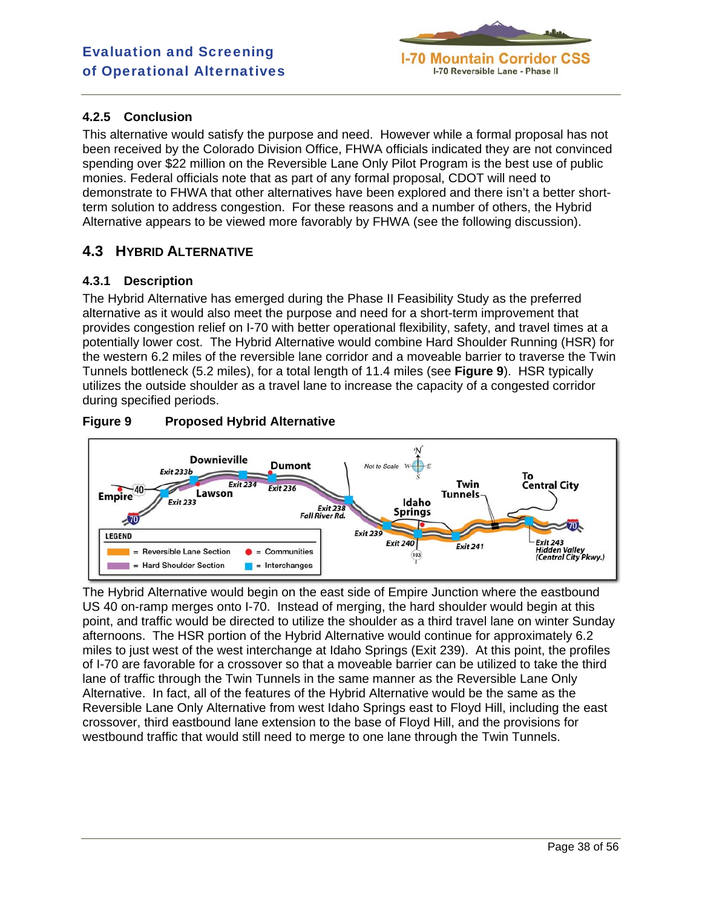### 4.2.5 Conclusion

This alternative would satisfy the purpose and need. However while a formal proposal has not been received by the Colorado Division Office, FHWA officials indicated they are not convinced spending over $22 million on the Reversible Lane Only Pilot Program is the best use of public monies. Federal officials note that as part of any formal proposal, CDOT will need to demonstrate to FHWA that other alternatives have been explored and there isn't a better short-term solution to address congestion. For these reasons and a number of others, the Hybrid Alternative appears to be viewed more favorably by FHWA (see the following discussion).

## 4.3 HYBRID ALTERNATIVE

### 4.3.1 Description

The Hybrid Alternative has emerged during the Phase II Feasibility Study as the preferred alternative as it would also meet the purpose and need for a short-term improvement that provides congestion relief on I-70 with better operational flexibility, safety, and travel times at a potentially lower cost. The Hybrid Alternative would combine Hard Shoulder Running (HSR) for the western 6.2 miles of the reversible lane corridor and a moveable barrier to traverse the Twin Tunnels bottleneck (5.2 miles), for a total length of 11.4 miles (see **Figure 9**). HSR typically utilizes the outside shoulder as a travel lane to increase the capacity of a congested corridor during specified periods.

**Figure 9 Proposed Hybrid Alternative**

The Hybrid Alternative would begin on the east side of Empire Junction where the eastbound US 40 on-ramp merges onto I-70. Instead of merging, the hard shoulder would begin at this point, and traffic would be directed to utilize the shoulder as a third travel lane on winter Sunday afternoons. The HSR portion of the Hybrid Alternative would continue for approximately 6.2 miles to just west of the west interchange at Idaho Springs (Exit 239). At this point, the profiles of I-70 are favorable for a crossover so that a moveable barrier can be utilized to take the third lane of traffic through the Twin Tunnels in the same manner as the Reversible Lane Only Alternative. In fact, all of the features of the Hybrid Alternative would be the same as the Reversible Lane Only Alternative from west Idaho Springs east to Floyd Hill, including the east crossover, third eastbound lane extension to the base of Floyd Hill, and the provisions for westbound traffic that would still need to merge to one lane through the Twin Tunnels.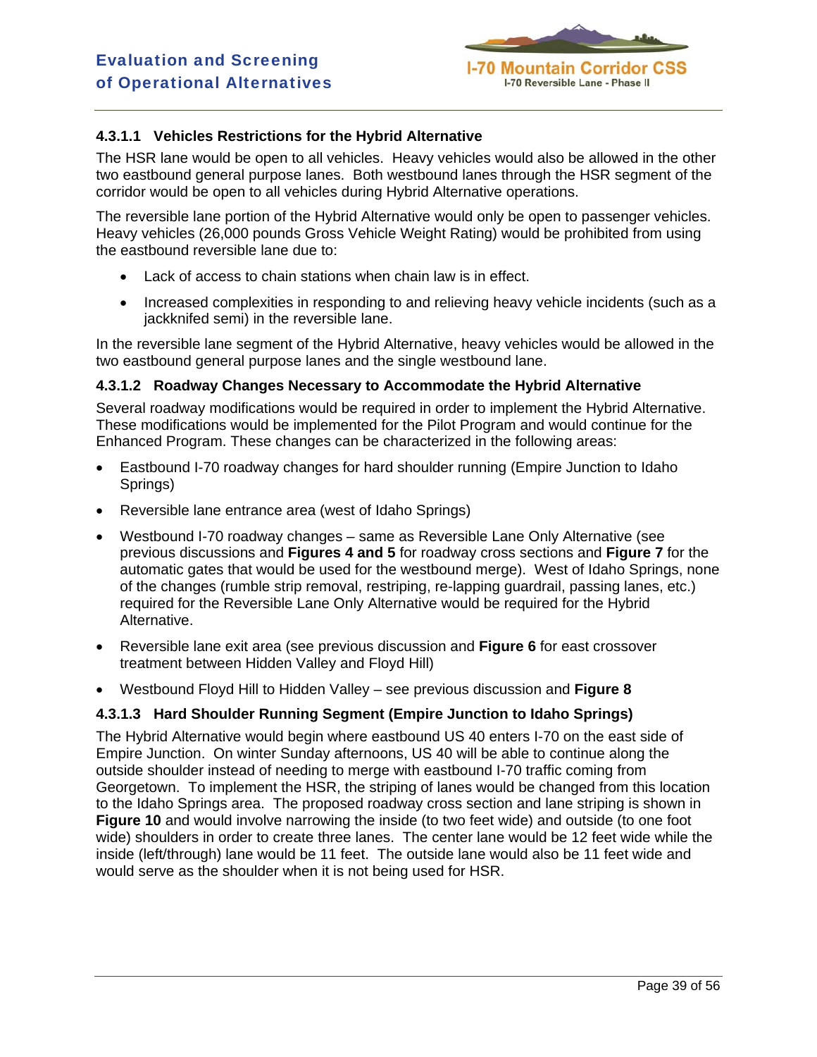#### 4.3.1.1 Vehicles Restrictions for the Hybrid Alternative

The HSR lane would be open to all vehicles. Heavy vehicles would also be allowed in the other two eastbound general purpose lanes. Both westbound lanes through the HSR segment of the corridor would be open to all vehicles during Hybrid Alternative operations.

The reversible lane portion of the Hybrid Alternative would only be open to passenger vehicles. Heavy vehicles (26,000 pounds Gross Vehicle Weight Rating) would be prohibited from using the eastbound reversible lane due to:

- Lack of access to chain stations when chain law is in effect.
- Increased complexities in responding to and relieving heavy vehicle incidents (such as a jackknifed semi) in the reversible lane.

In the reversible lane segment of the Hybrid Alternative, heavy vehicles would be allowed in the two eastbound general purpose lanes and the single westbound lane.

#### 4.3.1.2 Roadway Changes Necessary to Accommodate the Hybrid Alternative

Several roadway modifications would be required in order to implement the Hybrid Alternative. These modifications would be implemented for the Pilot Program and would continue for the Enhanced Program. These changes can be characterized in the following areas:

- Eastbound I-70 roadway changes for hard shoulder running (Empire Junction to Idaho Springs)
- Reversible lane entrance area (west of Idaho Springs)
- Westbound I-70 roadway changes – same as Reversible Lane Only Alternative (see previous discussions and **Figures 4 and 5** for roadway cross sections and **Figure 7** for the automatic gates that would be used for the westbound merge). West of Idaho Springs, none of the changes (rumble strip removal, restriping, re-lapping guardrail, passing lanes, etc.) required for the Reversible Lane Only Alternative would be required for the Hybrid Alternative.
- Reversible lane exit area (see previous discussion and **Figure 6** for east crossover treatment between Hidden Valley and Floyd Hill)
- Westbound Floyd Hill to Hidden Valley – see previous discussion and **Figure 8**

#### 4.3.1.3 Hard Shoulder Running Segment (Empire Junction to Idaho Springs)

The Hybrid Alternative would begin where eastbound US 40 enters I-70 on the east side of Empire Junction. On winter Sunday afternoons, US 40 will be able to continue along the outside shoulder instead of needing to merge with eastbound I-70 traffic coming from Georgetown. To implement the HSR, the striping of lanes would be changed from this location to the Idaho Springs area. The proposed roadway cross section and lane striping is shown in **Figure 10** and would involve narrowing the inside (to two feet wide) and outside (to one foot wide) shoulders in order to create three lanes. The center lane would be 12 feet wide while the inside (left/through) lane would be 11 feet. The outside lane would also be 11 feet wide and would serve as the shoulder when it is not being used for HSR.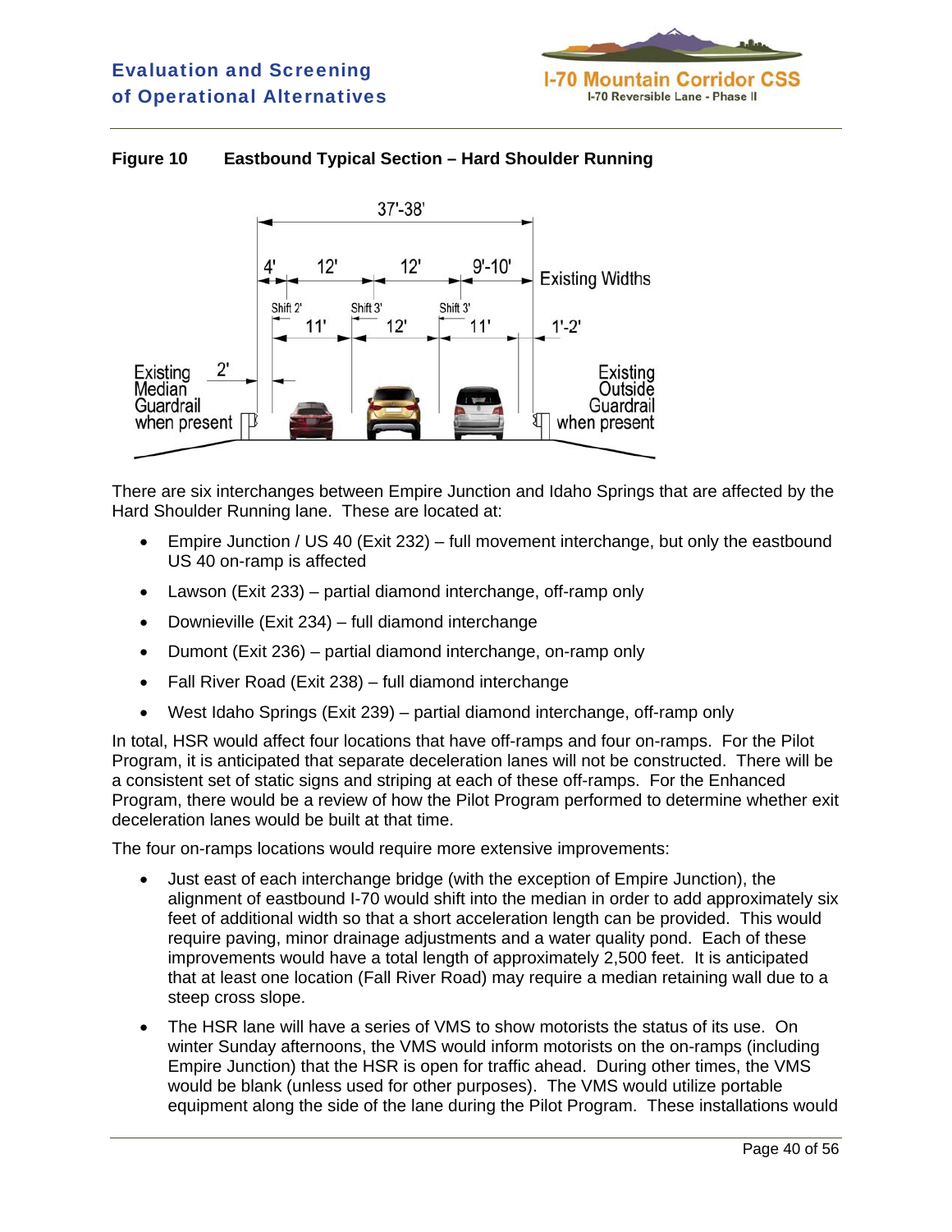**Figure 10 Eastbound Typical Section – Hard Shoulder Running**

There are six interchanges between Empire Junction and Idaho Springs that are affected by the Hard Shoulder Running lane. These are located at:

- Empire Junction / US 40 (Exit 232) – full movement interchange, but only the eastbound US 40 on-ramp is affected
- Lawson (Exit 233) – partial diamond interchange, off-ramp only
- Downieville (Exit 234) – full diamond interchange
- Dumont (Exit 236) – partial diamond interchange, on-ramp only
- Fall River Road (Exit 238) – full diamond interchange
- West Idaho Springs (Exit 239) – partial diamond interchange, off-ramp only

In total, HSR would affect four locations that have off-ramps and four on-ramps. For the Pilot Program, it is anticipated that separate deceleration lanes will not be constructed. There will be a consistent set of static signs and striping at each of these off-ramps. For the Enhanced Program, there would be a review of how the Pilot Program performed to determine whether exit deceleration lanes would be built at that time.

The four on-ramps locations would require more extensive improvements:

- Just east of each interchange bridge (with the exception of Empire Junction), the alignment of eastbound I-70 would shift into the median in order to add approximately six feet of additional width so that a short acceleration length can be provided. This would require paving, minor drainage adjustments and a water quality pond. Each of these improvements would have a total length of approximately 2,500 feet. It is anticipated that at least one location (Fall River Road) may require a median retaining wall due to a steep cross slope.
- The HSR lane will have a series of VMS to show motorists the status of its use. On winter Sunday afternoons, the VMS would inform motorists on the on-ramps (including Empire Junction) that the HSR is open for traffic ahead. During other times, the VMS would be blank (unless used for other purposes). The VMS would utilize portable equipment along the side of the lane during the Pilot Program. These installations would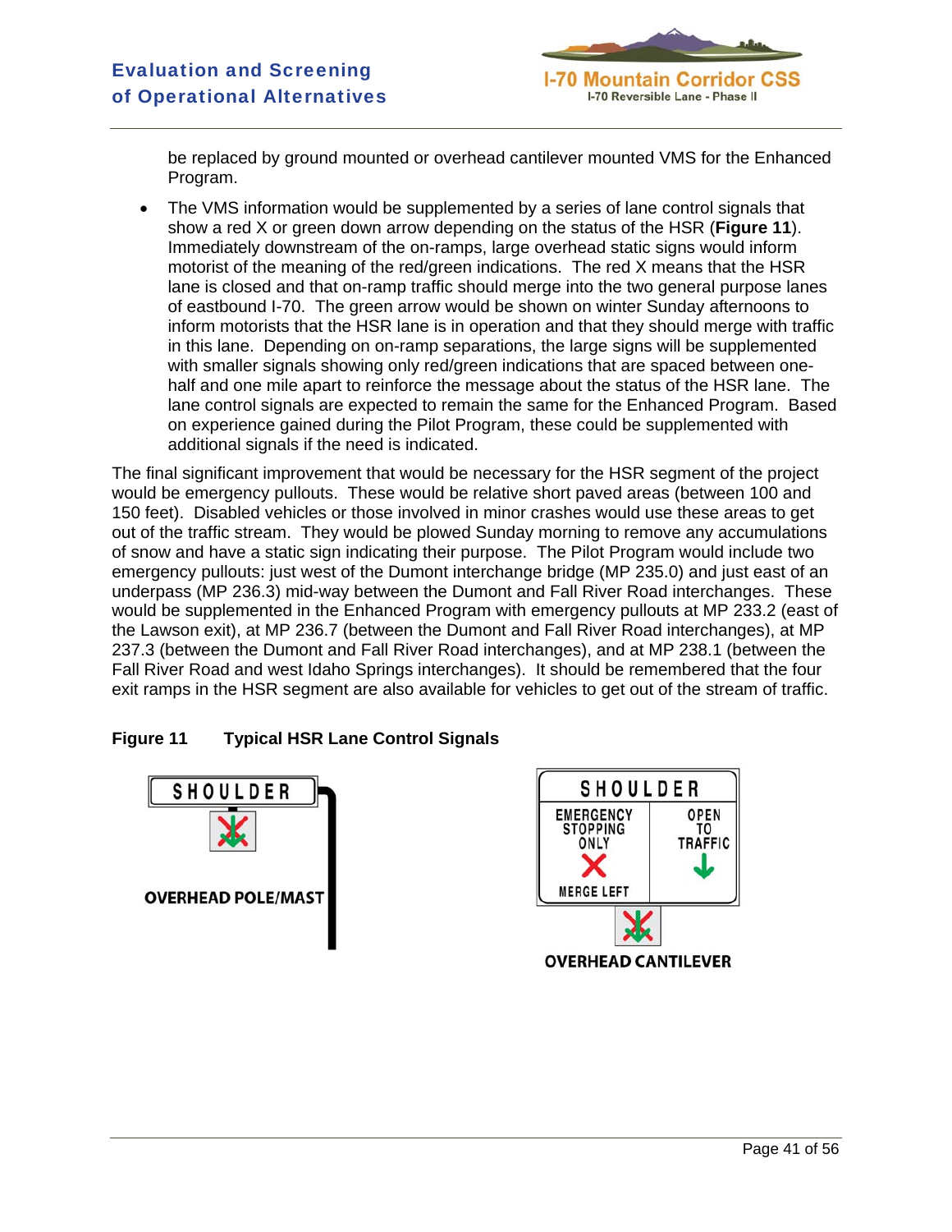be replaced by ground mounted or overhead cantilever mounted VMS for the Enhanced Program.

- The VMS information would be supplemented by a series of lane control signals that show a red X or green down arrow depending on the status of the HSR (**Figure 11**). Immediately downstream of the on-ramps, large overhead static signs would inform motorist of the meaning of the red/green indications. The red X means that the HSR lane is closed and that on-ramp traffic should merge into the two general purpose lanes of eastbound I-70. The green arrow would be shown on winter Sunday afternoons to inform motorists that the HSR lane is in operation and that they should merge with traffic in this lane. Depending on on-ramp separations, the large signs will be supplemented with smaller signals showing only red/green indications that are spaced between one-half and one mile apart to reinforce the message about the status of the HSR lane. The lane control signals are expected to remain the same for the Enhanced Program. Based on experience gained during the Pilot Program, these could be supplemented with additional signals if the need is indicated.

The final significant improvement that would be necessary for the HSR segment of the project would be emergency pullouts. These would be relative short paved areas (between 100 and 150 feet). Disabled vehicles or those involved in minor crashes would use these areas to get out of the traffic stream. They would be plowed Sunday morning to remove any accumulations of snow and have a static sign indicating their purpose. The Pilot Program would include two emergency pullouts: just west of the Dumont interchange bridge (MP 235.0) and just east of an underpass (MP 236.3) mid-way between the Dumont and Fall River Road interchanges. These would be supplemented in the Enhanced Program with emergency pullouts at MP 233.2 (east of the Lawson exit), at MP 236.7 (between the Dumont and Fall River Road interchanges), at MP 237.3 (between the Dumont and Fall River Road interchanges), and at MP 238.1 (between the Fall River Road and west Idaho Springs interchanges). It should be remembered that the four exit ramps in the HSR segment are also available for vehicles to get out of the stream of traffic.

**Figure 11 Typical HSR Lane Control Signals**

SHOULDER

OVERHEAD POLE/MAST

SHOULDER

EMERGENCY STOPPING ONLY — MERGE LEFT

OPEN TO TRAFFIC

OVERHEAD CANTILEVER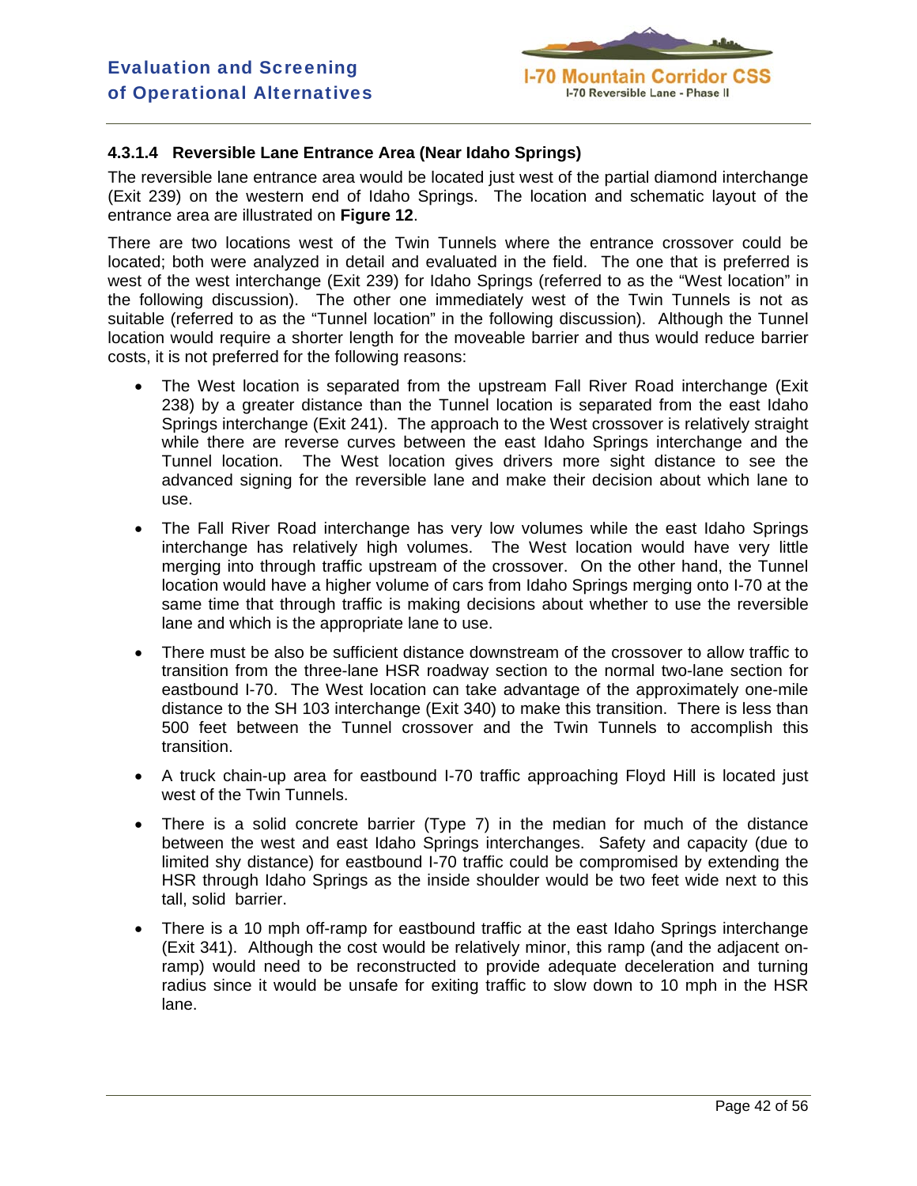#### 4.3.1.4 Reversible Lane Entrance Area (Near Idaho Springs)

The reversible lane entrance area would be located just west of the partial diamond interchange (Exit 239) on the western end of Idaho Springs. The location and schematic layout of the entrance area are illustrated on **Figure 12**.

There are two locations west of the Twin Tunnels where the entrance crossover could be located; both were analyzed in detail and evaluated in the field. The one that is preferred is west of the west interchange (Exit 239) for Idaho Springs (referred to as the "West location" in the following discussion). The other one immediately west of the Twin Tunnels is not as suitable (referred to as the "Tunnel location" in the following discussion). Although the Tunnel location would require a shorter length for the moveable barrier and thus would reduce barrier costs, it is not preferred for the following reasons:

- The West location is separated from the upstream Fall River Road interchange (Exit 238) by a greater distance than the Tunnel location is separated from the east Idaho Springs interchange (Exit 241). The approach to the West crossover is relatively straight while there are reverse curves between the east Idaho Springs interchange and the Tunnel location. The West location gives drivers more sight distance to see the advanced signing for the reversible lane and make their decision about which lane to use.
- The Fall River Road interchange has very low volumes while the east Idaho Springs interchange has relatively high volumes. The West location would have very little merging into through traffic upstream of the crossover. On the other hand, the Tunnel location would have a higher volume of cars from Idaho Springs merging onto I-70 at the same time that through traffic is making decisions about whether to use the reversible lane and which is the appropriate lane to use.
- There must be also be sufficient distance downstream of the crossover to allow traffic to transition from the three-lane HSR roadway section to the normal two-lane section for eastbound I-70. The West location can take advantage of the approximately one-mile distance to the SH 103 interchange (Exit 340) to make this transition. There is less than 500 feet between the Tunnel crossover and the Twin Tunnels to accomplish this transition.
- A truck chain-up area for eastbound I-70 traffic approaching Floyd Hill is located just west of the Twin Tunnels.
- There is a solid concrete barrier (Type 7) in the median for much of the distance between the west and east Idaho Springs interchanges. Safety and capacity (due to limited shy distance) for eastbound I-70 traffic could be compromised by extending the HSR through Idaho Springs as the inside shoulder would be two feet wide next to this tall, solid barrier.
- There is a 10 mph off-ramp for eastbound traffic at the east Idaho Springs interchange (Exit 341). Although the cost would be relatively minor, this ramp (and the adjacent on-ramp) would need to be reconstructed to provide adequate deceleration and turning radius since it would be unsafe for exiting traffic to slow down to 10 mph in the HSR lane.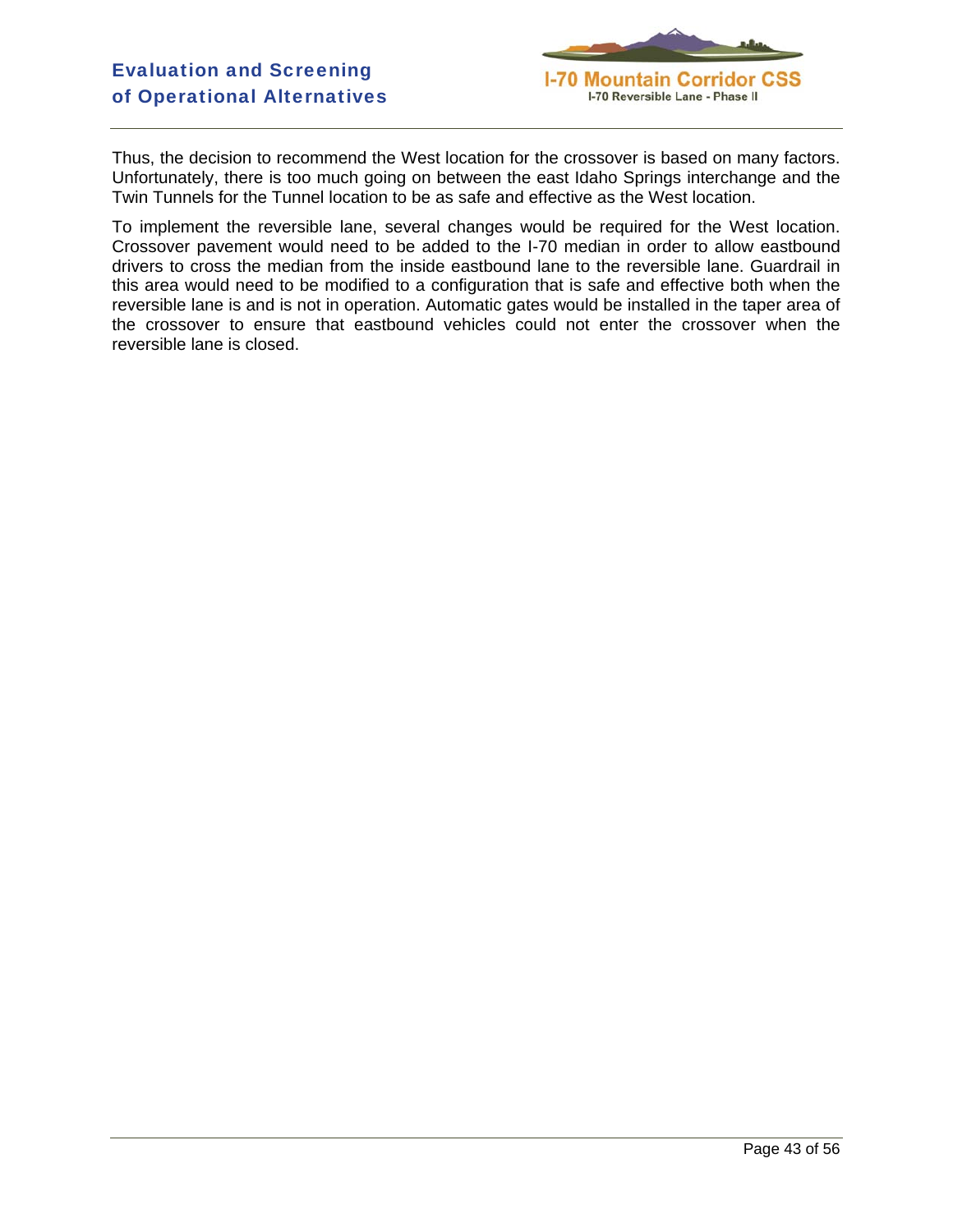Thus, the decision to recommend the West location for the crossover is based on many factors. Unfortunately, there is too much going on between the east Idaho Springs interchange and the Twin Tunnels for the Tunnel location to be as safe and effective as the West location.

To implement the reversible lane, several changes would be required for the West location. Crossover pavement would need to be added to the I-70 median in order to allow eastbound drivers to cross the median from the inside eastbound lane to the reversible lane. Guardrail in this area would need to be modified to a configuration that is safe and effective both when the reversible lane is and is not in operation. Automatic gates would be installed in the taper area of the crossover to ensure that eastbound vehicles could not enter the crossover when the reversible lane is closed.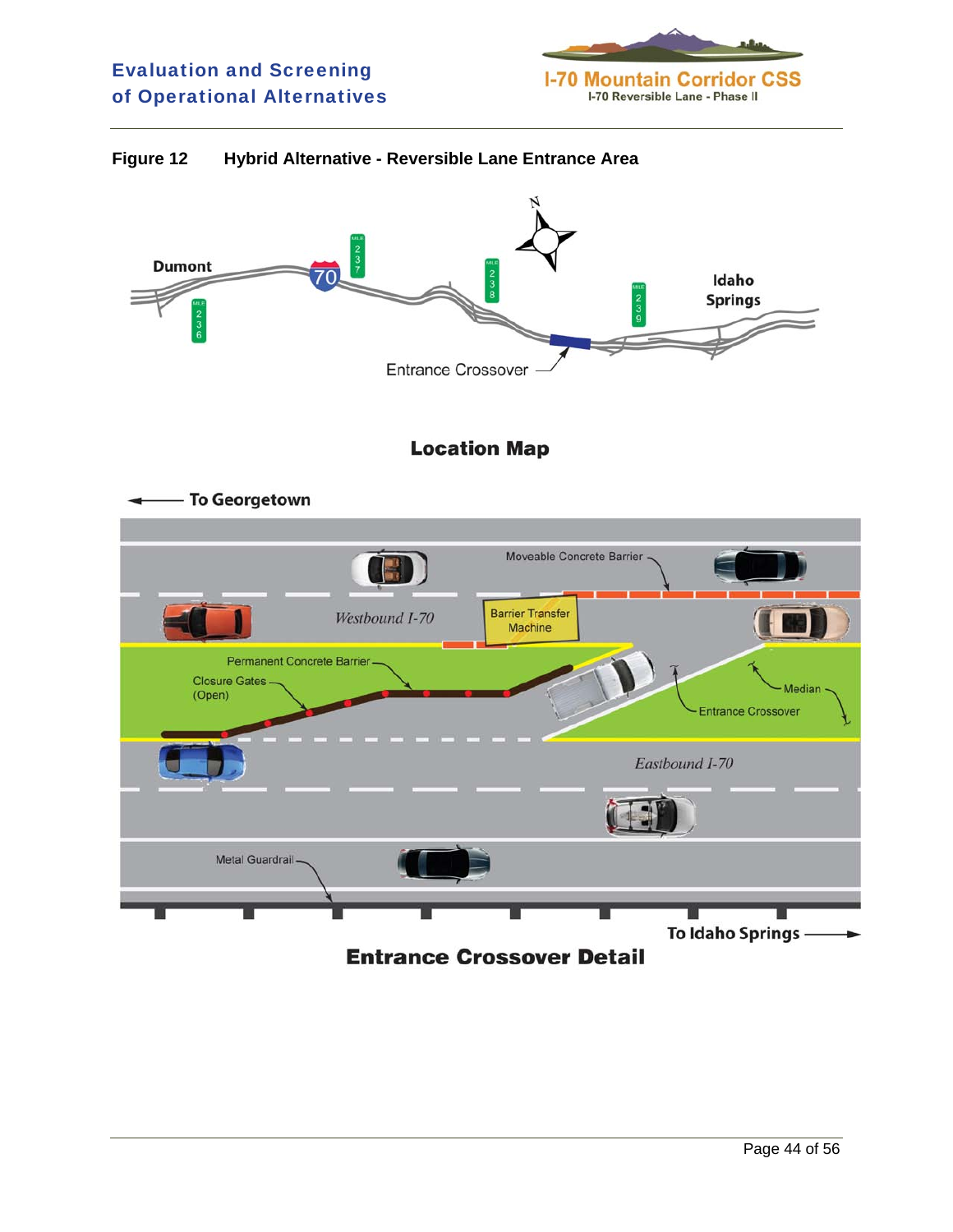**Figure 12 Hybrid Alternative - Reversible Lane Entrance Area**

Dumont

Idaho Springs

Entrance Crossover

**Location Map**

To Georgetown

Moveable Concrete Barrier

Westbound I-70

Barrier Transfer Machine

Permanent Concrete Barrier

Closure Gates (Open)

Median

Entrance Crossover

Eastbound I-70

Metal Guardrail

To Idaho Springs

**Entrance Crossover Detail**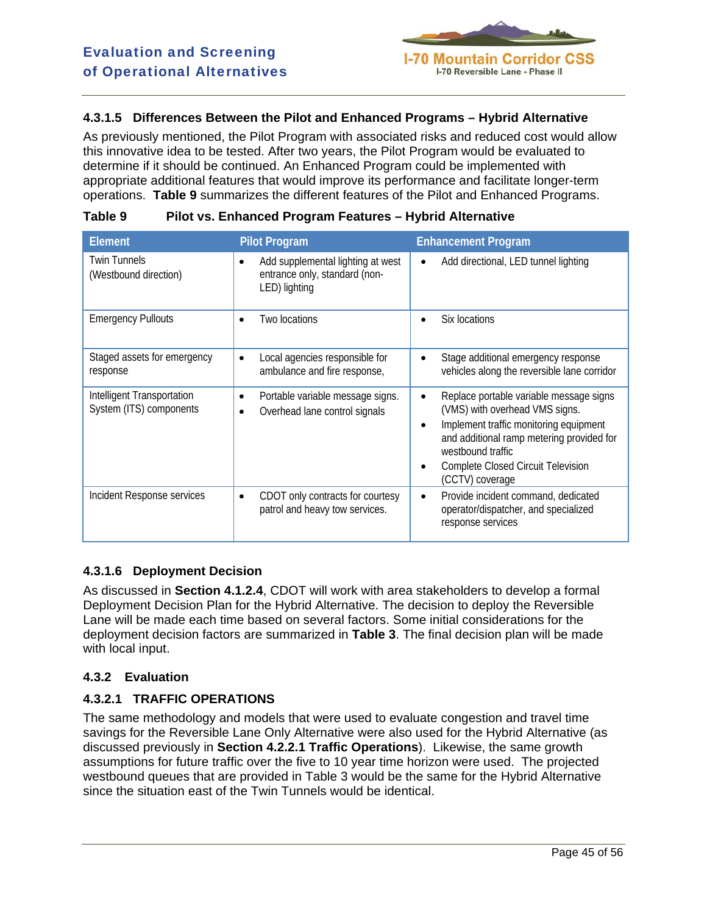#### 4.3.1.5 Differences Between the Pilot and Enhanced Programs – Hybrid Alternative

As previously mentioned, the Pilot Program with associated risks and reduced cost would allow this innovative idea to be tested. After two years, the Pilot Program would be evaluated to determine if it should be continued. An Enhanced Program could be implemented with appropriate additional features that would improve its performance and facilitate longer-term operations. **Table 9** summarizes the different features of the Pilot and Enhanced Programs.

**Table 9 Pilot vs. Enhanced Program Features – Hybrid Alternative**

| Element | Pilot Program | Enhancement Program |
|---|---|---|
| Twin Tunnels (Westbound direction) | • Add supplemental lighting at west entrance only, standard (non-LED) lighting | • Add directional, LED tunnel lighting |
| Emergency Pullouts | • Two locations | • Six locations |
| Staged assets for emergency response | • Local agencies responsible for ambulance and fire response, | • Stage additional emergency response vehicles along the reversible lane corridor |
| Intelligent Transportation System (ITS) components | • Portable variable message signs.<br>• Overhead lane control signals | • Replace portable variable message signs (VMS) with overhead VMS signs.<br>• Implement traffic monitoring equipment and additional ramp metering provided for westbound traffic<br>• Complete Closed Circuit Television (CCTV) coverage |
| Incident Response services | • CDOT only contracts for courtesy patrol and heavy tow services. | • Provide incident command, dedicated operator/dispatcher, and specialized response services |

#### 4.3.1.6 Deployment Decision

As discussed in **Section 4.1.2.4**, CDOT will work with area stakeholders to develop a formal Deployment Decision Plan for the Hybrid Alternative. The decision to deploy the Reversible Lane will be made each time based on several factors. Some initial considerations for the deployment decision factors are summarized in **Table 3**. The final decision plan will be made with local input.

### 4.3.2 Evaluation

#### 4.3.2.1 TRAFFIC OPERATIONS

The same methodology and models that were used to evaluate congestion and travel time savings for the Reversible Lane Only Alternative were also used for the Hybrid Alternative (as discussed previously in **Section 4.2.2.1 Traffic Operations**). Likewise, the same growth assumptions for future traffic over the five to 10 year time horizon were used. The projected westbound queues that are provided in Table 3 would be the same for the Hybrid Alternative since the situation east of the Twin Tunnels would be identical.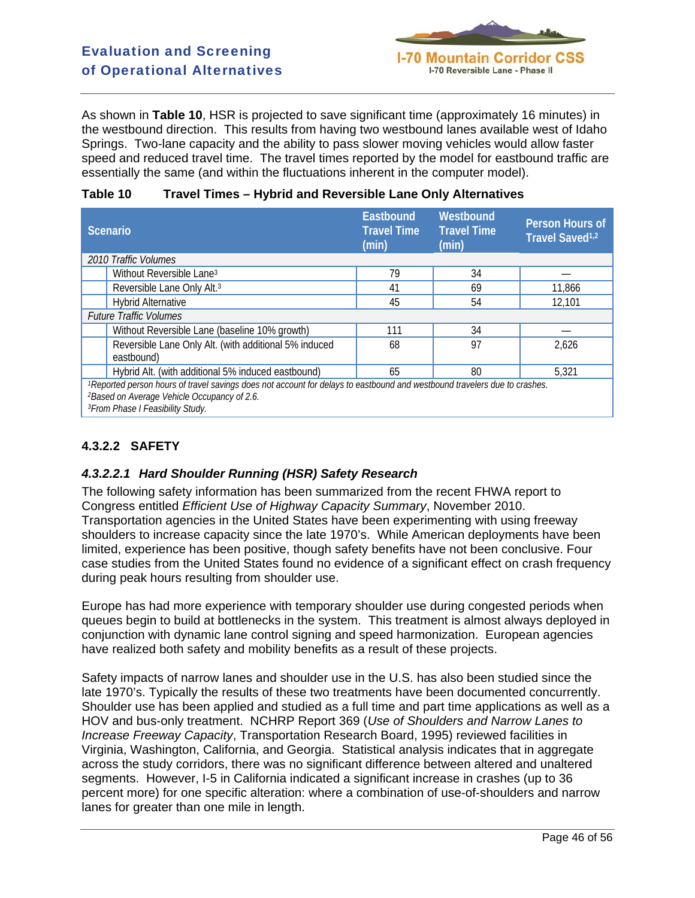As shown in **Table 10**, HSR is projected to save significant time (approximately 16 minutes) in the westbound direction. This results from having two westbound lanes available west of Idaho Springs. Two-lane capacity and the ability to pass slower moving vehicles would allow faster speed and reduced travel time. The travel times reported by the model for eastbound traffic are essentially the same (and within the fluctuations inherent in the computer model).

**Table 10 Travel Times – Hybrid and Reversible Lane Only Alternatives**

| Scenario | | Eastbound Travel Time (min) | Westbound Travel Time (min) | Person Hours of Travel Saved[1,2] |
|---|---|---|---|---|
| *2010 Traffic Volumes* | | | | |
| | Without Reversible Lane[3] | 79 | 34 | — |
| | Reversible Lane Only Alt.[3] | 41 | 69 | 11,866 |
| | Hybrid Alternative | 45 | 54 | 12,101 |
| *Future Traffic Volumes* | | | | |
| | Without Reversible Lane (baseline 10% growth) | 111 | 34 | — |
| | Reversible Lane Only Alt. (with additional 5% induced eastbound) | 68 | 97 | 2,626 |
| | Hybrid Alt. (with additional 5% induced eastbound) | 65 | 80 | 5,321 |

*[1]Reported person hours of travel savings does not account for delays to eastbound and westbound travelers due to crashes.*
*[2]Based on Average Vehicle Occupancy of 2.6.*
*[3]From Phase I Feasibility Study.*

### 4.3.2.2 SAFETY

#### *4.3.2.2.1 Hard Shoulder Running (HSR) Safety Research*

The following safety information has been summarized from the recent FHWA report to Congress entitled *Efficient Use of Highway Capacity Summary*, November 2010. Transportation agencies in the United States have been experimenting with using freeway shoulders to increase capacity since the late 1970's. While American deployments have been limited, experience has been positive, though safety benefits have not been conclusive. Four case studies from the United States found no evidence of a significant effect on crash frequency during peak hours resulting from shoulder use.

Europe has had more experience with temporary shoulder use during congested periods when queues begin to build at bottlenecks in the system. This treatment is almost always deployed in conjunction with dynamic lane control signing and speed harmonization. European agencies have realized both safety and mobility benefits as a result of these projects.

Safety impacts of narrow lanes and shoulder use in the U.S. has also been studied since the late 1970's. Typically the results of these two treatments have been documented concurrently. Shoulder use has been applied and studied as a full time and part time applications as well as a HOV and bus-only treatment. NCHRP Report 369 (*Use of Shoulders and Narrow Lanes to Increase Freeway Capacity*, Transportation Research Board, 1995) reviewed facilities in Virginia, Washington, California, and Georgia. Statistical analysis indicates that in aggregate across the study corridors, there was no significant difference between altered and unaltered segments. However, I-5 in California indicated a significant increase in crashes (up to 36 percent more) for one specific alteration: where a combination of use-of-shoulders and narrow lanes for greater than one mile in length.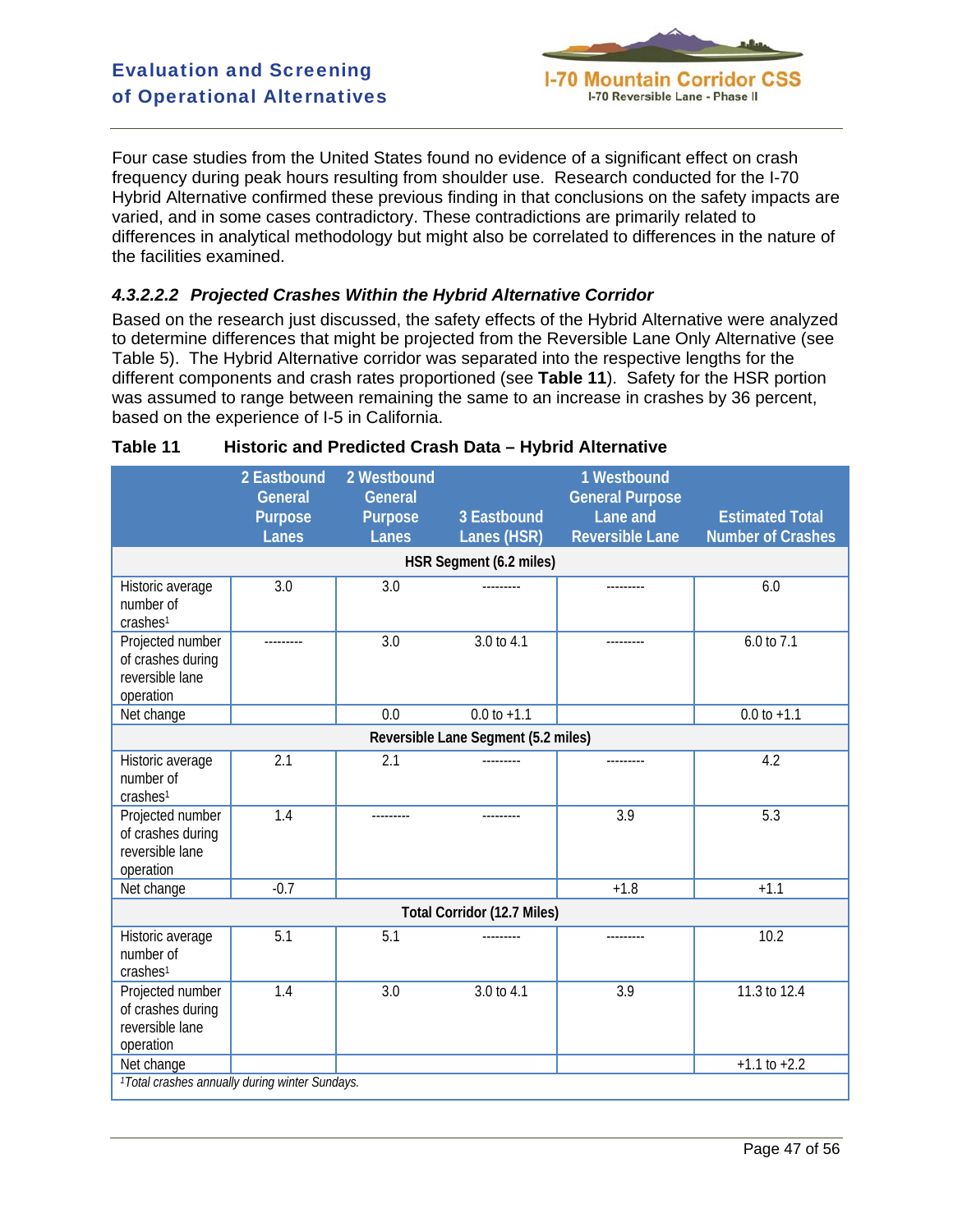Four case studies from the United States found no evidence of a significant effect on crash frequency during peak hours resulting from shoulder use. Research conducted for the I-70 Hybrid Alternative confirmed these previous finding in that conclusions on the safety impacts are varied, and in some cases contradictory. These contradictions are primarily related to differences in analytical methodology but might also be correlated to differences in the nature of the facilities examined.

#### *4.3.2.2.2 Projected Crashes Within the Hybrid Alternative Corridor*

Based on the research just discussed, the safety effects of the Hybrid Alternative were analyzed to determine differences that might be projected from the Reversible Lane Only Alternative (see Table 5). The Hybrid Alternative corridor was separated into the respective lengths for the different components and crash rates proportioned (see **Table 11**). Safety for the HSR portion was assumed to range between remaining the same to an increase in crashes by 36 percent, based on the experience of I-5 in California.

**Table 11 Historic and Predicted Crash Data – Hybrid Alternative**

| | 2 Eastbound General Purpose Lanes | 2 Westbound General Purpose Lanes | 3 Eastbound Lanes (HSR) | 1 Westbound General Purpose Lane and Reversible Lane | Estimated Total Number of Crashes |
|---|---|---|---|---|---|
| **HSR Segment (6.2 miles)** | | | | | |
| Historic average number of crashes[1] | 3.0 | 3.0 | --------- | --------- | 6.0 |
| Projected number of crashes during reversible lane operation | --------- | 3.0 | 3.0 to 4.1 | --------- | 6.0 to 7.1 |
| Net change | | 0.0 | 0.0 to +1.1 | | 0.0 to +1.1 |
| **Reversible Lane Segment (5.2 miles)** | | | | | |
| Historic average number of crashes[1] | 2.1 | 2.1 | --------- | --------- | 4.2 |
| Projected number of crashes during reversible lane operation | 1.4 | --------- | --------- | 3.9 | 5.3 |
| Net change | -0.7 | | | +1.8 | +1.1 |
| **Total Corridor (12.7 Miles)** | | | | | |
| Historic average number of crashes[1] | 5.1 | 5.1 | --------- | --------- | 10.2 |
| Projected number of crashes during reversible lane operation | 1.4 | 3.0 | 3.0 to 4.1 | 3.9 | 11.3 to 12.4 |
| Net change | | | | | +1.1 to +2.2 |

[1]*Total crashes annually during winter Sundays.*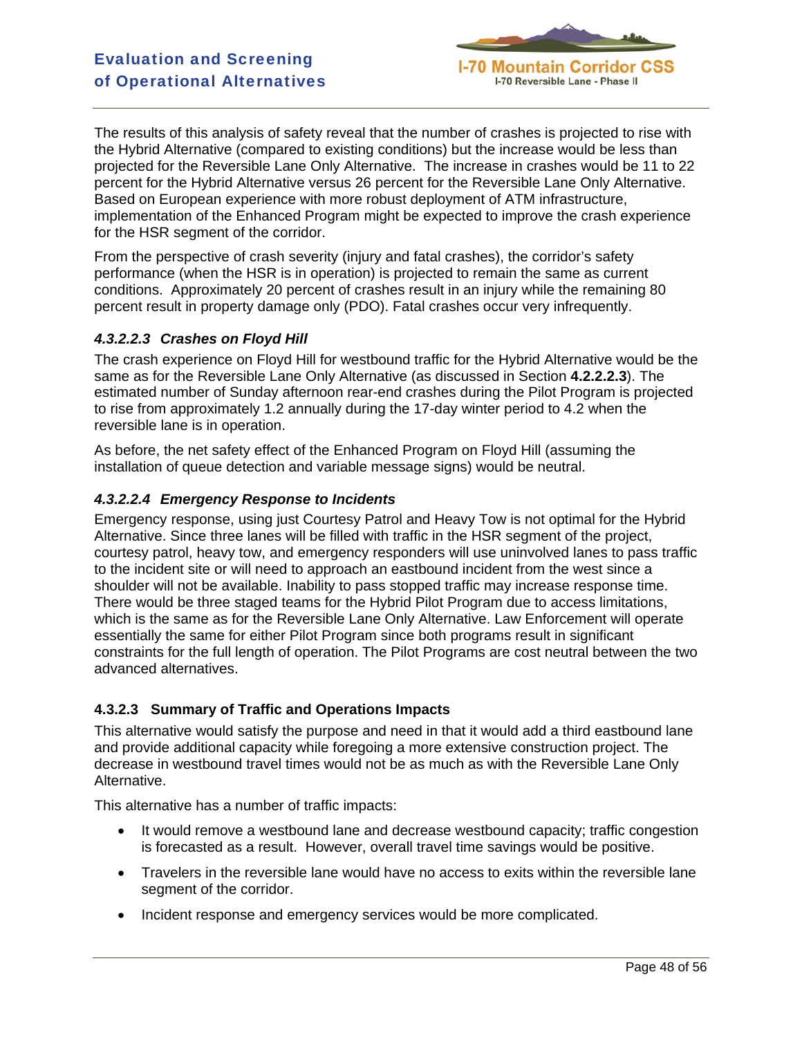The results of this analysis of safety reveal that the number of crashes is projected to rise with the Hybrid Alternative (compared to existing conditions) but the increase would be less than projected for the Reversible Lane Only Alternative. The increase in crashes would be 11 to 22 percent for the Hybrid Alternative versus 26 percent for the Reversible Lane Only Alternative. Based on European experience with more robust deployment of ATM infrastructure, implementation of the Enhanced Program might be expected to improve the crash experience for the HSR segment of the corridor.

From the perspective of crash severity (injury and fatal crashes), the corridor's safety performance (when the HSR is in operation) is projected to remain the same as current conditions. Approximately 20 percent of crashes result in an injury while the remaining 80 percent result in property damage only (PDO). Fatal crashes occur very infrequently.

#### *4.3.2.2.3 Crashes on Floyd Hill*

The crash experience on Floyd Hill for westbound traffic for the Hybrid Alternative would be the same as for the Reversible Lane Only Alternative (as discussed in Section **4.2.2.2.3**). The estimated number of Sunday afternoon rear-end crashes during the Pilot Program is projected to rise from approximately 1.2 annually during the 17-day winter period to 4.2 when the reversible lane is in operation.

As before, the net safety effect of the Enhanced Program on Floyd Hill (assuming the installation of queue detection and variable message signs) would be neutral.

#### *4.3.2.2.4 Emergency Response to Incidents*

Emergency response, using just Courtesy Patrol and Heavy Tow is not optimal for the Hybrid Alternative. Since three lanes will be filled with traffic in the HSR segment of the project, courtesy patrol, heavy tow, and emergency responders will use uninvolved lanes to pass traffic to the incident site or will need to approach an eastbound incident from the west since a shoulder will not be available. Inability to pass stopped traffic may increase response time. There would be three staged teams for the Hybrid Pilot Program due to access limitations, which is the same as for the Reversible Lane Only Alternative. Law Enforcement will operate essentially the same for either Pilot Program since both programs result in significant constraints for the full length of operation. The Pilot Programs are cost neutral between the two advanced alternatives.

### 4.3.2.3 Summary of Traffic and Operations Impacts

This alternative would satisfy the purpose and need in that it would add a third eastbound lane and provide additional capacity while foregoing a more extensive construction project. The decrease in westbound travel times would not be as much as with the Reversible Lane Only Alternative.

This alternative has a number of traffic impacts:

- It would remove a westbound lane and decrease westbound capacity; traffic congestion is forecasted as a result. However, overall travel time savings would be positive.
- Travelers in the reversible lane would have no access to exits within the reversible lane segment of the corridor.
- Incident response and emergency services would be more complicated.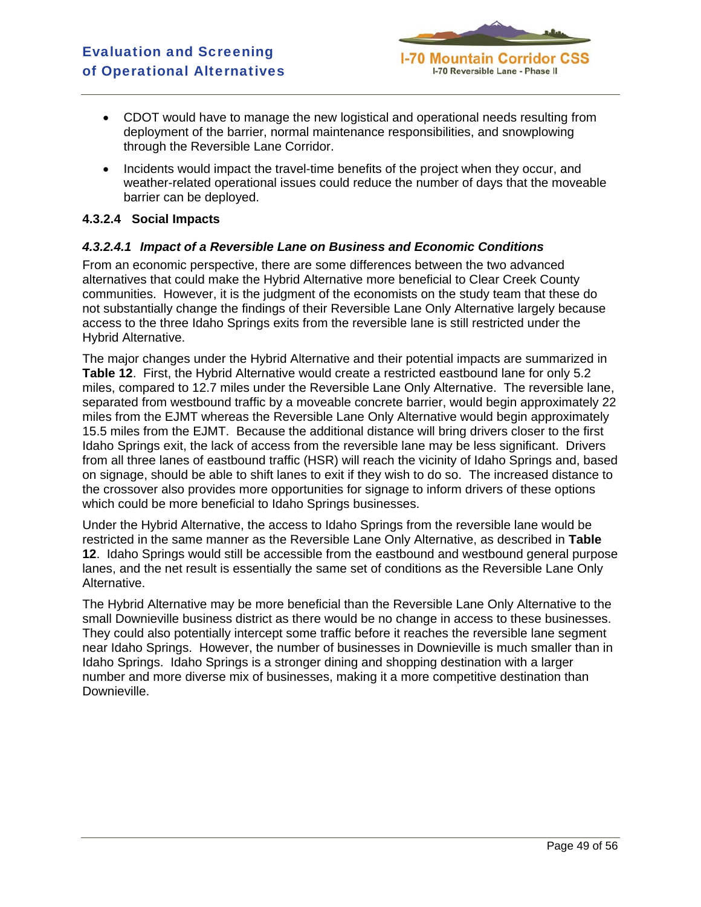- CDOT would have to manage the new logistical and operational needs resulting from deployment of the barrier, normal maintenance responsibilities, and snowplowing through the Reversible Lane Corridor.
- Incidents would impact the travel-time benefits of the project when they occur, and weather-related operational issues could reduce the number of days that the moveable barrier can be deployed.

#### 4.3.2.4 Social Impacts

##### *4.3.2.4.1 Impact of a Reversible Lane on Business and Economic Conditions*

From an economic perspective, there are some differences between the two advanced alternatives that could make the Hybrid Alternative more beneficial to Clear Creek County communities. However, it is the judgment of the economists on the study team that these do not substantially change the findings of their Reversible Lane Only Alternative largely because access to the three Idaho Springs exits from the reversible lane is still restricted under the Hybrid Alternative.

The major changes under the Hybrid Alternative and their potential impacts are summarized in **Table 12**. First, the Hybrid Alternative would create a restricted eastbound lane for only 5.2 miles, compared to 12.7 miles under the Reversible Lane Only Alternative. The reversible lane, separated from westbound traffic by a moveable concrete barrier, would begin approximately 22 miles from the EJMT whereas the Reversible Lane Only Alternative would begin approximately 15.5 miles from the EJMT. Because the additional distance will bring drivers closer to the first Idaho Springs exit, the lack of access from the reversible lane may be less significant. Drivers from all three lanes of eastbound traffic (HSR) will reach the vicinity of Idaho Springs and, based on signage, should be able to shift lanes to exit if they wish to do so. The increased distance to the crossover also provides more opportunities for signage to inform drivers of these options which could be more beneficial to Idaho Springs businesses.

Under the Hybrid Alternative, the access to Idaho Springs from the reversible lane would be restricted in the same manner as the Reversible Lane Only Alternative, as described in **Table 12**. Idaho Springs would still be accessible from the eastbound and westbound general purpose lanes, and the net result is essentially the same set of conditions as the Reversible Lane Only Alternative.

The Hybrid Alternative may be more beneficial than the Reversible Lane Only Alternative to the small Downieville business district as there would be no change in access to these businesses. They could also potentially intercept some traffic before it reaches the reversible lane segment near Idaho Springs. However, the number of businesses in Downieville is much smaller than in Idaho Springs. Idaho Springs is a stronger dining and shopping destination with a larger number and more diverse mix of businesses, making it a more competitive destination than Downieville.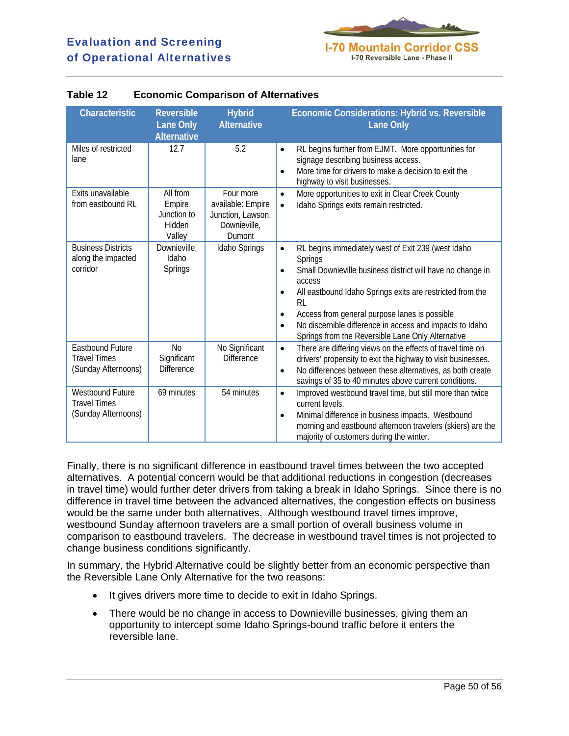**Table 12 Economic Comparison of Alternatives**

| Characteristic | Reversible Lane Only Alternative | Hybrid Alternative | Economic Considerations: Hybrid vs. Reversible Lane Only |
|---|---|---|---|
| Miles of restricted lane | 12.7 | 5.2 | • RL begins further from EJMT. More opportunities for signage describing business access.<br>• More time for drivers to make a decision to exit the highway to visit businesses. |
| Exits unavailable from eastbound RL | All from Empire Junction to Hidden Valley | Four more available: Empire Junction, Lawson, Downieville, Dumont | • More opportunities to exit in Clear Creek County<br>• Idaho Springs exits remain restricted. |
| Business Districts along the impacted corridor | Downieville, Idaho Springs | Idaho Springs | • RL begins immediately west of Exit 239 (west Idaho Springs<br>• Small Downieville business district will have no change in access<br>• All eastbound Idaho Springs exits are restricted from the RL<br>• Access from general purpose lanes is possible<br>• No discernible difference in access and impacts to Idaho Springs from the Reversible Lane Only Alternative |
| Eastbound Future Travel Times (Sunday Afternoons) | No Significant Difference | No Significant Difference | • There are differing views on the effects of travel time on drivers' propensity to exit the highway to visit businesses.<br>• No differences between these alternatives, as both create savings of 35 to 40 minutes above current conditions. |
| Westbound Future Travel Times (Sunday Afternoons) | 69 minutes | 54 minutes | • Improved westbound travel time, but still more than twice current levels.<br>• Minimal difference in business impacts. Westbound morning and eastbound afternoon travelers (skiers) are the majority of customers during the winter. |

Finally, there is no significant difference in eastbound travel times between the two accepted alternatives. A potential concern would be that additional reductions in congestion (decreases in travel time) would further deter drivers from taking a break in Idaho Springs. Since there is no difference in travel time between the advanced alternatives, the congestion effects on business would be the same under both alternatives. Although westbound travel times improve, westbound Sunday afternoon travelers are a small portion of overall business volume in comparison to eastbound travelers. The decrease in westbound travel times is not projected to change business conditions significantly.

In summary, the Hybrid Alternative could be slightly better from an economic perspective than the Reversible Lane Only Alternative for the two reasons:

- It gives drivers more time to decide to exit in Idaho Springs.
- There would be no change in access to Downieville businesses, giving them an opportunity to intercept some Idaho Springs-bound traffic before it enters the reversible lane.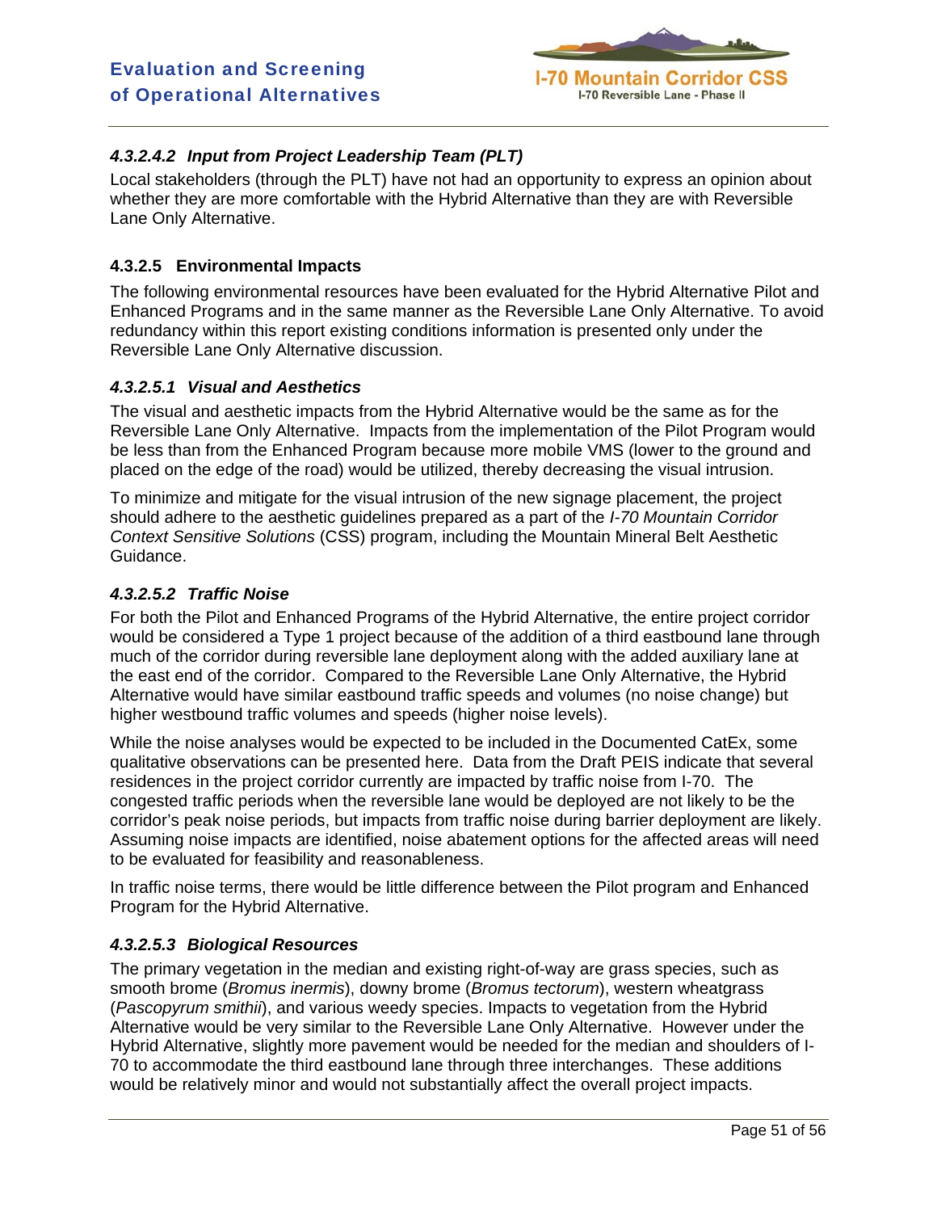#### *4.3.2.4.2 Input from Project Leadership Team (PLT)*

Local stakeholders (through the PLT) have not had an opportunity to express an opinion about whether they are more comfortable with the Hybrid Alternative than they are with Reversible Lane Only Alternative.

### 4.3.2.5 Environmental Impacts

The following environmental resources have been evaluated for the Hybrid Alternative Pilot and Enhanced Programs and in the same manner as the Reversible Lane Only Alternative. To avoid redundancy within this report existing conditions information is presented only under the Reversible Lane Only Alternative discussion.

#### *4.3.2.5.1 Visual and Aesthetics*

The visual and aesthetic impacts from the Hybrid Alternative would be the same as for the Reversible Lane Only Alternative. Impacts from the implementation of the Pilot Program would be less than from the Enhanced Program because more mobile VMS (lower to the ground and placed on the edge of the road) would be utilized, thereby decreasing the visual intrusion.

To minimize and mitigate for the visual intrusion of the new signage placement, the project should adhere to the aesthetic guidelines prepared as a part of the *I-70 Mountain Corridor Context Sensitive Solutions* (CSS) program, including the Mountain Mineral Belt Aesthetic Guidance.

#### *4.3.2.5.2 Traffic Noise*

For both the Pilot and Enhanced Programs of the Hybrid Alternative, the entire project corridor would be considered a Type 1 project because of the addition of a third eastbound lane through much of the corridor during reversible lane deployment along with the added auxiliary lane at the east end of the corridor. Compared to the Reversible Lane Only Alternative, the Hybrid Alternative would have similar eastbound traffic speeds and volumes (no noise change) but higher westbound traffic volumes and speeds (higher noise levels).

While the noise analyses would be expected to be included in the Documented CatEx, some qualitative observations can be presented here. Data from the Draft PEIS indicate that several residences in the project corridor currently are impacted by traffic noise from I-70. The congested traffic periods when the reversible lane would be deployed are not likely to be the corridor's peak noise periods, but impacts from traffic noise during barrier deployment are likely. Assuming noise impacts are identified, noise abatement options for the affected areas will need to be evaluated for feasibility and reasonableness.

In traffic noise terms, there would be little difference between the Pilot program and Enhanced Program for the Hybrid Alternative.

#### *4.3.2.5.3 Biological Resources*

The primary vegetation in the median and existing right-of-way are grass species, such as smooth brome (*Bromus inermis*), downy brome (*Bromus tectorum*), western wheatgrass (*Pascopyrum smithii*), and various weedy species. Impacts to vegetation from the Hybrid Alternative would be very similar to the Reversible Lane Only Alternative. However under the Hybrid Alternative, slightly more pavement would be needed for the median and shoulders of I-70 to accommodate the third eastbound lane through three interchanges. These additions would be relatively minor and would not substantially affect the overall project impacts.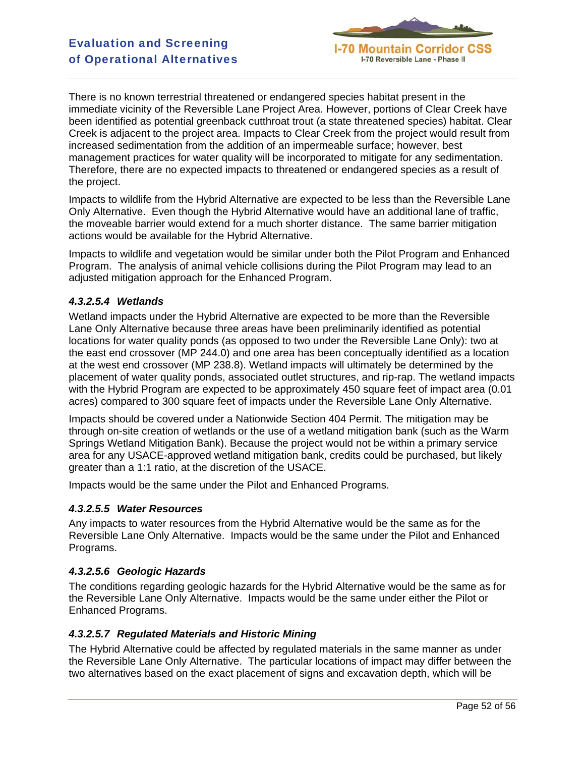There is no known terrestrial threatened or endangered species habitat present in the immediate vicinity of the Reversible Lane Project Area. However, portions of Clear Creek have been identified as potential greenback cutthroat trout (a state threatened species) habitat. Clear Creek is adjacent to the project area. Impacts to Clear Creek from the project would result from increased sedimentation from the addition of an impermeable surface; however, best management practices for water quality will be incorporated to mitigate for any sedimentation. Therefore, there are no expected impacts to threatened or endangered species as a result of the project.

Impacts to wildlife from the Hybrid Alternative are expected to be less than the Reversible Lane Only Alternative. Even though the Hybrid Alternative would have an additional lane of traffic, the moveable barrier would extend for a much shorter distance. The same barrier mitigation actions would be available for the Hybrid Alternative.

Impacts to wildlife and vegetation would be similar under both the Pilot Program and Enhanced Program. The analysis of animal vehicle collisions during the Pilot Program may lead to an adjusted mitigation approach for the Enhanced Program.

#### *4.3.2.5.4 Wetlands*

Wetland impacts under the Hybrid Alternative are expected to be more than the Reversible Lane Only Alternative because three areas have been preliminarily identified as potential locations for water quality ponds (as opposed to two under the Reversible Lane Only): two at the east end crossover (MP 244.0) and one area has been conceptually identified as a location at the west end crossover (MP 238.8). Wetland impacts will ultimately be determined by the placement of water quality ponds, associated outlet structures, and rip-rap. The wetland impacts with the Hybrid Program are expected to be approximately 450 square feet of impact area (0.01 acres) compared to 300 square feet of impacts under the Reversible Lane Only Alternative.

Impacts should be covered under a Nationwide Section 404 Permit. The mitigation may be through on-site creation of wetlands or the use of a wetland mitigation bank (such as the Warm Springs Wetland Mitigation Bank). Because the project would not be within a primary service area for any USACE-approved wetland mitigation bank, credits could be purchased, but likely greater than a 1:1 ratio, at the discretion of the USACE.

Impacts would be the same under the Pilot and Enhanced Programs.

#### *4.3.2.5.5 Water Resources*

Any impacts to water resources from the Hybrid Alternative would be the same as for the Reversible Lane Only Alternative. Impacts would be the same under the Pilot and Enhanced Programs.

#### *4.3.2.5.6 Geologic Hazards*

The conditions regarding geologic hazards for the Hybrid Alternative would be the same as for the Reversible Lane Only Alternative. Impacts would be the same under either the Pilot or Enhanced Programs.

#### *4.3.2.5.7 Regulated Materials and Historic Mining*

The Hybrid Alternative could be affected by regulated materials in the same manner as under the Reversible Lane Only Alternative. The particular locations of impact may differ between the two alternatives based on the exact placement of signs and excavation depth, which will be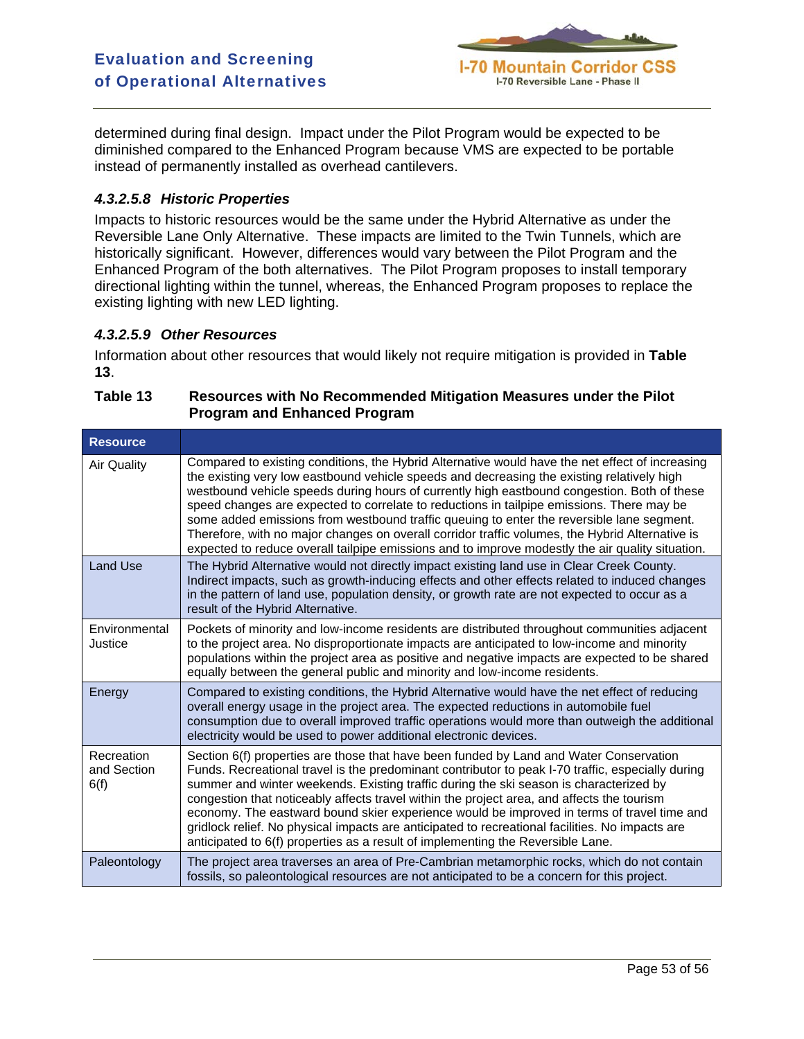determined during final design. Impact under the Pilot Program would be expected to be diminished compared to the Enhanced Program because VMS are expected to be portable instead of permanently installed as overhead cantilevers.

#### *4.3.2.5.8 Historic Properties*

Impacts to historic resources would be the same under the Hybrid Alternative as under the Reversible Lane Only Alternative. These impacts are limited to the Twin Tunnels, which are historically significant. However, differences would vary between the Pilot Program and the Enhanced Program of the both alternatives. The Pilot Program proposes to install temporary directional lighting within the tunnel, whereas, the Enhanced Program proposes to replace the existing lighting with new LED lighting.

#### *4.3.2.5.9 Other Resources*

Information about other resources that would likely not require mitigation is provided in **Table 13**.

**Table 13 Resources with No Recommended Mitigation Measures under the Pilot Program and Enhanced Program**

| Resource | |
|---|---|
| Air Quality | Compared to existing conditions, the Hybrid Alternative would have the net effect of increasing the existing very low eastbound vehicle speeds and decreasing the existing relatively high westbound vehicle speeds during hours of currently high eastbound congestion. Both of these speed changes are expected to correlate to reductions in tailpipe emissions. There may be some added emissions from westbound traffic queuing to enter the reversible lane segment. Therefore, with no major changes on overall corridor traffic volumes, the Hybrid Alternative is expected to reduce overall tailpipe emissions and to improve modestly the air quality situation. |
| Land Use | The Hybrid Alternative would not directly impact existing land use in Clear Creek County. Indirect impacts, such as growth-inducing effects and other effects related to induced changes in the pattern of land use, population density, or growth rate are not expected to occur as a result of the Hybrid Alternative. |
| Environmental Justice | Pockets of minority and low-income residents are distributed throughout communities adjacent to the project area. No disproportionate impacts are anticipated to low-income and minority populations within the project area as positive and negative impacts are expected to be shared equally between the general public and minority and low-income residents. |
| Energy | Compared to existing conditions, the Hybrid Alternative would have the net effect of reducing overall energy usage in the project area. The expected reductions in automobile fuel consumption due to overall improved traffic operations would more than outweigh the additional electricity would be used to power additional electronic devices. |
| Recreation and Section 6(f) | Section 6(f) properties are those that have been funded by Land and Water Conservation Funds. Recreational travel is the predominant contributor to peak I-70 traffic, especially during summer and winter weekends. Existing traffic during the ski season is characterized by congestion that noticeably affects travel within the project area, and affects the tourism economy. The eastward bound skier experience would be improved in terms of travel time and gridlock relief. No physical impacts are anticipated to recreational facilities. No impacts are anticipated to 6(f) properties as a result of implementing the Reversible Lane. |
| Paleontology | The project area traverses an area of Pre-Cambrian metamorphic rocks, which do not contain fossils, so paleontological resources are not anticipated to be a concern for this project. |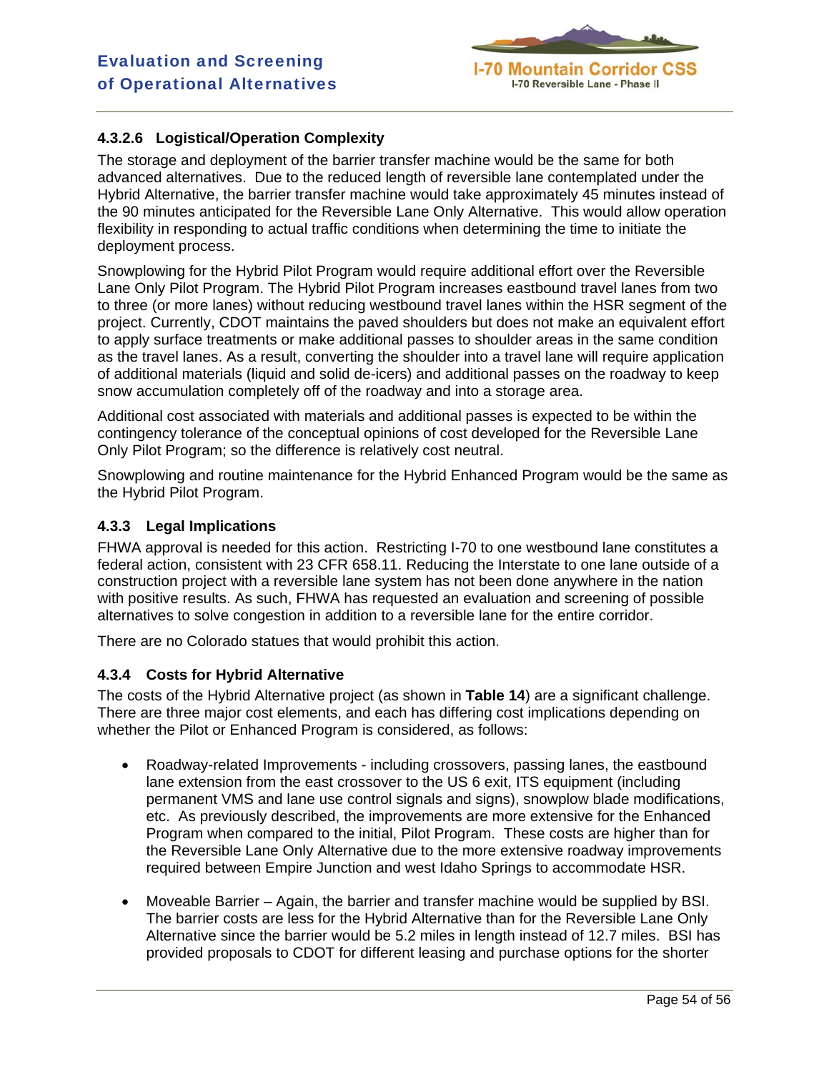#### 4.3.2.6 Logistical/Operation Complexity

The storage and deployment of the barrier transfer machine would be the same for both advanced alternatives. Due to the reduced length of reversible lane contemplated under the Hybrid Alternative, the barrier transfer machine would take approximately 45 minutes instead of the 90 minutes anticipated for the Reversible Lane Only Alternative. This would allow operation flexibility in responding to actual traffic conditions when determining the time to initiate the deployment process.

Snowplowing for the Hybrid Pilot Program would require additional effort over the Reversible Lane Only Pilot Program. The Hybrid Pilot Program increases eastbound travel lanes from two to three (or more lanes) without reducing westbound travel lanes within the HSR segment of the project. Currently, CDOT maintains the paved shoulders but does not make an equivalent effort to apply surface treatments or make additional passes to shoulder areas in the same condition as the travel lanes. As a result, converting the shoulder into a travel lane will require application of additional materials (liquid and solid de-icers) and additional passes on the roadway to keep snow accumulation completely off of the roadway and into a storage area.

Additional cost associated with materials and additional passes is expected to be within the contingency tolerance of the conceptual opinions of cost developed for the Reversible Lane Only Pilot Program; so the difference is relatively cost neutral.

Snowplowing and routine maintenance for the Hybrid Enhanced Program would be the same as the Hybrid Pilot Program.

### 4.3.3 Legal Implications

FHWA approval is needed for this action. Restricting I-70 to one westbound lane constitutes a federal action, consistent with 23 CFR 658.11. Reducing the Interstate to one lane outside of a construction project with a reversible lane system has not been done anywhere in the nation with positive results. As such, FHWA has requested an evaluation and screening of possible alternatives to solve congestion in addition to a reversible lane for the entire corridor.

There are no Colorado statues that would prohibit this action.

### 4.3.4 Costs for Hybrid Alternative

The costs of the Hybrid Alternative project (as shown in **Table 14**) are a significant challenge. There are three major cost elements, and each has differing cost implications depending on whether the Pilot or Enhanced Program is considered, as follows:

- Roadway-related Improvements - including crossovers, passing lanes, the eastbound lane extension from the east crossover to the US 6 exit, ITS equipment (including permanent VMS and lane use control signals and signs), snowplow blade modifications, etc. As previously described, the improvements are more extensive for the Enhanced Program when compared to the initial, Pilot Program. These costs are higher than for the Reversible Lane Only Alternative due to the more extensive roadway improvements required between Empire Junction and west Idaho Springs to accommodate HSR.

- Moveable Barrier – Again, the barrier and transfer machine would be supplied by BSI. The barrier costs are less for the Hybrid Alternative than for the Reversible Lane Only Alternative since the barrier would be 5.2 miles in length instead of 12.7 miles. BSI has provided proposals to CDOT for different leasing and purchase options for the shorter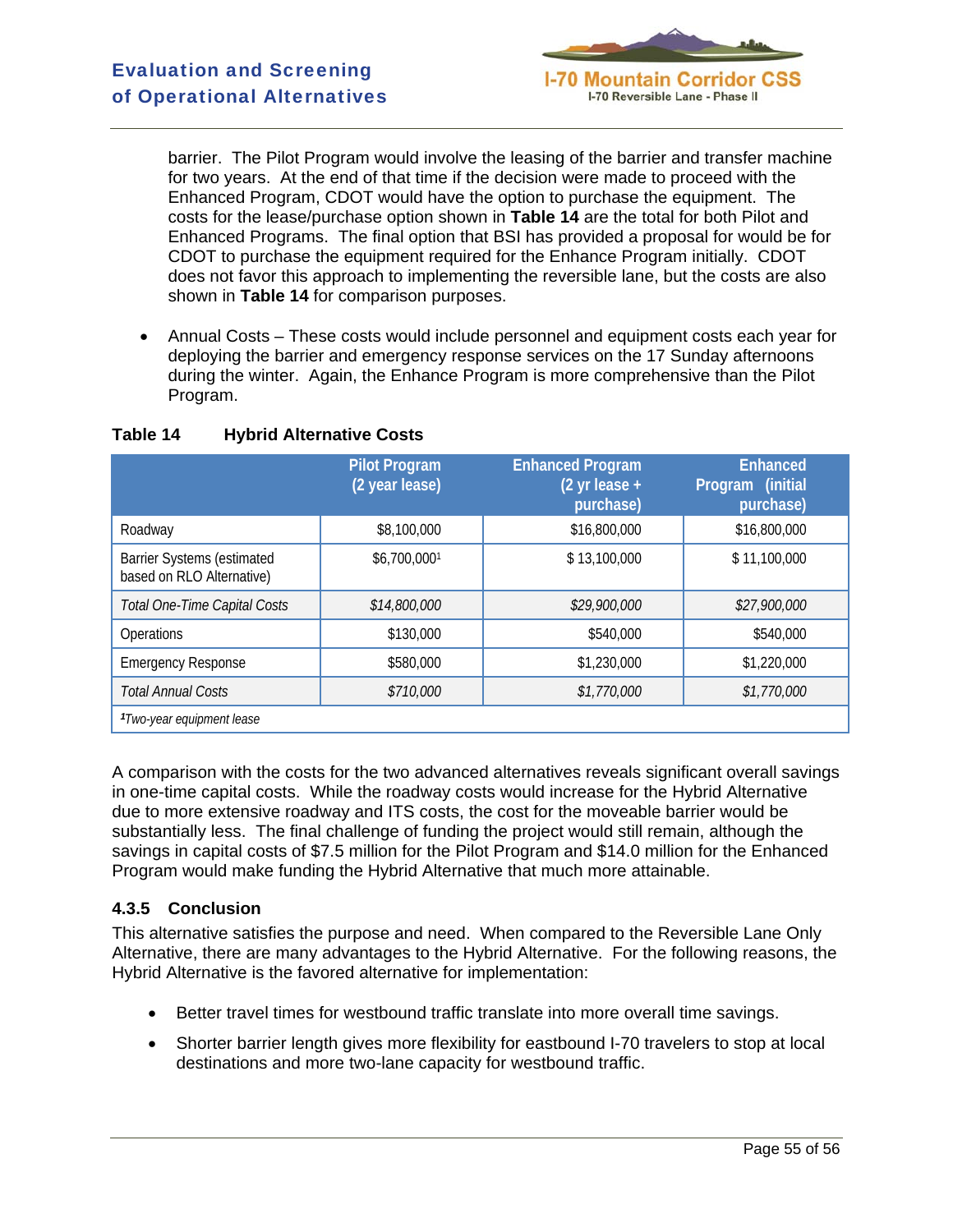barrier. The Pilot Program would involve the leasing of the barrier and transfer machine for two years. At the end of that time if the decision were made to proceed with the Enhanced Program, CDOT would have the option to purchase the equipment. The costs for the lease/purchase option shown in **Table 14** are the total for both Pilot and Enhanced Programs. The final option that BSI has provided a proposal for would be for CDOT to purchase the equipment required for the Enhance Program initially. CDOT does not favor this approach to implementing the reversible lane, but the costs are also shown in **Table 14** for comparison purposes.

- Annual Costs – These costs would include personnel and equipment costs each year for deploying the barrier and emergency response services on the 17 Sunday afternoons during the winter. Again, the Enhance Program is more comprehensive than the Pilot Program.

**Table 14 Hybrid Alternative Costs**

| | Pilot Program (2 year lease) | Enhanced Program (2 yr lease + purchase) | Enhanced Program (initial purchase) |
|---|---|---|---|
| Roadway | $8,100,000 | $16,800,000 | $16,800,000 |
| Barrier Systems (estimated based on RLO Alternative) | $6,700,000[1] | $ 13,100,000 | $ 11,100,000 |
| *Total One-Time Capital Costs* | *$14,800,000* | *$29,900,000* | *$27,900,000* |
| Operations | $130,000 | $540,000 | $540,000 |
| Emergency Response | $580,000 | $1,230,000 | $1,220,000 |
| *Total Annual Costs* | *$710,000* | *$1,770,000* | *$1,770,000* |

*[1]Two-year equipment lease*

A comparison with the costs for the two advanced alternatives reveals significant overall savings in one-time capital costs. While the roadway costs would increase for the Hybrid Alternative due to more extensive roadway and ITS costs, the cost for the moveable barrier would be substantially less. The final challenge of funding the project would still remain, although the savings in capital costs of $7.5 million for the Pilot Program and $14.0 million for the Enhanced Program would make funding the Hybrid Alternative that much more attainable.

### 4.3.5 Conclusion

This alternative satisfies the purpose and need. When compared to the Reversible Lane Only Alternative, there are many advantages to the Hybrid Alternative. For the following reasons, the Hybrid Alternative is the favored alternative for implementation:

- Better travel times for westbound traffic translate into more overall time savings.
- Shorter barrier length gives more flexibility for eastbound I-70 travelers to stop at local destinations and more two-lane capacity for westbound traffic.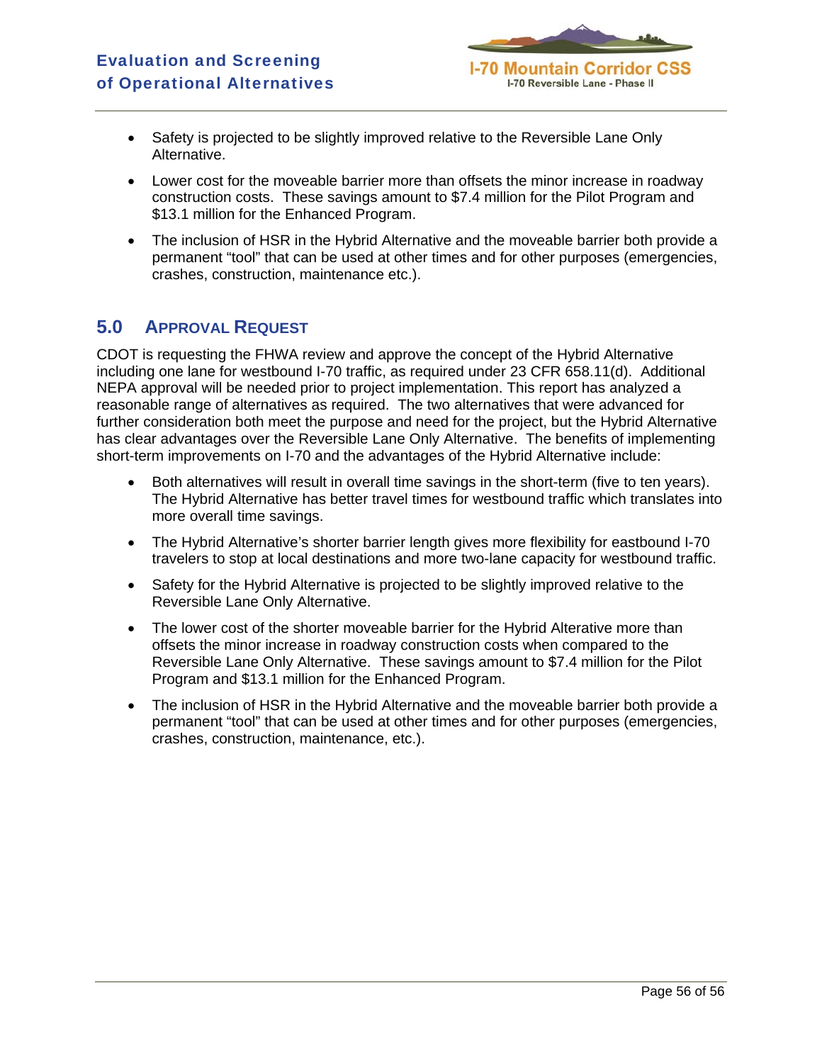- Safety is projected to be slightly improved relative to the Reversible Lane Only Alternative.
- Lower cost for the moveable barrier more than offsets the minor increase in roadway construction costs. These savings amount to $7.4 million for the Pilot Program and $13.1 million for the Enhanced Program.
- The inclusion of HSR in the Hybrid Alternative and the moveable barrier both provide a permanent "tool" that can be used at other times and for other purposes (emergencies, crashes, construction, maintenance etc.).

## 5.0 Approval Request

CDOT is requesting the FHWA review and approve the concept of the Hybrid Alternative including one lane for westbound I-70 traffic, as required under 23 CFR 658.11(d). Additional NEPA approval will be needed prior to project implementation. This report has analyzed a reasonable range of alternatives as required. The two alternatives that were advanced for further consideration both meet the purpose and need for the project, but the Hybrid Alternative has clear advantages over the Reversible Lane Only Alternative. The benefits of implementing short-term improvements on I-70 and the advantages of the Hybrid Alternative include:

- Both alternatives will result in overall time savings in the short-term (five to ten years). The Hybrid Alternative has better travel times for westbound traffic which translates into more overall time savings.
- The Hybrid Alternative's shorter barrier length gives more flexibility for eastbound I-70 travelers to stop at local destinations and more two-lane capacity for westbound traffic.
- Safety for the Hybrid Alternative is projected to be slightly improved relative to the Reversible Lane Only Alternative.
- The lower cost of the shorter moveable barrier for the Hybrid Alterative more than offsets the minor increase in roadway construction costs when compared to the Reversible Lane Only Alternative. These savings amount to $7.4 million for the Pilot Program and $13.1 million for the Enhanced Program.
- The inclusion of HSR in the Hybrid Alternative and the moveable barrier both provide a permanent "tool" that can be used at other times and for other purposes (emergencies, crashes, construction, maintenance, etc.).